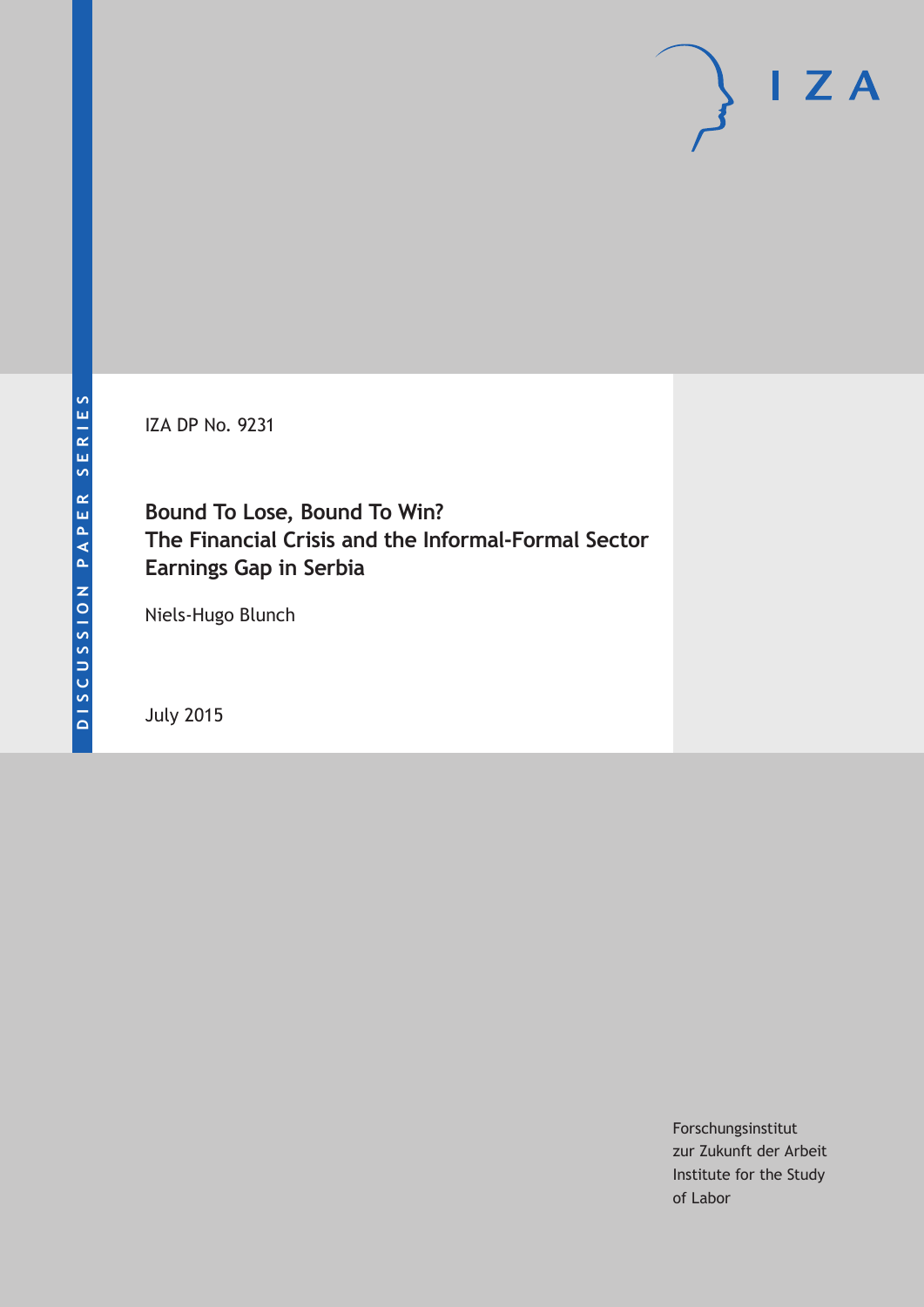IZA DP No. 9231

# Bound To Lose, Bound To Win? The Financial Crisis and the Informal-Formal Sector Earnings Gap in Serbia

Niels-Hugo Blunch

July 2015

DISCUSSION PAPER SERIES

Forschungsinstitut zur Zukunft der Arbeit
Institute for the Study of Labor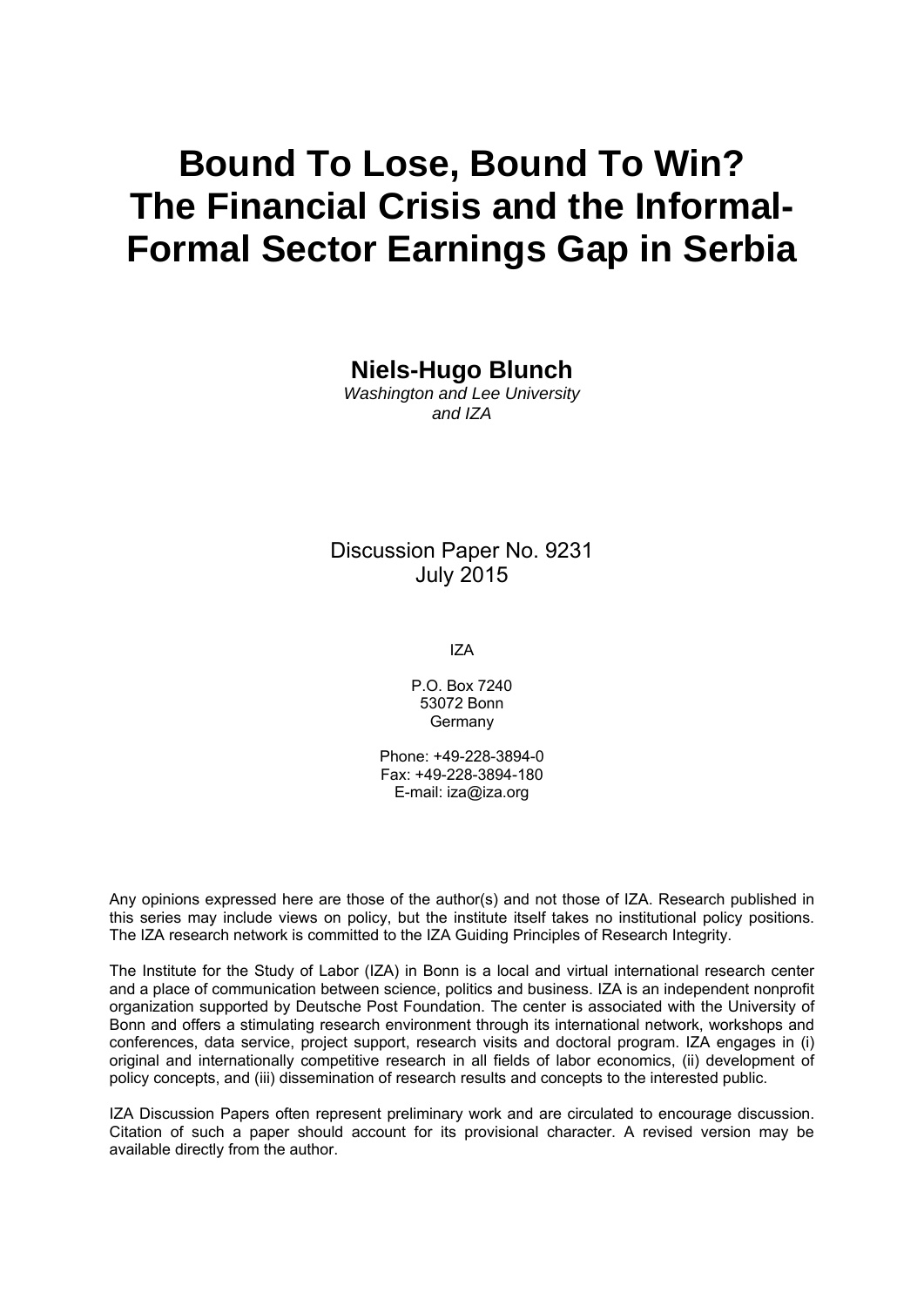# Bound To Lose, Bound To Win? The Financial Crisis and the Informal-Formal Sector Earnings Gap in Serbia

**Niels-Hugo Blunch**

*Washington and Lee University and IZA*

Discussion Paper No. 9231
July 2015

IZA

P.O. Box 7240
53072 Bonn
Germany

Phone: +49-228-3894-0
Fax: +49-228-3894-180
E-mail: iza@iza.org

Any opinions expressed here are those of the author(s) and not those of IZA. Research published in this series may include views on policy, but the institute itself takes no institutional policy positions. The IZA research network is committed to the IZA Guiding Principles of Research Integrity.

The Institute for the Study of Labor (IZA) in Bonn is a local and virtual international research center and a place of communication between science, politics and business. IZA is an independent nonprofit organization supported by Deutsche Post Foundation. The center is associated with the University of Bonn and offers a stimulating research environment through its international network, workshops and conferences, data service, project support, research visits and doctoral program. IZA engages in (i) original and internationally competitive research in all fields of labor economics, (ii) development of policy concepts, and (iii) dissemination of research results and concepts to the interested public.

IZA Discussion Papers often represent preliminary work and are circulated to encourage discussion. Citation of such a paper should account for its provisional character. A revised version may be available directly from the author.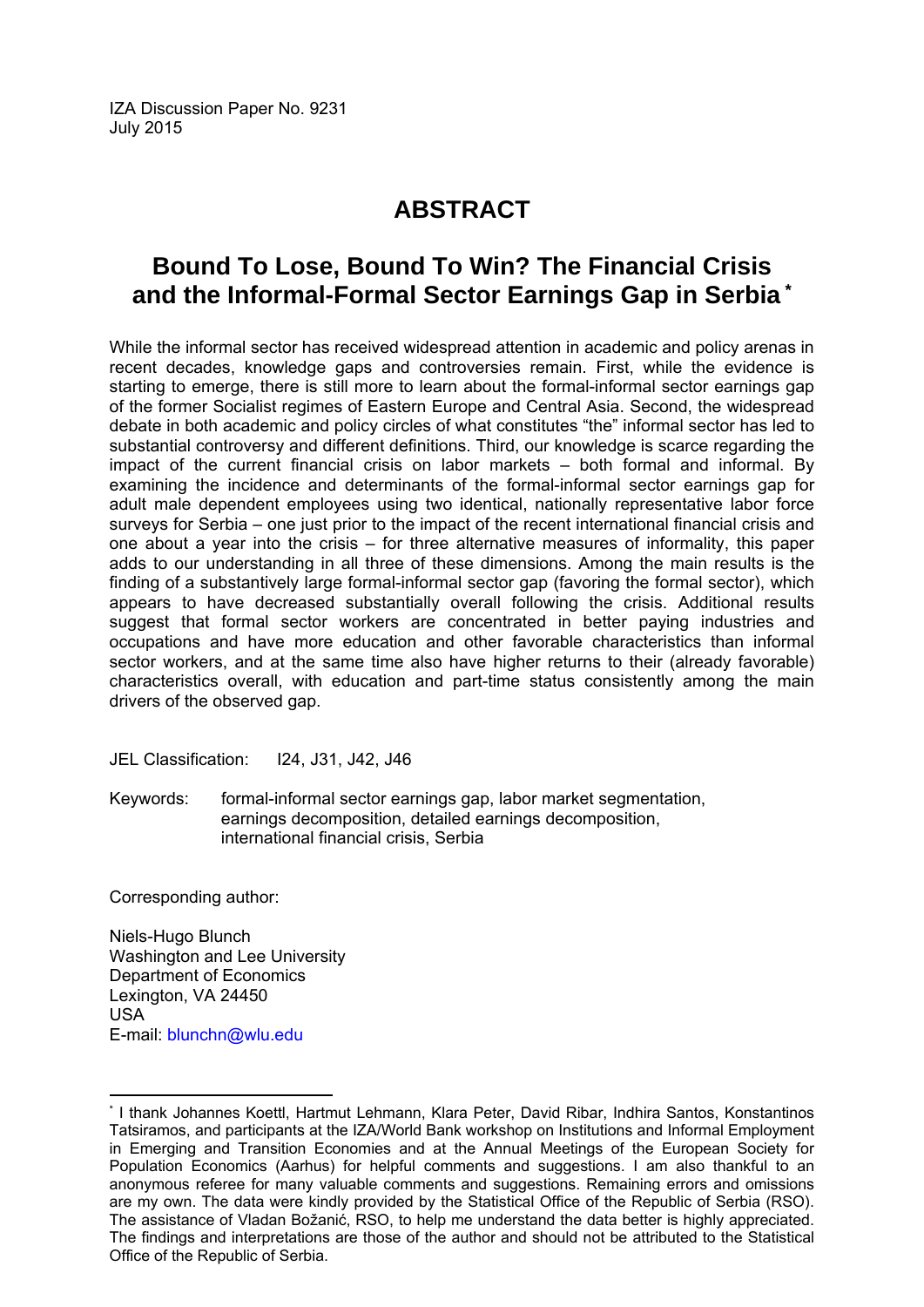IZA Discussion Paper No. 9231
July 2015

# ABSTRACT

## Bound To Lose, Bound To Win? The Financial Crisis and the Informal-Formal Sector Earnings Gap in Serbia [*]

While the informal sector has received widespread attention in academic and policy arenas in recent decades, knowledge gaps and controversies remain. First, while the evidence is starting to emerge, there is still more to learn about the formal-informal sector earnings gap of the former Socialist regimes of Eastern Europe and Central Asia. Second, the widespread debate in both academic and policy circles of what constitutes "the" informal sector has led to substantial controversy and different definitions. Third, our knowledge is scarce regarding the impact of the current financial crisis on labor markets – both formal and informal. By examining the incidence and determinants of the formal-informal sector earnings gap for adult male dependent employees using two identical, nationally representative labor force surveys for Serbia – one just prior to the impact of the recent international financial crisis and one about a year into the crisis – for three alternative measures of informality, this paper adds to our understanding in all three of these dimensions. Among the main results is the finding of a substantively large formal-informal sector gap (favoring the formal sector), which appears to have decreased substantially overall following the crisis. Additional results suggest that formal sector workers are concentrated in better paying industries and occupations and have more education and other favorable characteristics than informal sector workers, and at the same time also have higher returns to their (already favorable) characteristics overall, with education and part-time status consistently among the main drivers of the observed gap.

JEL Classification: I24, J31, J42, J46

Keywords: formal-informal sector earnings gap, labor market segmentation, earnings decomposition, detailed earnings decomposition, international financial crisis, Serbia

Corresponding author:

Niels-Hugo Blunch
Washington and Lee University
Department of Economics
Lexington, VA 24450
USA
E-mail: blunchn@wlu.edu

---

[*] I thank Johannes Koettl, Hartmut Lehmann, Klara Peter, David Ribar, Indhira Santos, Konstantinos Tatsiramos, and participants at the IZA/World Bank workshop on Institutions and Informal Employment in Emerging and Transition Economies and at the Annual Meetings of the European Society for Population Economics (Aarhus) for helpful comments and suggestions. I am also thankful to an anonymous referee for many valuable comments and suggestions. Remaining errors and omissions are my own. The data were kindly provided by the Statistical Office of the Republic of Serbia (RSO). The assistance of Vladan Božanić, RSO, to help me understand the data better is highly appreciated. The findings and interpretations are those of the author and should not be attributed to the Statistical Office of the Republic of Serbia.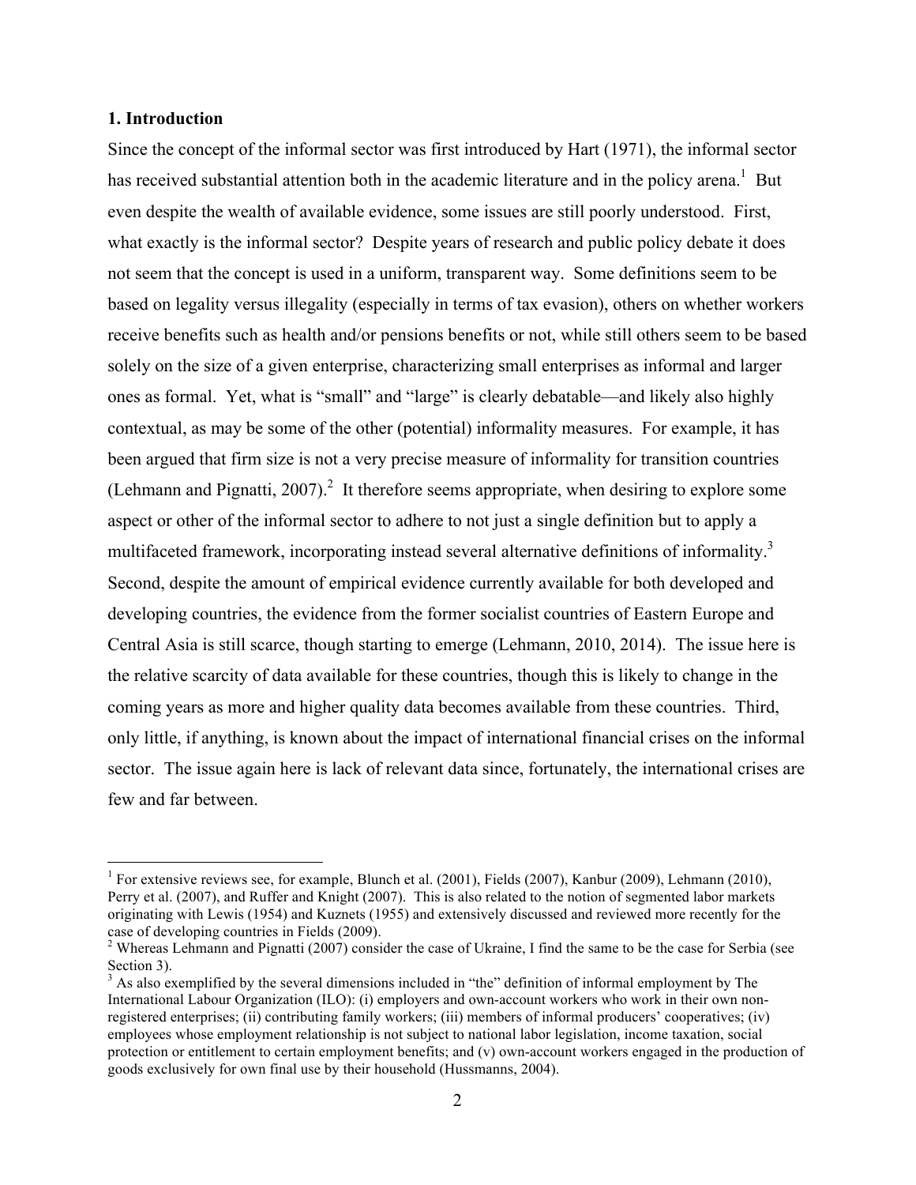### 1. Introduction

Since the concept of the informal sector was first introduced by Hart (1971), the informal sector has received substantial attention both in the academic literature and in the policy arena.[1] But even despite the wealth of available evidence, some issues are still poorly understood. First, what exactly is the informal sector? Despite years of research and public policy debate it does not seem that the concept is used in a uniform, transparent way. Some definitions seem to be based on legality versus illegality (especially in terms of tax evasion), others on whether workers receive benefits such as health and/or pensions benefits or not, while still others seem to be based solely on the size of a given enterprise, characterizing small enterprises as informal and larger ones as formal. Yet, what is "small" and "large" is clearly debatable—and likely also highly contextual, as may be some of the other (potential) informality measures. For example, it has been argued that firm size is not a very precise measure of informality for transition countries (Lehmann and Pignatti, 2007).[2] It therefore seems appropriate, when desiring to explore some aspect or other of the informal sector to adhere to not just a single definition but to apply a multifaceted framework, incorporating instead several alternative definitions of informality.[3] Second, despite the amount of empirical evidence currently available for both developed and developing countries, the evidence from the former socialist countries of Eastern Europe and Central Asia is still scarce, though starting to emerge (Lehmann, 2010, 2014). The issue here is the relative scarcity of data available for these countries, though this is likely to change in the coming years as more and higher quality data becomes available from these countries. Third, only little, if anything, is known about the impact of international financial crises on the informal sector. The issue again here is lack of relevant data since, fortunately, the international crises are few and far between.

---

[1] For extensive reviews see, for example, Blunch et al. (2001), Fields (2007), Kanbur (2009), Lehmann (2010), Perry et al. (2007), and Ruffer and Knight (2007). This is also related to the notion of segmented labor markets originating with Lewis (1954) and Kuznets (1955) and extensively discussed and reviewed more recently for the case of developing countries in Fields (2009).

[2] Whereas Lehmann and Pignatti (2007) consider the case of Ukraine, I find the same to be the case for Serbia (see Section 3).

[3] As also exemplified by the several dimensions included in "the" definition of informal employment by The International Labour Organization (ILO): (i) employers and own-account workers who work in their own non-registered enterprises; (ii) contributing family workers; (iii) members of informal producers' cooperatives; (iv) employees whose employment relationship is not subject to national labor legislation, income taxation, social protection or entitlement to certain employment benefits; and (v) own-account workers engaged in the production of goods exclusively for own final use by their household (Hussmanns, 2004).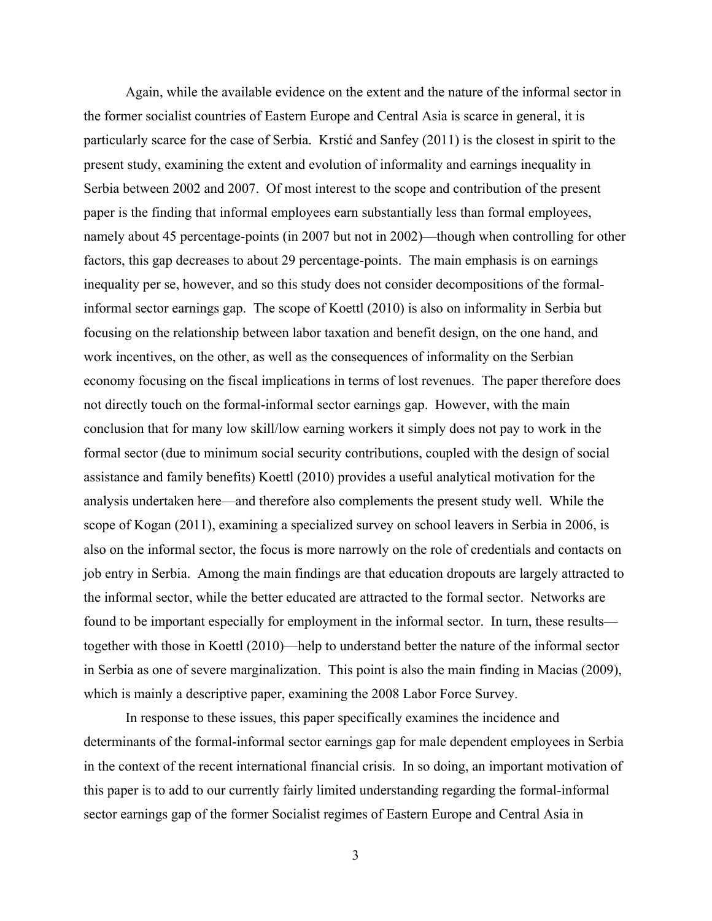Again, while the available evidence on the extent and the nature of the informal sector in the former socialist countries of Eastern Europe and Central Asia is scarce in general, it is particularly scarce for the case of Serbia. Krstić and Sanfey (2011) is the closest in spirit to the present study, examining the extent and evolution of informality and earnings inequality in Serbia between 2002 and 2007. Of most interest to the scope and contribution of the present paper is the finding that informal employees earn substantially less than formal employees, namely about 45 percentage-points (in 2007 but not in 2002)—though when controlling for other factors, this gap decreases to about 29 percentage-points. The main emphasis is on earnings inequality per se, however, and so this study does not consider decompositions of the formal-informal sector earnings gap. The scope of Koettl (2010) is also on informality in Serbia but focusing on the relationship between labor taxation and benefit design, on the one hand, and work incentives, on the other, as well as the consequences of informality on the Serbian economy focusing on the fiscal implications in terms of lost revenues. The paper therefore does not directly touch on the formal-informal sector earnings gap. However, with the main conclusion that for many low skill/low earning workers it simply does not pay to work in the formal sector (due to minimum social security contributions, coupled with the design of social assistance and family benefits) Koettl (2010) provides a useful analytical motivation for the analysis undertaken here—and therefore also complements the present study well. While the scope of Kogan (2011), examining a specialized survey on school leavers in Serbia in 2006, is also on the informal sector, the focus is more narrowly on the role of credentials and contacts on job entry in Serbia. Among the main findings are that education dropouts are largely attracted to the informal sector, while the better educated are attracted to the formal sector. Networks are found to be important especially for employment in the informal sector. In turn, these results—together with those in Koettl (2010)—help to understand better the nature of the informal sector in Serbia as one of severe marginalization. This point is also the main finding in Macias (2009), which is mainly a descriptive paper, examining the 2008 Labor Force Survey.

In response to these issues, this paper specifically examines the incidence and determinants of the formal-informal sector earnings gap for male dependent employees in Serbia in the context of the recent international financial crisis. In so doing, an important motivation of this paper is to add to our currently fairly limited understanding regarding the formal-informal sector earnings gap of the former Socialist regimes of Eastern Europe and Central Asia in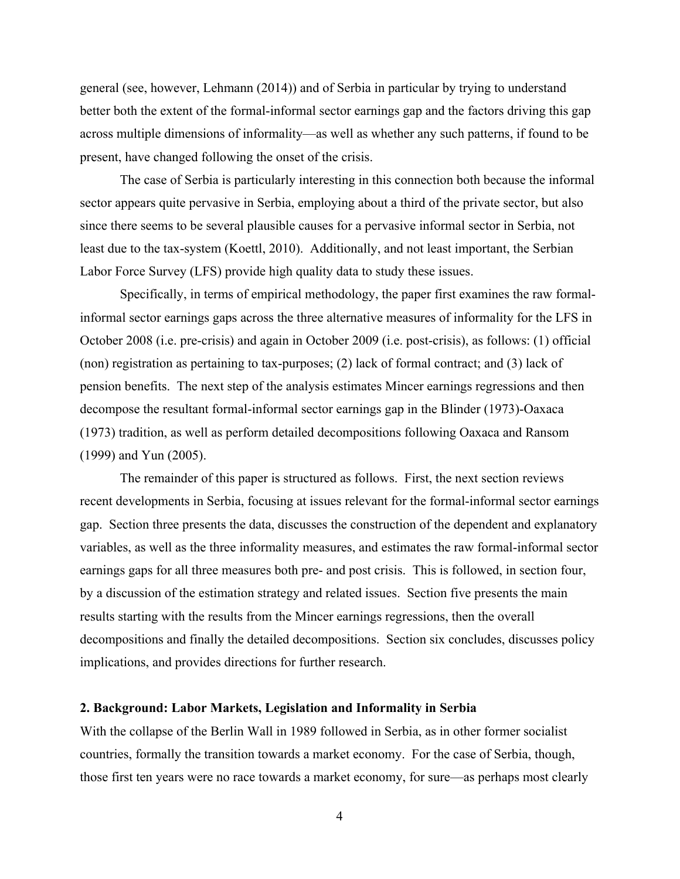general (see, however, Lehmann (2014)) and of Serbia in particular by trying to understand better both the extent of the formal-informal sector earnings gap and the factors driving this gap across multiple dimensions of informality—as well as whether any such patterns, if found to be present, have changed following the onset of the crisis.

The case of Serbia is particularly interesting in this connection both because the informal sector appears quite pervasive in Serbia, employing about a third of the private sector, but also since there seems to be several plausible causes for a pervasive informal sector in Serbia, not least due to the tax-system (Koettl, 2010). Additionally, and not least important, the Serbian Labor Force Survey (LFS) provide high quality data to study these issues.

Specifically, in terms of empirical methodology, the paper first examines the raw formal-informal sector earnings gaps across the three alternative measures of informality for the LFS in October 2008 (i.e. pre-crisis) and again in October 2009 (i.e. post-crisis), as follows: (1) official (non) registration as pertaining to tax-purposes; (2) lack of formal contract; and (3) lack of pension benefits. The next step of the analysis estimates Mincer earnings regressions and then decompose the resultant formal-informal sector earnings gap in the Blinder (1973)-Oaxaca (1973) tradition, as well as perform detailed decompositions following Oaxaca and Ransom (1999) and Yun (2005).

The remainder of this paper is structured as follows. First, the next section reviews recent developments in Serbia, focusing at issues relevant for the formal-informal sector earnings gap. Section three presents the data, discusses the construction of the dependent and explanatory variables, as well as the three informality measures, and estimates the raw formal-informal sector earnings gaps for all three measures both pre- and post crisis. This is followed, in section four, by a discussion of the estimation strategy and related issues. Section five presents the main results starting with the results from the Mincer earnings regressions, then the overall decompositions and finally the detailed decompositions. Section six concludes, discusses policy implications, and provides directions for further research.

## 2. Background: Labor Markets, Legislation and Informality in Serbia

With the collapse of the Berlin Wall in 1989 followed in Serbia, as in other former socialist countries, formally the transition towards a market economy. For the case of Serbia, though, those first ten years were no race towards a market economy, for sure—as perhaps most clearly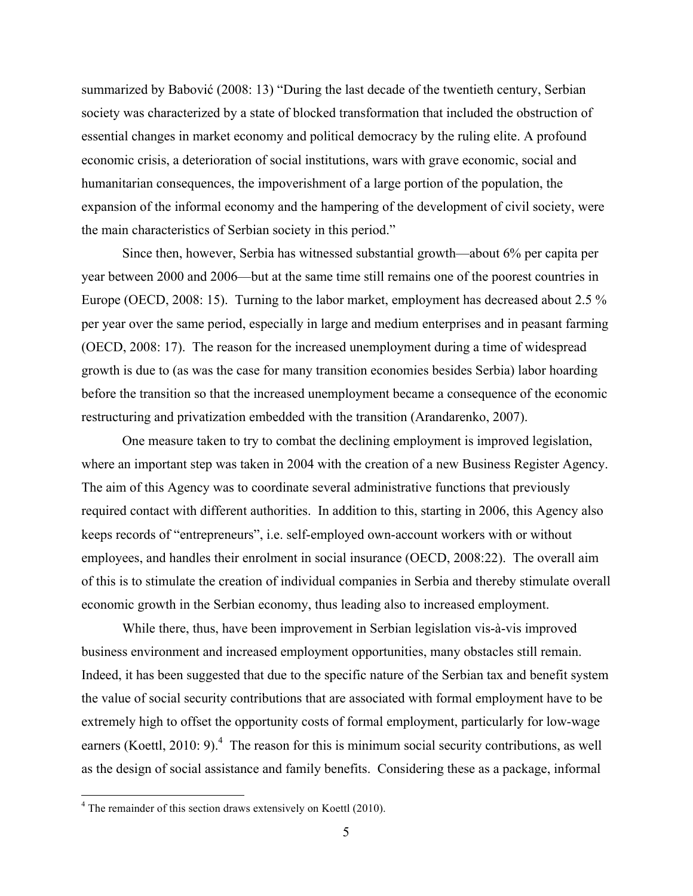summarized by Babović (2008: 13) "During the last decade of the twentieth century, Serbian society was characterized by a state of blocked transformation that included the obstruction of essential changes in market economy and political democracy by the ruling elite. A profound economic crisis, a deterioration of social institutions, wars with grave economic, social and humanitarian consequences, the impoverishment of a large portion of the population, the expansion of the informal economy and the hampering of the development of civil society, were the main characteristics of Serbian society in this period."

Since then, however, Serbia has witnessed substantial growth—about 6% per capita per year between 2000 and 2006—but at the same time still remains one of the poorest countries in Europe (OECD, 2008: 15). Turning to the labor market, employment has decreased about 2.5 % per year over the same period, especially in large and medium enterprises and in peasant farming (OECD, 2008: 17). The reason for the increased unemployment during a time of widespread growth is due to (as was the case for many transition economies besides Serbia) labor hoarding before the transition so that the increased unemployment became a consequence of the economic restructuring and privatization embedded with the transition (Arandarenko, 2007).

One measure taken to try to combat the declining employment is improved legislation, where an important step was taken in 2004 with the creation of a new Business Register Agency. The aim of this Agency was to coordinate several administrative functions that previously required contact with different authorities. In addition to this, starting in 2006, this Agency also keeps records of "entrepreneurs", i.e. self-employed own-account workers with or without employees, and handles their enrolment in social insurance (OECD, 2008:22). The overall aim of this is to stimulate the creation of individual companies in Serbia and thereby stimulate overall economic growth in the Serbian economy, thus leading also to increased employment.

While there, thus, have been improvement in Serbian legislation vis-à-vis improved business environment and increased employment opportunities, many obstacles still remain. Indeed, it has been suggested that due to the specific nature of the Serbian tax and benefit system the value of social security contributions that are associated with formal employment have to be extremely high to offset the opportunity costs of formal employment, particularly for low-wage earners (Koettl, 2010: 9).[4] The reason for this is minimum social security contributions, as well as the design of social assistance and family benefits. Considering these as a package, informal

[4] The remainder of this section draws extensively on Koettl (2010).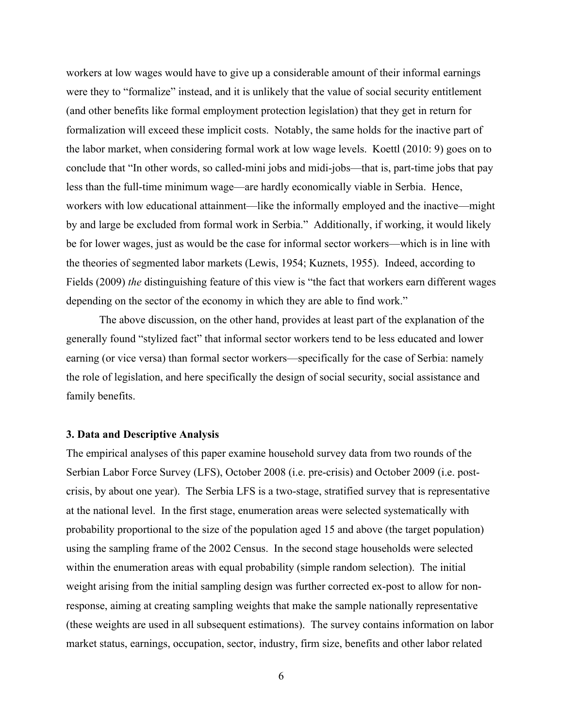workers at low wages would have to give up a considerable amount of their informal earnings were they to "formalize" instead, and it is unlikely that the value of social security entitlement (and other benefits like formal employment protection legislation) that they get in return for formalization will exceed these implicit costs. Notably, the same holds for the inactive part of the labor market, when considering formal work at low wage levels. Koettl (2010: 9) goes on to conclude that "In other words, so called-mini jobs and midi-jobs—that is, part-time jobs that pay less than the full-time minimum wage—are hardly economically viable in Serbia. Hence, workers with low educational attainment—like the informally employed and the inactive—might by and large be excluded from formal work in Serbia." Additionally, if working, it would likely be for lower wages, just as would be the case for informal sector workers—which is in line with the theories of segmented labor markets (Lewis, 1954; Kuznets, 1955). Indeed, according to Fields (2009) *the* distinguishing feature of this view is "the fact that workers earn different wages depending on the sector of the economy in which they are able to find work."

The above discussion, on the other hand, provides at least part of the explanation of the generally found "stylized fact" that informal sector workers tend to be less educated and lower earning (or vice versa) than formal sector workers—specifically for the case of Serbia: namely the role of legislation, and here specifically the design of social security, social assistance and family benefits.

### 3. Data and Descriptive Analysis

The empirical analyses of this paper examine household survey data from two rounds of the Serbian Labor Force Survey (LFS), October 2008 (i.e. pre-crisis) and October 2009 (i.e. post-crisis, by about one year). The Serbia LFS is a two-stage, stratified survey that is representative at the national level. In the first stage, enumeration areas were selected systematically with probability proportional to the size of the population aged 15 and above (the target population) using the sampling frame of the 2002 Census. In the second stage households were selected within the enumeration areas with equal probability (simple random selection). The initial weight arising from the initial sampling design was further corrected ex-post to allow for non-response, aiming at creating sampling weights that make the sample nationally representative (these weights are used in all subsequent estimations). The survey contains information on labor market status, earnings, occupation, sector, industry, firm size, benefits and other labor related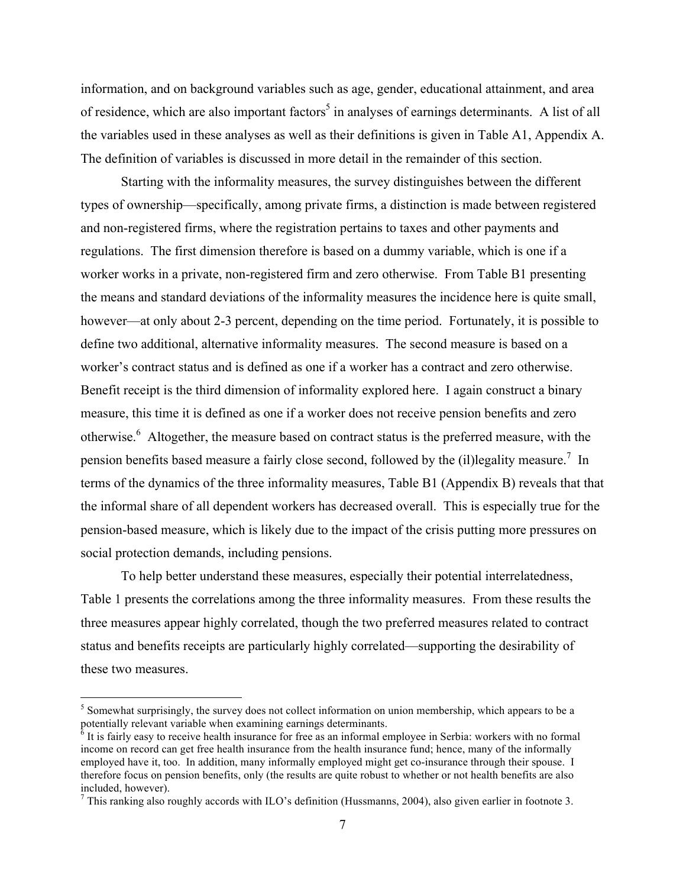information, and on background variables such as age, gender, educational attainment, and area of residence, which are also important factors[5] in analyses of earnings determinants. A list of all the variables used in these analyses as well as their definitions is given in Table A1, Appendix A. The definition of variables is discussed in more detail in the remainder of this section.

Starting with the informality measures, the survey distinguishes between the different types of ownership—specifically, among private firms, a distinction is made between registered and non-registered firms, where the registration pertains to taxes and other payments and regulations. The first dimension therefore is based on a dummy variable, which is one if a worker works in a private, non-registered firm and zero otherwise. From Table B1 presenting the means and standard deviations of the informality measures the incidence here is quite small, however—at only about 2-3 percent, depending on the time period. Fortunately, it is possible to define two additional, alternative informality measures. The second measure is based on a worker's contract status and is defined as one if a worker has a contract and zero otherwise. Benefit receipt is the third dimension of informality explored here. I again construct a binary measure, this time it is defined as one if a worker does not receive pension benefits and zero otherwise.[6] Altogether, the measure based on contract status is the preferred measure, with the pension benefits based measure a fairly close second, followed by the (il)legality measure.[7] In terms of the dynamics of the three informality measures, Table B1 (Appendix B) reveals that that the informal share of all dependent workers has decreased overall. This is especially true for the pension-based measure, which is likely due to the impact of the crisis putting more pressures on social protection demands, including pensions.

To help better understand these measures, especially their potential interrelatedness, Table 1 presents the correlations among the three informality measures. From these results the three measures appear highly correlated, though the two preferred measures related to contract status and benefits receipts are particularly highly correlated—supporting the desirability of these two measures.

---

[5] Somewhat surprisingly, the survey does not collect information on union membership, which appears to be a potentially relevant variable when examining earnings determinants.

[6] It is fairly easy to receive health insurance for free as an informal employee in Serbia: workers with no formal income on record can get free health insurance from the health insurance fund; hence, many of the informally employed have it, too. In addition, many informally employed might get co-insurance through their spouse. I therefore focus on pension benefits, only (the results are quite robust to whether or not health benefits are also included, however).

[7] This ranking also roughly accords with ILO's definition (Hussmanns, 2004), also given earlier in footnote 3.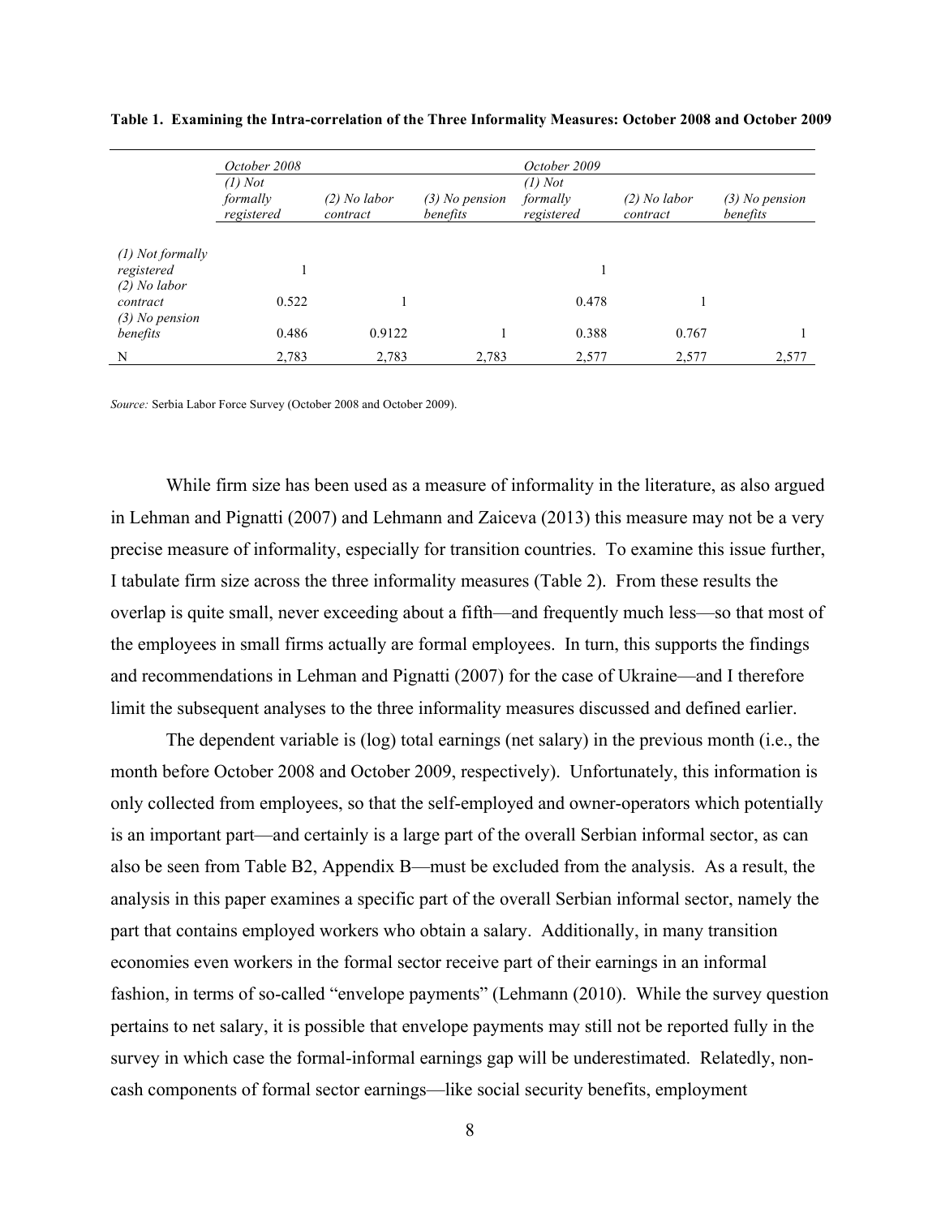**Table 1. Examining the Intra-correlation of the Three Informality Measures: October 2008 and October 2009**

| | *October 2008* | | | *October 2009* | | |
|---|---|---|---|---|---|---|
| | *(1) Not formally registered* | *(2) No labor contract* | *(3) No pension benefits* | *(1) Not formally registered* | *(2) No labor contract* | *(3) No pension benefits* |
| *(1) Not formally registered* | 1 | | | 1 | | |
| *(2) No labor contract* | 0.522 | 1 | | 0.478 | 1 | |
| *(3) No pension benefits* | 0.486 | 0.9122 | 1 | 0.388 | 0.767 | 1 |
| N | 2,783 | 2,783 | 2,783 | 2,577 | 2,577 | 2,577 |

*Source:* Serbia Labor Force Survey (October 2008 and October 2009).

While firm size has been used as a measure of informality in the literature, as also argued in Lehman and Pignatti (2007) and Lehmann and Zaiceva (2013) this measure may not be a very precise measure of informality, especially for transition countries. To examine this issue further, I tabulate firm size across the three informality measures (Table 2). From these results the overlap is quite small, never exceeding about a fifth—and frequently much less—so that most of the employees in small firms actually are formal employees. In turn, this supports the findings and recommendations in Lehman and Pignatti (2007) for the case of Ukraine—and I therefore limit the subsequent analyses to the three informality measures discussed and defined earlier.

The dependent variable is (log) total earnings (net salary) in the previous month (i.e., the month before October 2008 and October 2009, respectively). Unfortunately, this information is only collected from employees, so that the self-employed and owner-operators which potentially is an important part—and certainly is a large part of the overall Serbian informal sector, as can also be seen from Table B2, Appendix B—must be excluded from the analysis. As a result, the analysis in this paper examines a specific part of the overall Serbian informal sector, namely the part that contains employed workers who obtain a salary. Additionally, in many transition economies even workers in the formal sector receive part of their earnings in an informal fashion, in terms of so-called "envelope payments" (Lehmann (2010). While the survey question pertains to net salary, it is possible that envelope payments may still not be reported fully in the survey in which case the formal-informal earnings gap will be underestimated. Relatedly, non-cash components of formal sector earnings—like social security benefits, employment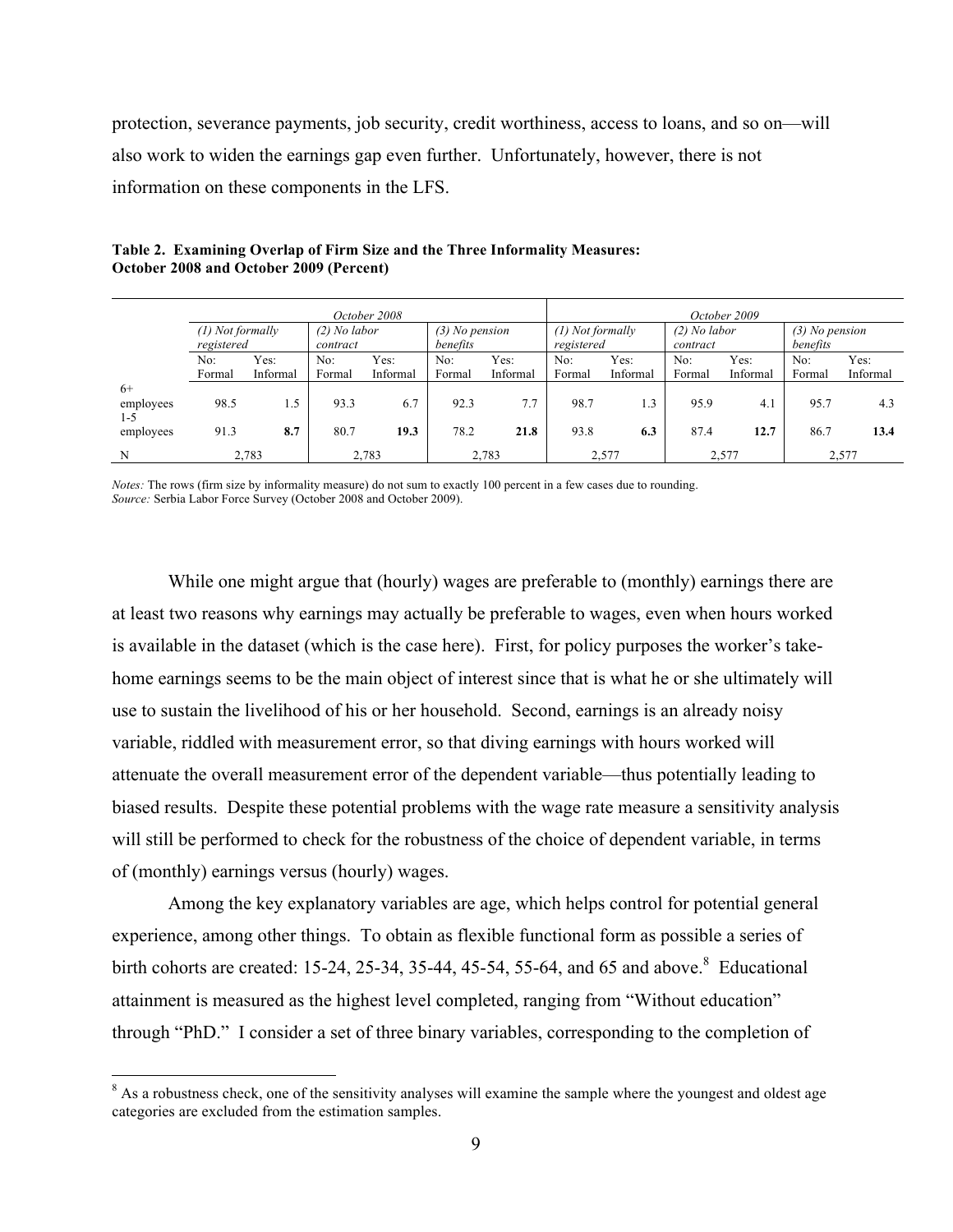protection, severance payments, job security, credit worthiness, access to loans, and so on—will also work to widen the earnings gap even further. Unfortunately, however, there is not information on these components in the LFS.

**Table 2. Examining Overlap of Firm Size and the Three Informality Measures: October 2008 and October 2009 (Percent)**

| | *October 2008* | | | | | | *October 2009* | | | | | |
|---|---|---|---|---|---|---|---|---|---|---|---|---|
| | *(1) Not formally registered* | | *(2) No labor contract* | | *(3) No pension benefits* | | *(1) Not formally registered* | | *(2) No labor contract* | | *(3) No pension benefits* | |
| | No: Formal | Yes: Informal | No: Formal | Yes: Informal | No: Formal | Yes: Informal | No: Formal | Yes: Informal | No: Formal | Yes: Informal | No: Formal | Yes: Informal |
| 6+ employees | 98.5 | 1.5 | 93.3 | 6.7 | 92.3 | 7.7 | 98.7 | 1.3 | 95.9 | 4.1 | 95.7 | 4.3 |
| 1-5 employees | 91.3 | **8.7** | 80.7 | **19.3** | 78.2 | **21.8** | 93.8 | **6.3** | 87.4 | **12.7** | 86.7 | **13.4** |
| N | 2,783 | | 2,783 | | 2,783 | | 2,577 | | 2,577 | | 2,577 | |

*Notes:* The rows (firm size by informality measure) do not sum to exactly 100 percent in a few cases due to rounding.
*Source:* Serbia Labor Force Survey (October 2008 and October 2009).

While one might argue that (hourly) wages are preferable to (monthly) earnings there are at least two reasons why earnings may actually be preferable to wages, even when hours worked is available in the dataset (which is the case here). First, for policy purposes the worker's take-home earnings seems to be the main object of interest since that is what he or she ultimately will use to sustain the livelihood of his or her household. Second, earnings is an already noisy variable, riddled with measurement error, so that diving earnings with hours worked will attenuate the overall measurement error of the dependent variable—thus potentially leading to biased results. Despite these potential problems with the wage rate measure a sensitivity analysis will still be performed to check for the robustness of the choice of dependent variable, in terms of (monthly) earnings versus (hourly) wages.

Among the key explanatory variables are age, which helps control for potential general experience, among other things. To obtain as flexible functional form as possible a series of birth cohorts are created: 15-24, 25-34, 35-44, 45-54, 55-64, and 65 and above.[8] Educational attainment is measured as the highest level completed, ranging from "Without education" through "PhD." I consider a set of three binary variables, corresponding to the completion of

[8] As a robustness check, one of the sensitivity analyses will examine the sample where the youngest and oldest age categories are excluded from the estimation samples.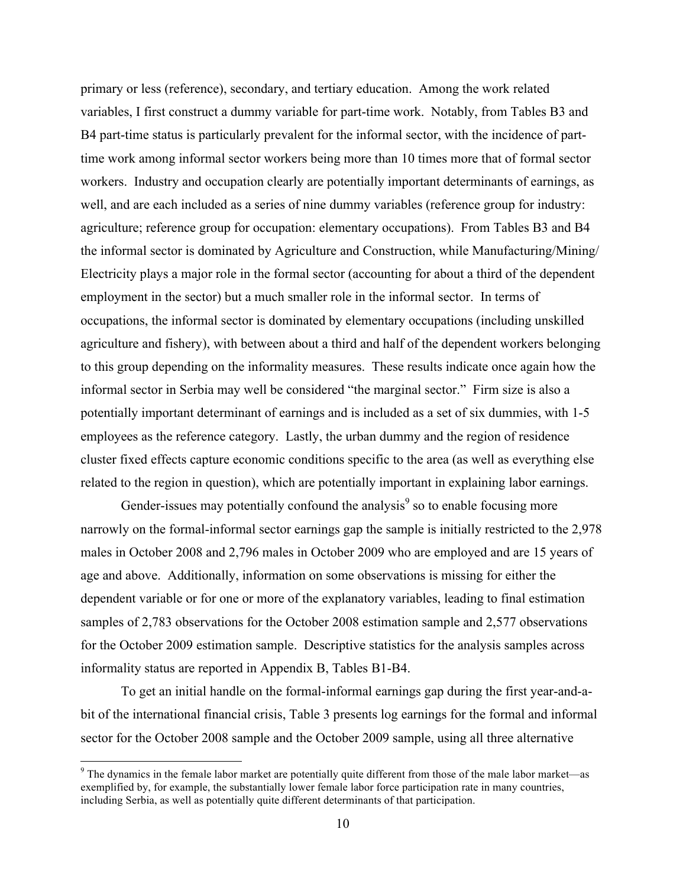primary or less (reference), secondary, and tertiary education. Among the work related variables, I first construct a dummy variable for part-time work. Notably, from Tables B3 and B4 part-time status is particularly prevalent for the informal sector, with the incidence of part-time work among informal sector workers being more than 10 times more that of formal sector workers. Industry and occupation clearly are potentially important determinants of earnings, as well, and are each included as a series of nine dummy variables (reference group for industry: agriculture; reference group for occupation: elementary occupations). From Tables B3 and B4 the informal sector is dominated by Agriculture and Construction, while Manufacturing/Mining/ Electricity plays a major role in the formal sector (accounting for about a third of the dependent employment in the sector) but a much smaller role in the informal sector. In terms of occupations, the informal sector is dominated by elementary occupations (including unskilled agriculture and fishery), with between about a third and half of the dependent workers belonging to this group depending on the informality measures. These results indicate once again how the informal sector in Serbia may well be considered "the marginal sector." Firm size is also a potentially important determinant of earnings and is included as a set of six dummies, with 1-5 employees as the reference category. Lastly, the urban dummy and the region of residence cluster fixed effects capture economic conditions specific to the area (as well as everything else related to the region in question), which are potentially important in explaining labor earnings.

Gender-issues may potentially confound the analysis[9] so to enable focusing more narrowly on the formal-informal sector earnings gap the sample is initially restricted to the 2,978 males in October 2008 and 2,796 males in October 2009 who are employed and are 15 years of age and above. Additionally, information on some observations is missing for either the dependent variable or for one or more of the explanatory variables, leading to final estimation samples of 2,783 observations for the October 2008 estimation sample and 2,577 observations for the October 2009 estimation sample. Descriptive statistics for the analysis samples across informality status are reported in Appendix B, Tables B1-B4.

To get an initial handle on the formal-informal earnings gap during the first year-and-a-bit of the international financial crisis, Table 3 presents log earnings for the formal and informal sector for the October 2008 sample and the October 2009 sample, using all three alternative

[9] The dynamics in the female labor market are potentially quite different from those of the male labor market—as exemplified by, for example, the substantially lower female labor force participation rate in many countries, including Serbia, as well as potentially quite different determinants of that participation.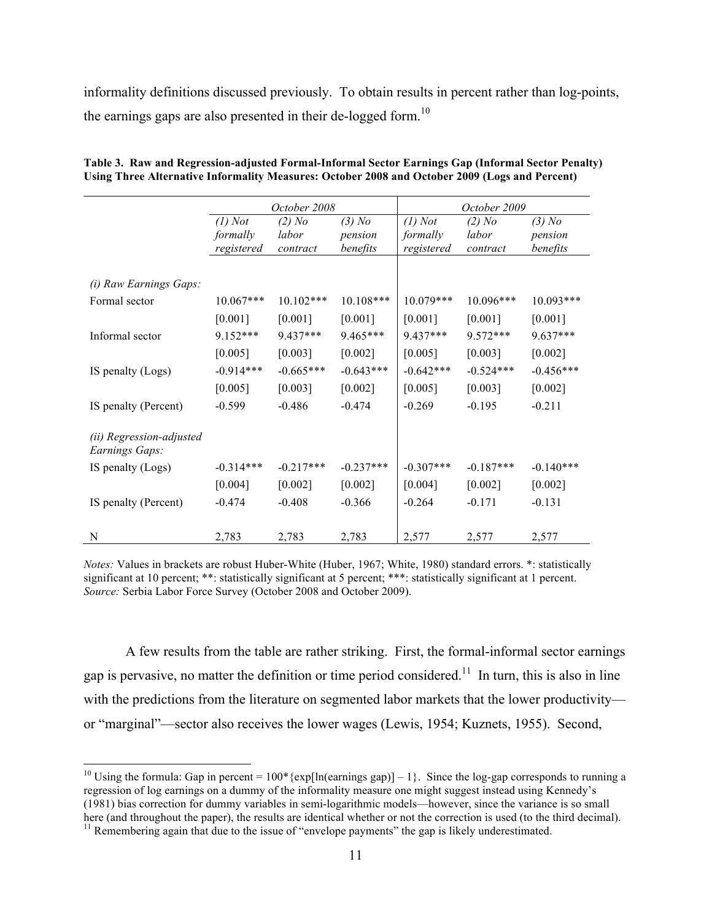informality definitions discussed previously. To obtain results in percent rather than log-points, the earnings gaps are also presented in their de-logged form.[10]

**Table 3. Raw and Regression-adjusted Formal-Informal Sector Earnings Gap (Informal Sector Penalty) Using Three Alternative Informality Measures: October 2008 and October 2009 (Logs and Percent)**

| | *October 2008* | | | *October 2009* | | |
|---|---|---|---|---|---|---|
| | *(1) Not formally registered* | *(2) No labor contract* | *(3) No pension benefits* | *(1) Not formally registered* | *(2) No labor contract* | *(3) No pension benefits* |
| *(i) Raw Earnings Gaps:* | | | | | | |
| Formal sector | 10.067*** | 10.102*** | 10.108*** | 10.079*** | 10.096*** | 10.093*** |
| | [0.001] | [0.001] | [0.001] | [0.001] | [0.001] | [0.001] |
| Informal sector | 9.152*** | 9.437*** | 9.465*** | 9.437*** | 9.572*** | 9.637*** |
| | [0.005] | [0.003] | [0.002] | [0.005] | [0.003] | [0.002] |
| IS penalty (Logs) | -0.914*** | -0.665*** | -0.643*** | -0.642*** | -0.524*** | -0.456*** |
| | [0.005] | [0.003] | [0.002] | [0.005] | [0.003] | [0.002] |
| IS penalty (Percent) | -0.599 | -0.486 | -0.474 | -0.269 | -0.195 | -0.211 |
| *(ii) Regression-adjusted Earnings Gaps:* | | | | | | |
| IS penalty (Logs) | -0.314*** | -0.217*** | -0.237*** | -0.307*** | -0.187*** | -0.140*** |
| | [0.004] | [0.002] | [0.002] | [0.004] | [0.002] | [0.002] |
| IS penalty (Percent) | -0.474 | -0.408 | -0.366 | -0.264 | -0.171 | -0.131 |
| N | 2,783 | 2,783 | 2,783 | 2,577 | 2,577 | 2,577 |

*Notes:* Values in brackets are robust Huber-White (Huber, 1967; White, 1980) standard errors. *: statistically significant at 10 percent; **: statistically significant at 5 percent; ***: statistically significant at 1 percent.
*Source:* Serbia Labor Force Survey (October 2008 and October 2009).

A few results from the table are rather striking. First, the formal-informal sector earnings gap is pervasive, no matter the definition or time period considered.[11] In turn, this is also in line with the predictions from the literature on segmented labor markets that the lower productivity—or "marginal"—sector also receives the lower wages (Lewis, 1954; Kuznets, 1955). Second,

[10] Using the formula: Gap in percent = 100*{exp[ln(earnings gap)] – 1}. Since the log-gap corresponds to running a regression of log earnings on a dummy of the informality measure one might suggest instead using Kennedy's (1981) bias correction for dummy variables in semi-logarithmic models—however, since the variance is so small here (and throughout the paper), the results are identical whether or not the correction is used (to the third decimal).

[11] Remembering again that due to the issue of "envelope payments" the gap is likely underestimated.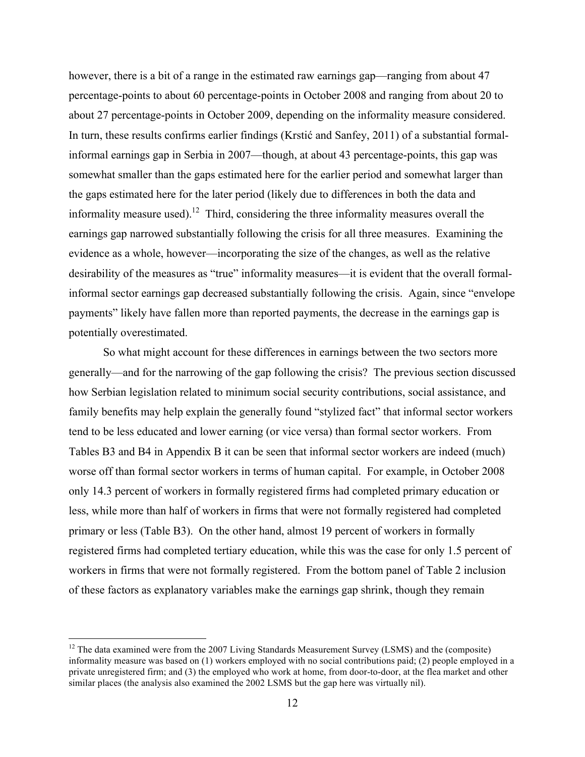however, there is a bit of a range in the estimated raw earnings gap—ranging from about 47 percentage-points to about 60 percentage-points in October 2008 and ranging from about 20 to about 27 percentage-points in October 2009, depending on the informality measure considered. In turn, these results confirms earlier findings (Krstić and Sanfey, 2011) of a substantial formal-informal earnings gap in Serbia in 2007—though, at about 43 percentage-points, this gap was somewhat smaller than the gaps estimated here for the earlier period and somewhat larger than the gaps estimated here for the later period (likely due to differences in both the data and informality measure used).[12] Third, considering the three informality measures overall the earnings gap narrowed substantially following the crisis for all three measures. Examining the evidence as a whole, however—incorporating the size of the changes, as well as the relative desirability of the measures as "true" informality measures—it is evident that the overall formal-informal sector earnings gap decreased substantially following the crisis. Again, since "envelope payments" likely have fallen more than reported payments, the decrease in the earnings gap is potentially overestimated.

So what might account for these differences in earnings between the two sectors more generally—and for the narrowing of the gap following the crisis? The previous section discussed how Serbian legislation related to minimum social security contributions, social assistance, and family benefits may help explain the generally found "stylized fact" that informal sector workers tend to be less educated and lower earning (or vice versa) than formal sector workers. From Tables B3 and B4 in Appendix B it can be seen that informal sector workers are indeed (much) worse off than formal sector workers in terms of human capital. For example, in October 2008 only 14.3 percent of workers in formally registered firms had completed primary education or less, while more than half of workers in firms that were not formally registered had completed primary or less (Table B3). On the other hand, almost 19 percent of workers in formally registered firms had completed tertiary education, while this was the case for only 1.5 percent of workers in firms that were not formally registered. From the bottom panel of Table 2 inclusion of these factors as explanatory variables make the earnings gap shrink, though they remain

[12] The data examined were from the 2007 Living Standards Measurement Survey (LSMS) and the (composite) informality measure was based on (1) workers employed with no social contributions paid; (2) people employed in a private unregistered firm; and (3) the employed who work at home, from door-to-door, at the flea market and other similar places (the analysis also examined the 2002 LSMS but the gap here was virtually nil).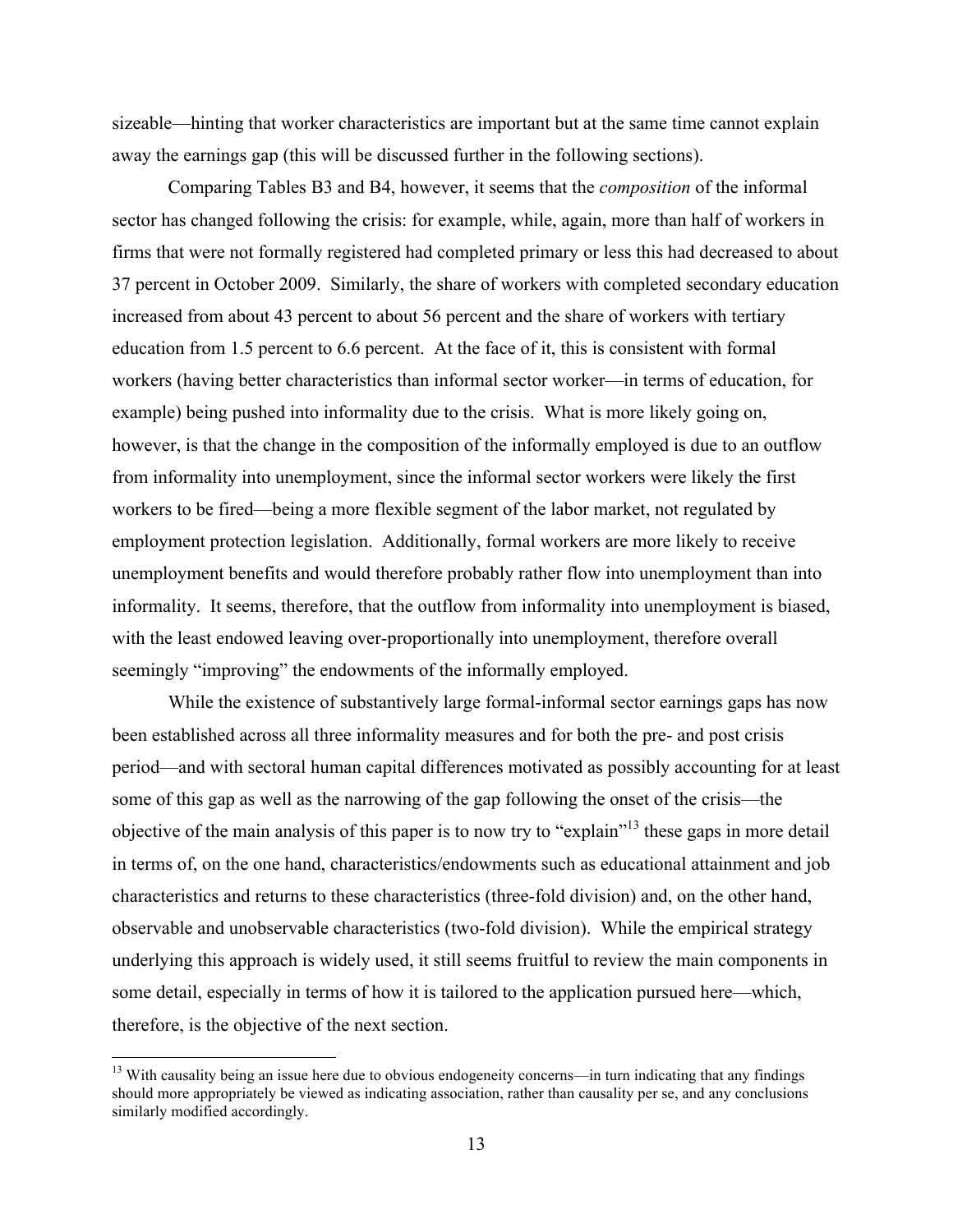sizeable—hinting that worker characteristics are important but at the same time cannot explain away the earnings gap (this will be discussed further in the following sections).

Comparing Tables B3 and B4, however, it seems that the *composition* of the informal sector has changed following the crisis: for example, while, again, more than half of workers in firms that were not formally registered had completed primary or less this had decreased to about 37 percent in October 2009. Similarly, the share of workers with completed secondary education increased from about 43 percent to about 56 percent and the share of workers with tertiary education from 1.5 percent to 6.6 percent. At the face of it, this is consistent with formal workers (having better characteristics than informal sector worker—in terms of education, for example) being pushed into informality due to the crisis. What is more likely going on, however, is that the change in the composition of the informally employed is due to an outflow from informality into unemployment, since the informal sector workers were likely the first workers to be fired—being a more flexible segment of the labor market, not regulated by employment protection legislation. Additionally, formal workers are more likely to receive unemployment benefits and would therefore probably rather flow into unemployment than into informality. It seems, therefore, that the outflow from informality into unemployment is biased, with the least endowed leaving over-proportionally into unemployment, therefore overall seemingly "improving" the endowments of the informally employed.

While the existence of substantively large formal-informal sector earnings gaps has now been established across all three informality measures and for both the pre- and post crisis period—and with sectoral human capital differences motivated as possibly accounting for at least some of this gap as well as the narrowing of the gap following the onset of the crisis—the objective of the main analysis of this paper is to now try to "explain"[13] these gaps in more detail in terms of, on the one hand, characteristics/endowments such as educational attainment and job characteristics and returns to these characteristics (three-fold division) and, on the other hand, observable and unobservable characteristics (two-fold division). While the empirical strategy underlying this approach is widely used, it still seems fruitful to review the main components in some detail, especially in terms of how it is tailored to the application pursued here—which, therefore, is the objective of the next section.

[13] With causality being an issue here due to obvious endogeneity concerns—in turn indicating that any findings should more appropriately be viewed as indicating association, rather than causality per se, and any conclusions similarly modified accordingly.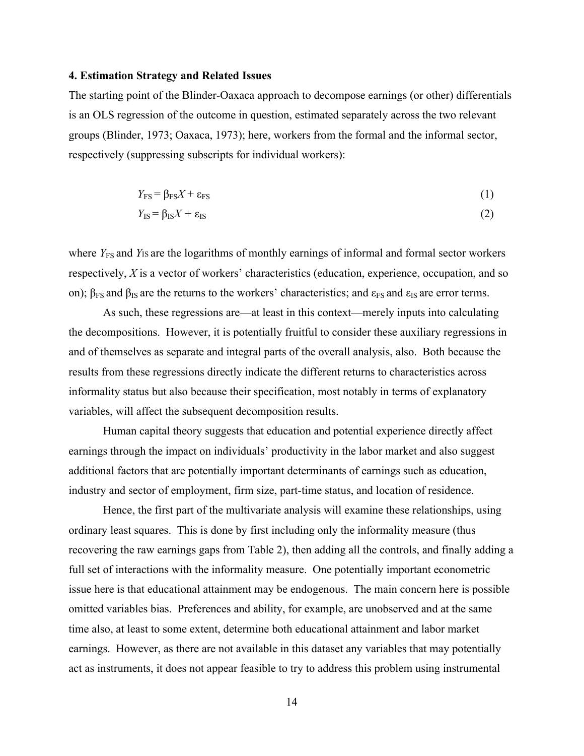### 4. Estimation Strategy and Related Issues

The starting point of the Blinder-Oaxaca approach to decompose earnings (or other) differentials is an OLS regression of the outcome in question, estimated separately across the two relevant groups (Blinder, 1973; Oaxaca, 1973); here, workers from the formal and the informal sector, respectively (suppressing subscripts for individual workers):

$$Y_{FS} = \beta_{FS}X + \varepsilon_{FS} \tag{1}$$

$$Y_{IS} = \beta_{IS}X + \varepsilon_{IS} \tag{2}$$

where $Y_{FS}$ and $Y_{IS}$ are the logarithms of monthly earnings of informal and formal sector workers respectively, $X$ is a vector of workers' characteristics (education, experience, occupation, and so on); $\beta_{FS}$ and $\beta_{IS}$ are the returns to the workers' characteristics; and $\varepsilon_{FS}$ and $\varepsilon_{IS}$ are error terms.

As such, these regressions are—at least in this context—merely inputs into calculating the decompositions. However, it is potentially fruitful to consider these auxiliary regressions in and of themselves as separate and integral parts of the overall analysis, also. Both because the results from these regressions directly indicate the different returns to characteristics across informality status but also because their specification, most notably in terms of explanatory variables, will affect the subsequent decomposition results.

Human capital theory suggests that education and potential experience directly affect earnings through the impact on individuals' productivity in the labor market and also suggest additional factors that are potentially important determinants of earnings such as education, industry and sector of employment, firm size, part-time status, and location of residence.

Hence, the first part of the multivariate analysis will examine these relationships, using ordinary least squares. This is done by first including only the informality measure (thus recovering the raw earnings gaps from Table 2), then adding all the controls, and finally adding a full set of interactions with the informality measure. One potentially important econometric issue here is that educational attainment may be endogenous. The main concern here is possible omitted variables bias. Preferences and ability, for example, are unobserved and at the same time also, at least to some extent, determine both educational attainment and labor market earnings. However, as there are not available in this dataset any variables that may potentially act as instruments, it does not appear feasible to try to address this problem using instrumental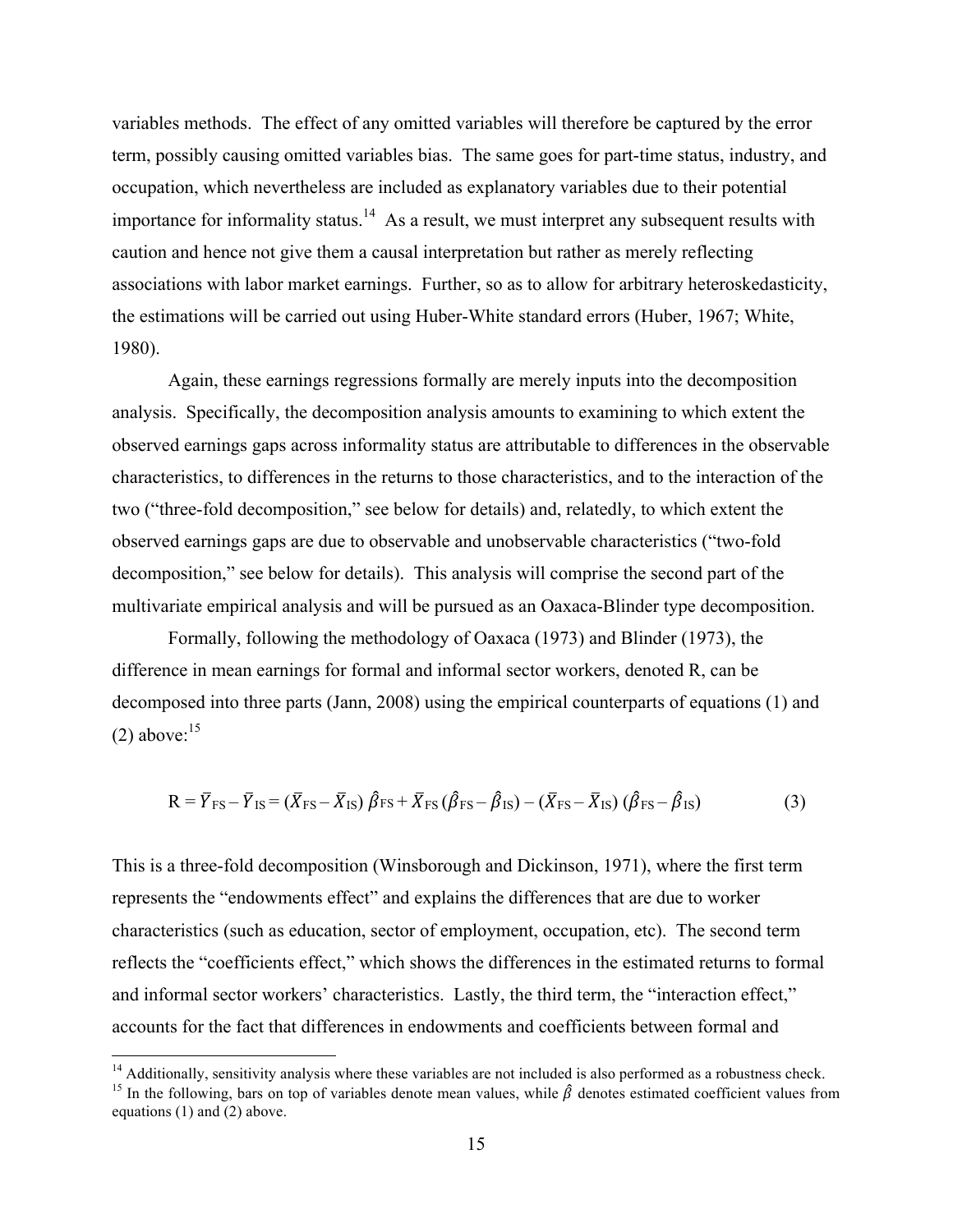variables methods. The effect of any omitted variables will therefore be captured by the error term, possibly causing omitted variables bias. The same goes for part-time status, industry, and occupation, which nevertheless are included as explanatory variables due to their potential importance for informality status.[14] As a result, we must interpret any subsequent results with caution and hence not give them a causal interpretation but rather as merely reflecting associations with labor market earnings. Further, so as to allow for arbitrary heteroskedasticity, the estimations will be carried out using Huber-White standard errors (Huber, 1967; White, 1980).

Again, these earnings regressions formally are merely inputs into the decomposition analysis. Specifically, the decomposition analysis amounts to examining to which extent the observed earnings gaps across informality status are attributable to differences in the observable characteristics, to differences in the returns to those characteristics, and to the interaction of the two ("three-fold decomposition," see below for details) and, relatedly, to which extent the observed earnings gaps are due to observable and unobservable characteristics ("two-fold decomposition," see below for details). This analysis will comprise the second part of the multivariate empirical analysis and will be pursued as an Oaxaca-Blinder type decomposition.

Formally, following the methodology of Oaxaca (1973) and Blinder (1973), the difference in mean earnings for formal and informal sector workers, denoted R, can be decomposed into three parts (Jann, 2008) using the empirical counterparts of equations (1) and (2) above:[15]

$$R = \bar{Y}_{FS} - \bar{Y}_{IS} = (\bar{X}_{FS} - \bar{X}_{IS})\,\hat{\beta}_{FS} + \bar{X}_{FS}\,(\hat{\beta}_{FS} - \hat{\beta}_{IS}) - (\bar{X}_{FS} - \bar{X}_{IS})\,(\hat{\beta}_{FS} - \hat{\beta}_{IS}) \quad (3)$$

This is a three-fold decomposition (Winsborough and Dickinson, 1971), where the first term represents the "endowments effect" and explains the differences that are due to worker characteristics (such as education, sector of employment, occupation, etc). The second term reflects the "coefficients effect," which shows the differences in the estimated returns to formal and informal sector workers' characteristics. Lastly, the third term, the "interaction effect," accounts for the fact that differences in endowments and coefficients between formal and

[14] Additionally, sensitivity analysis where these variables are not included is also performed as a robustness check.

[15] In the following, bars on top of variables denote mean values, while $\hat{\beta}$ denotes estimated coefficient values from equations (1) and (2) above.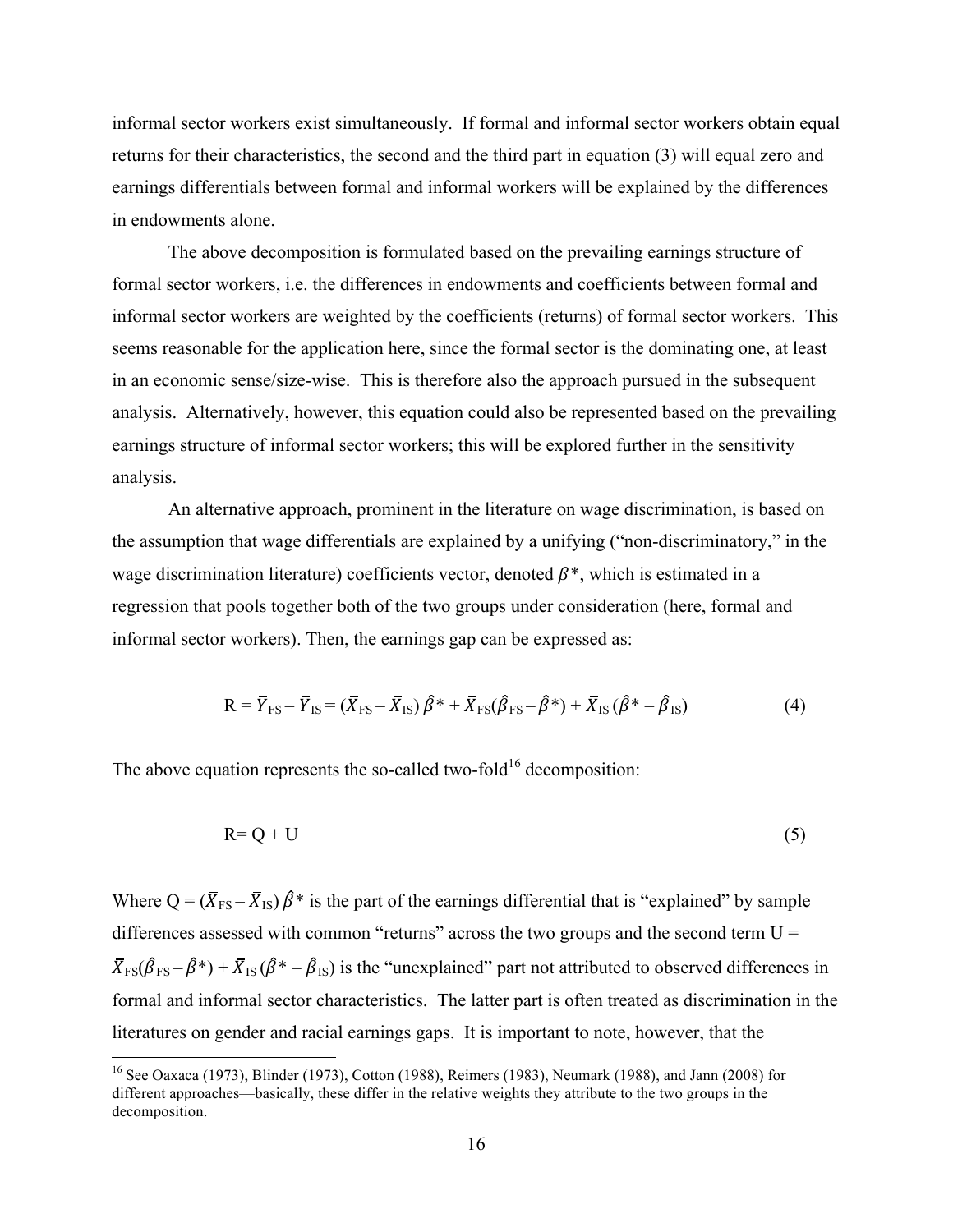informal sector workers exist simultaneously. If formal and informal sector workers obtain equal returns for their characteristics, the second and the third part in equation (3) will equal zero and earnings differentials between formal and informal workers will be explained by the differences in endowments alone.

The above decomposition is formulated based on the prevailing earnings structure of formal sector workers, i.e. the differences in endowments and coefficients between formal and informal sector workers are weighted by the coefficients (returns) of formal sector workers. This seems reasonable for the application here, since the formal sector is the dominating one, at least in an economic sense/size-wise. This is therefore also the approach pursued in the subsequent analysis. Alternatively, however, this equation could also be represented based on the prevailing earnings structure of informal sector workers; this will be explored further in the sensitivity analysis.

An alternative approach, prominent in the literature on wage discrimination, is based on the assumption that wage differentials are explained by a unifying ("non-discriminatory," in the wage discrimination literature) coefficients vector, denoted $\beta^*$, which is estimated in a regression that pools together both of the two groups under consideration (here, formal and informal sector workers). Then, the earnings gap can be expressed as:

$$R = \bar{Y}_{FS} - \bar{Y}_{IS} = (\bar{X}_{FS} - \bar{X}_{IS})\,\hat{\beta}^* + \bar{X}_{FS}(\hat{\beta}_{FS} - \hat{\beta}^*) + \bar{X}_{IS}\,(\hat{\beta}^* - \hat{\beta}_{IS}) \tag{4}$$

The above equation represents the so-called two-fold[16] decomposition:

$$R = Q + U \tag{5}$$

Where $Q = (\bar{X}_{FS} - \bar{X}_{IS})\,\hat{\beta}^*$ is the part of the earnings differential that is "explained" by sample differences assessed with common "returns" across the two groups and the second term $U = \bar{X}_{FS}(\hat{\beta}_{FS} - \hat{\beta}^*) + \bar{X}_{IS}\,(\hat{\beta}^* - \hat{\beta}_{IS})$ is the "unexplained" part not attributed to observed differences in formal and informal sector characteristics. The latter part is often treated as discrimination in the literatures on gender and racial earnings gaps. It is important to note, however, that the

[16] See Oaxaca (1973), Blinder (1973), Cotton (1988), Reimers (1983), Neumark (1988), and Jann (2008) for different approaches—basically, these differ in the relative weights they attribute to the two groups in the decomposition.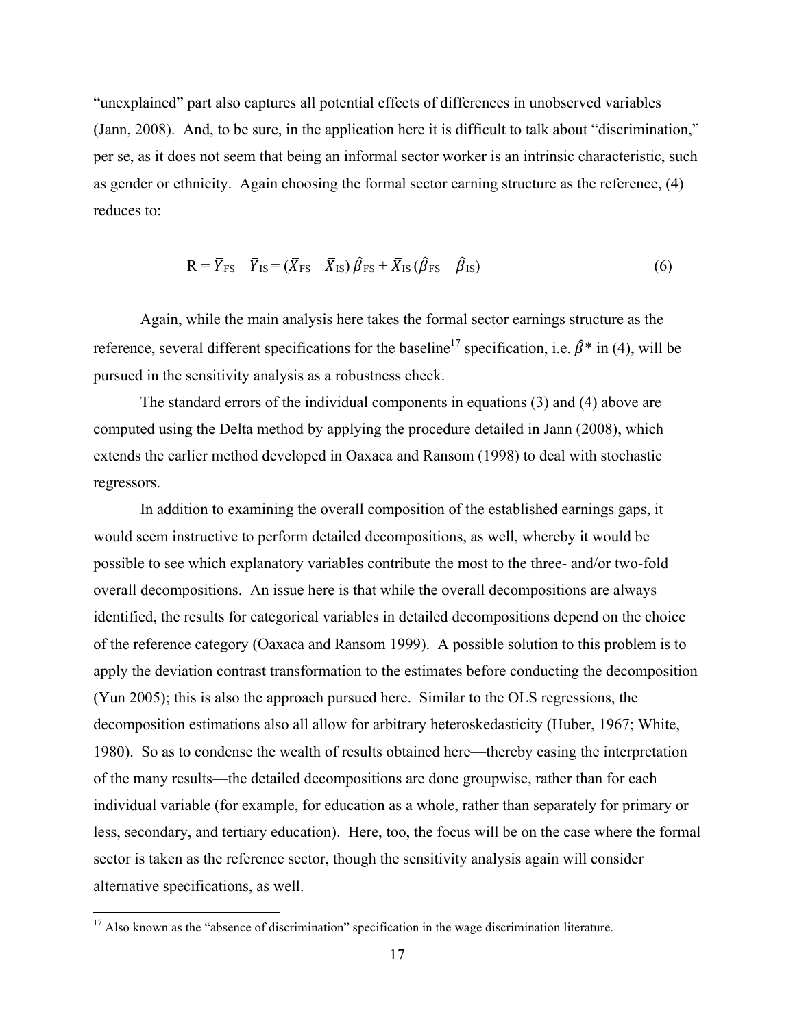"unexplained" part also captures all potential effects of differences in unobserved variables (Jann, 2008). And, to be sure, in the application here it is difficult to talk about "discrimination," per se, as it does not seem that being an informal sector worker is an intrinsic characteristic, such as gender or ethnicity. Again choosing the formal sector earning structure as the reference, (4) reduces to:

$$\mathrm{R} = \bar{Y}_{\mathrm{FS}} - \bar{Y}_{\mathrm{IS}} = (\bar{X}_{\mathrm{FS}} - \bar{X}_{\mathrm{IS}})\,\hat{\beta}_{\mathrm{FS}} + \bar{X}_{\mathrm{IS}}\,(\hat{\beta}_{\mathrm{FS}} - \hat{\beta}_{\mathrm{IS}}) \tag{6}$$

Again, while the main analysis here takes the formal sector earnings structure as the reference, several different specifications for the baseline[17] specification, i.e. $\hat{\beta}^*$ in (4), will be pursued in the sensitivity analysis as a robustness check.

The standard errors of the individual components in equations (3) and (4) above are computed using the Delta method by applying the procedure detailed in Jann (2008), which extends the earlier method developed in Oaxaca and Ransom (1998) to deal with stochastic regressors.

In addition to examining the overall composition of the established earnings gaps, it would seem instructive to perform detailed decompositions, as well, whereby it would be possible to see which explanatory variables contribute the most to the three- and/or two-fold overall decompositions. An issue here is that while the overall decompositions are always identified, the results for categorical variables in detailed decompositions depend on the choice of the reference category (Oaxaca and Ransom 1999). A possible solution to this problem is to apply the deviation contrast transformation to the estimates before conducting the decomposition (Yun 2005); this is also the approach pursued here. Similar to the OLS regressions, the decomposition estimations also all allow for arbitrary heteroskedasticity (Huber, 1967; White, 1980). So as to condense the wealth of results obtained here—thereby easing the interpretation of the many results—the detailed decompositions are done groupwise, rather than for each individual variable (for example, for education as a whole, rather than separately for primary or less, secondary, and tertiary education). Here, too, the focus will be on the case where the formal sector is taken as the reference sector, though the sensitivity analysis again will consider alternative specifications, as well.

[17] Also known as the "absence of discrimination" specification in the wage discrimination literature.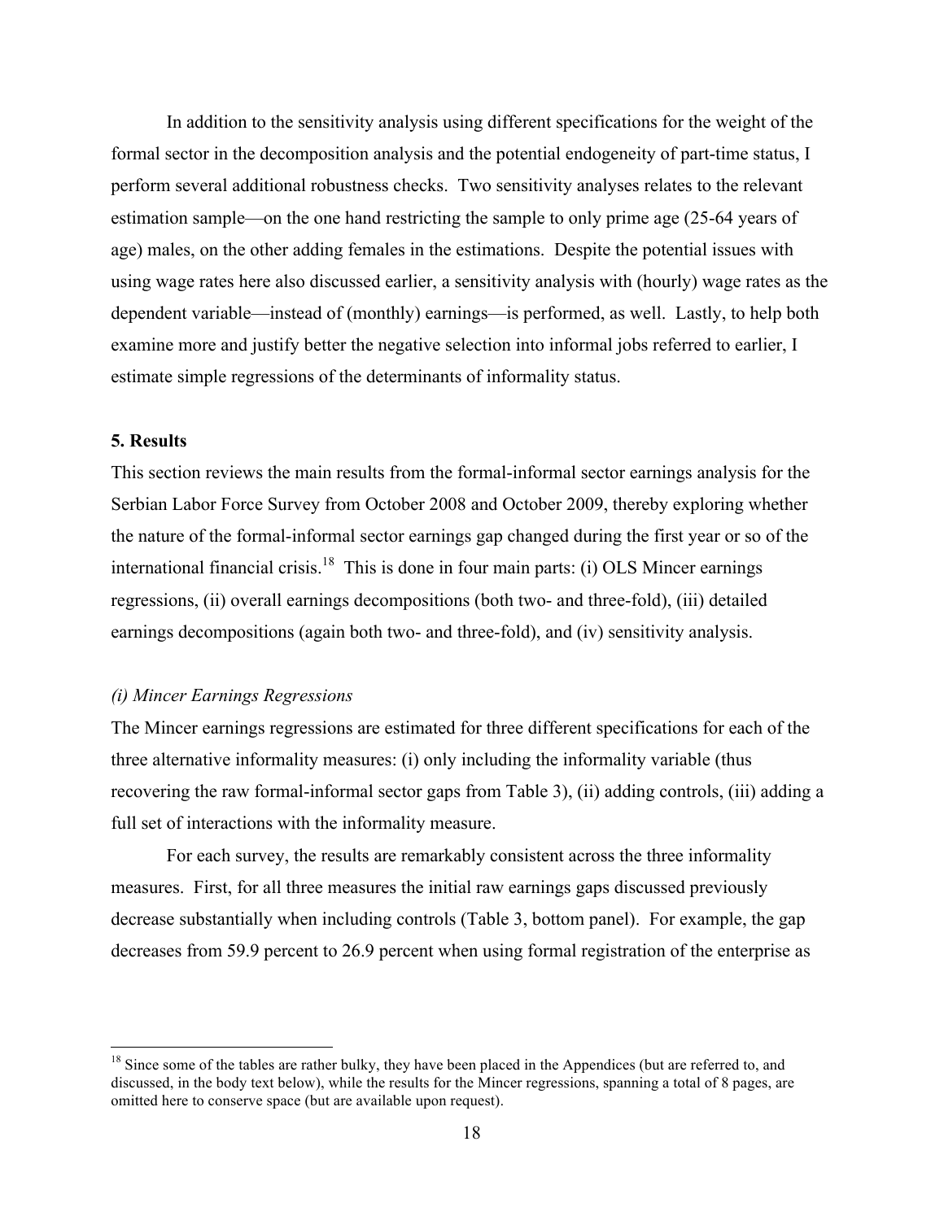In addition to the sensitivity analysis using different specifications for the weight of the formal sector in the decomposition analysis and the potential endogeneity of part-time status, I perform several additional robustness checks. Two sensitivity analyses relates to the relevant estimation sample—on the one hand restricting the sample to only prime age (25-64 years of age) males, on the other adding females in the estimations. Despite the potential issues with using wage rates here also discussed earlier, a sensitivity analysis with (hourly) wage rates as the dependent variable—instead of (monthly) earnings—is performed, as well. Lastly, to help both examine more and justify better the negative selection into informal jobs referred to earlier, I estimate simple regressions of the determinants of informality status.

## 5. Results

This section reviews the main results from the formal-informal sector earnings analysis for the Serbian Labor Force Survey from October 2008 and October 2009, thereby exploring whether the nature of the formal-informal sector earnings gap changed during the first year or so of the international financial crisis.[18] This is done in four main parts: (i) OLS Mincer earnings regressions, (ii) overall earnings decompositions (both two- and three-fold), (iii) detailed earnings decompositions (again both two- and three-fold), and (iv) sensitivity analysis.

### *(i) Mincer Earnings Regressions*

The Mincer earnings regressions are estimated for three different specifications for each of the three alternative informality measures: (i) only including the informality variable (thus recovering the raw formal-informal sector gaps from Table 3), (ii) adding controls, (iii) adding a full set of interactions with the informality measure.

For each survey, the results are remarkably consistent across the three informality measures. First, for all three measures the initial raw earnings gaps discussed previously decrease substantially when including controls (Table 3, bottom panel). For example, the gap decreases from 59.9 percent to 26.9 percent when using formal registration of the enterprise as

[18] Since some of the tables are rather bulky, they have been placed in the Appendices (but are referred to, and discussed, in the body text below), while the results for the Mincer regressions, spanning a total of 8 pages, are omitted here to conserve space (but are available upon request).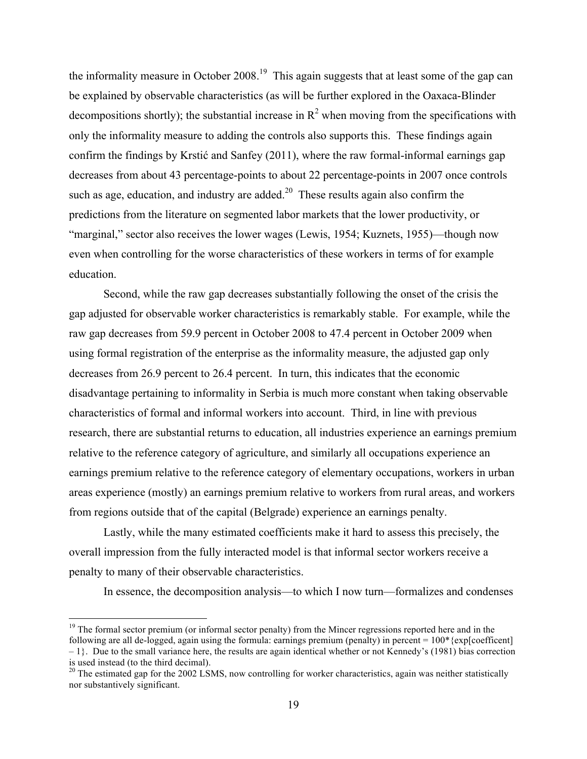the informality measure in October 2008.[19] This again suggests that at least some of the gap can be explained by observable characteristics (as will be further explored in the Oaxaca-Blinder decompositions shortly); the substantial increase in $R^2$ when moving from the specifications with only the informality measure to adding the controls also supports this. These findings again confirm the findings by Krstić and Sanfey (2011), where the raw formal-informal earnings gap decreases from about 43 percentage-points to about 22 percentage-points in 2007 once controls such as age, education, and industry are added.[20] These results again also confirm the predictions from the literature on segmented labor markets that the lower productivity, or "marginal," sector also receives the lower wages (Lewis, 1954; Kuznets, 1955)—though now even when controlling for the worse characteristics of these workers in terms of for example education.

Second, while the raw gap decreases substantially following the onset of the crisis the gap adjusted for observable worker characteristics is remarkably stable. For example, while the raw gap decreases from 59.9 percent in October 2008 to 47.4 percent in October 2009 when using formal registration of the enterprise as the informality measure, the adjusted gap only decreases from 26.9 percent to 26.4 percent. In turn, this indicates that the economic disadvantage pertaining to informality in Serbia is much more constant when taking observable characteristics of formal and informal workers into account. Third, in line with previous research, there are substantial returns to education, all industries experience an earnings premium relative to the reference category of agriculture, and similarly all occupations experience an earnings premium relative to the reference category of elementary occupations, workers in urban areas experience (mostly) an earnings premium relative to workers from rural areas, and workers from regions outside that of the capital (Belgrade) experience an earnings penalty.

Lastly, while the many estimated coefficients make it hard to assess this precisely, the overall impression from the fully interacted model is that informal sector workers receive a penalty to many of their observable characteristics.

In essence, the decomposition analysis—to which I now turn—formalizes and condenses

---

[19] The formal sector premium (or informal sector penalty) from the Mincer regressions reported here and in the following are all de-logged, again using the formula: earnings premium (penalty) in percent = 100*{exp[coefficent] – 1}. Due to the small variance here, the results are again identical whether or not Kennedy's (1981) bias correction is used instead (to the third decimal).

[20] The estimated gap for the 2002 LSMS, now controlling for worker characteristics, again was neither statistically nor substantively significant.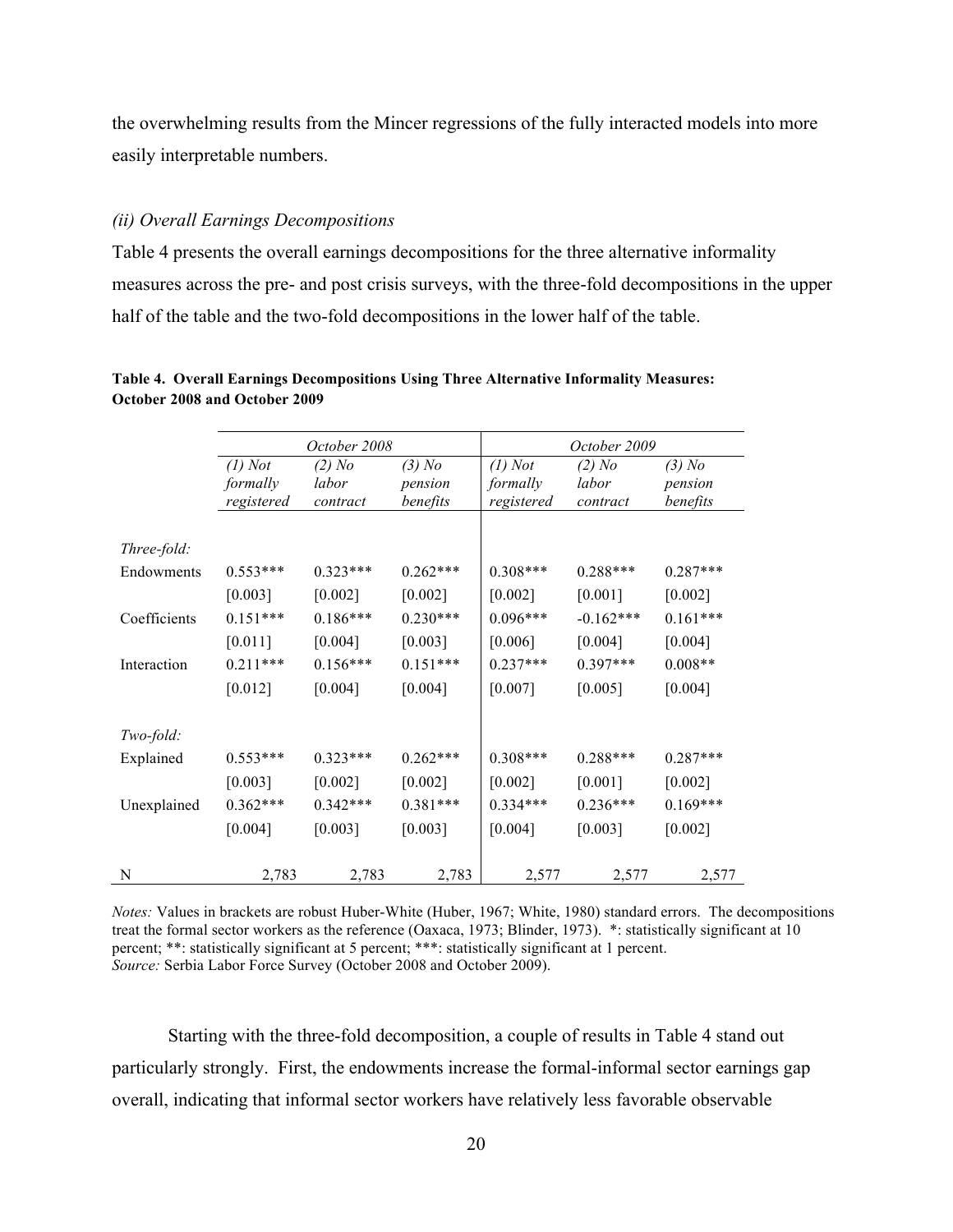the overwhelming results from the Mincer regressions of the fully interacted models into more easily interpretable numbers.

*(ii) Overall Earnings Decompositions*

Table 4 presents the overall earnings decompositions for the three alternative informality measures across the pre- and post crisis surveys, with the three-fold decompositions in the upper half of the table and the two-fold decompositions in the lower half of the table.

**Table 4. Overall Earnings Decompositions Using Three Alternative Informality Measures: October 2008 and October 2009**

| | *October 2008* | | | *October 2009* | | |
|---|---|---|---|---|---|---|
| | *(1) Not formally registered* | *(2) No labor contract* | *(3) No pension benefits* | *(1) Not formally registered* | *(2) No labor contract* | *(3) No pension benefits* |
| *Three-fold:* | | | | | | |
| Endowments | 0.553*** | 0.323*** | 0.262*** | 0.308*** | 0.288*** | 0.287*** |
| | [0.003] | [0.002] | [0.002] | [0.002] | [0.001] | [0.002] |
| Coefficients | 0.151*** | 0.186*** | 0.230*** | 0.096*** | -0.162*** | 0.161*** |
| | [0.011] | [0.004] | [0.003] | [0.006] | [0.004] | [0.004] |
| Interaction | 0.211*** | 0.156*** | 0.151*** | 0.237*** | 0.397*** | 0.008** |
| | [0.012] | [0.004] | [0.004] | [0.007] | [0.005] | [0.004] |
| *Two-fold:* | | | | | | |
| Explained | 0.553*** | 0.323*** | 0.262*** | 0.308*** | 0.288*** | 0.287*** |
| | [0.003] | [0.002] | [0.002] | [0.002] | [0.001] | [0.002] |
| Unexplained | 0.362*** | 0.342*** | 0.381*** | 0.334*** | 0.236*** | 0.169*** |
| | [0.004] | [0.003] | [0.003] | [0.004] | [0.003] | [0.002] |
| N | 2,783 | 2,783 | 2,783 | 2,577 | 2,577 | 2,577 |

*Notes:* Values in brackets are robust Huber-White (Huber, 1967; White, 1980) standard errors. The decompositions treat the formal sector workers as the reference (Oaxaca, 1973; Blinder, 1973). *: statistically significant at 10 percent; **: statistically significant at 5 percent; ***: statistically significant at 1 percent.
*Source:* Serbia Labor Force Survey (October 2008 and October 2009).

Starting with the three-fold decomposition, a couple of results in Table 4 stand out particularly strongly. First, the endowments increase the formal-informal sector earnings gap overall, indicating that informal sector workers have relatively less favorable observable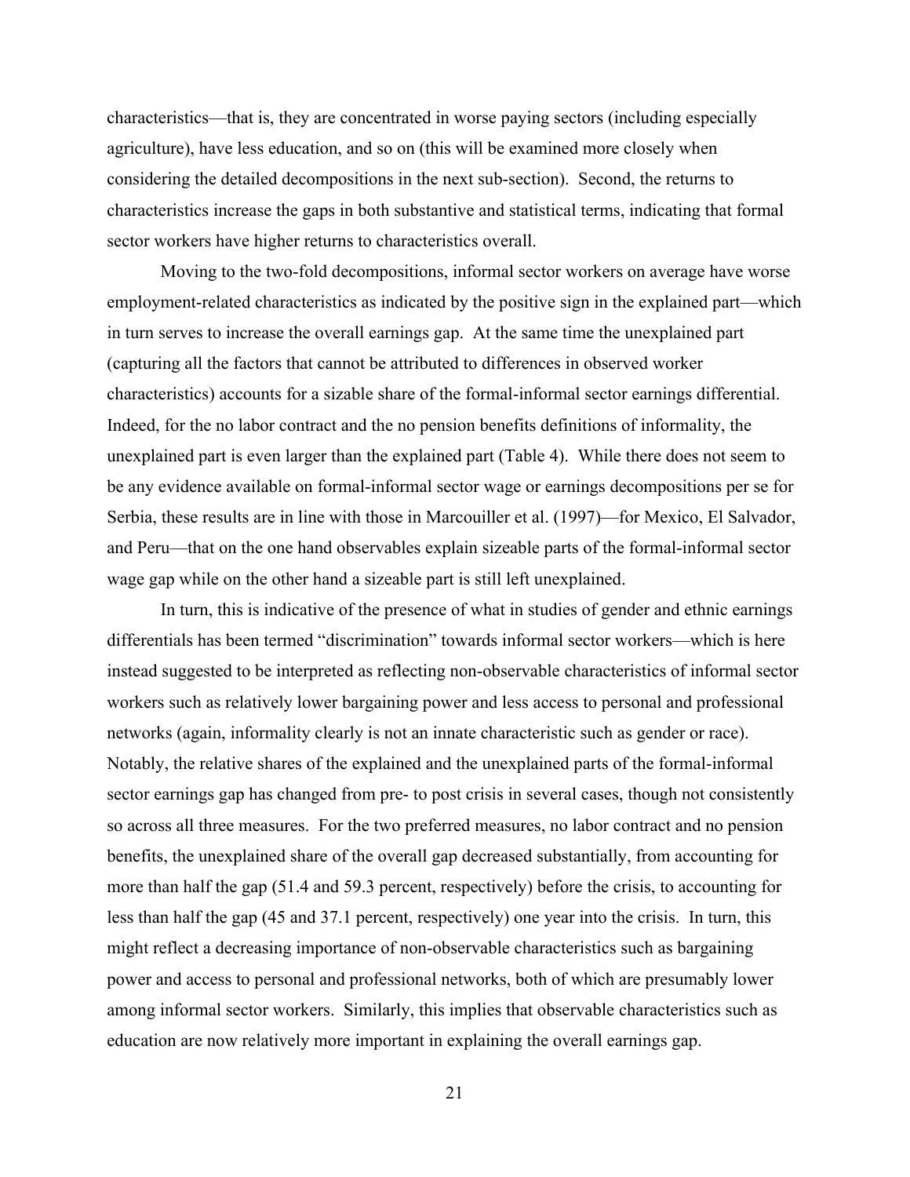characteristics—that is, they are concentrated in worse paying sectors (including especially agriculture), have less education, and so on (this will be examined more closely when considering the detailed decompositions in the next sub-section). Second, the returns to characteristics increase the gaps in both substantive and statistical terms, indicating that formal sector workers have higher returns to characteristics overall.

Moving to the two-fold decompositions, informal sector workers on average have worse employment-related characteristics as indicated by the positive sign in the explained part—which in turn serves to increase the overall earnings gap. At the same time the unexplained part (capturing all the factors that cannot be attributed to differences in observed worker characteristics) accounts for a sizable share of the formal-informal sector earnings differential. Indeed, for the no labor contract and the no pension benefits definitions of informality, the unexplained part is even larger than the explained part (Table 4). While there does not seem to be any evidence available on formal-informal sector wage or earnings decompositions per se for Serbia, these results are in line with those in Marcouiller et al. (1997)—for Mexico, El Salvador, and Peru—that on the one hand observables explain sizeable parts of the formal-informal sector wage gap while on the other hand a sizeable part is still left unexplained.

In turn, this is indicative of the presence of what in studies of gender and ethnic earnings differentials has been termed "discrimination" towards informal sector workers—which is here instead suggested to be interpreted as reflecting non-observable characteristics of informal sector workers such as relatively lower bargaining power and less access to personal and professional networks (again, informality clearly is not an innate characteristic such as gender or race). Notably, the relative shares of the explained and the unexplained parts of the formal-informal sector earnings gap has changed from pre- to post crisis in several cases, though not consistently so across all three measures. For the two preferred measures, no labor contract and no pension benefits, the unexplained share of the overall gap decreased substantially, from accounting for more than half the gap (51.4 and 59.3 percent, respectively) before the crisis, to accounting for less than half the gap (45 and 37.1 percent, respectively) one year into the crisis. In turn, this might reflect a decreasing importance of non-observable characteristics such as bargaining power and access to personal and professional networks, both of which are presumably lower among informal sector workers. Similarly, this implies that observable characteristics such as education are now relatively more important in explaining the overall earnings gap.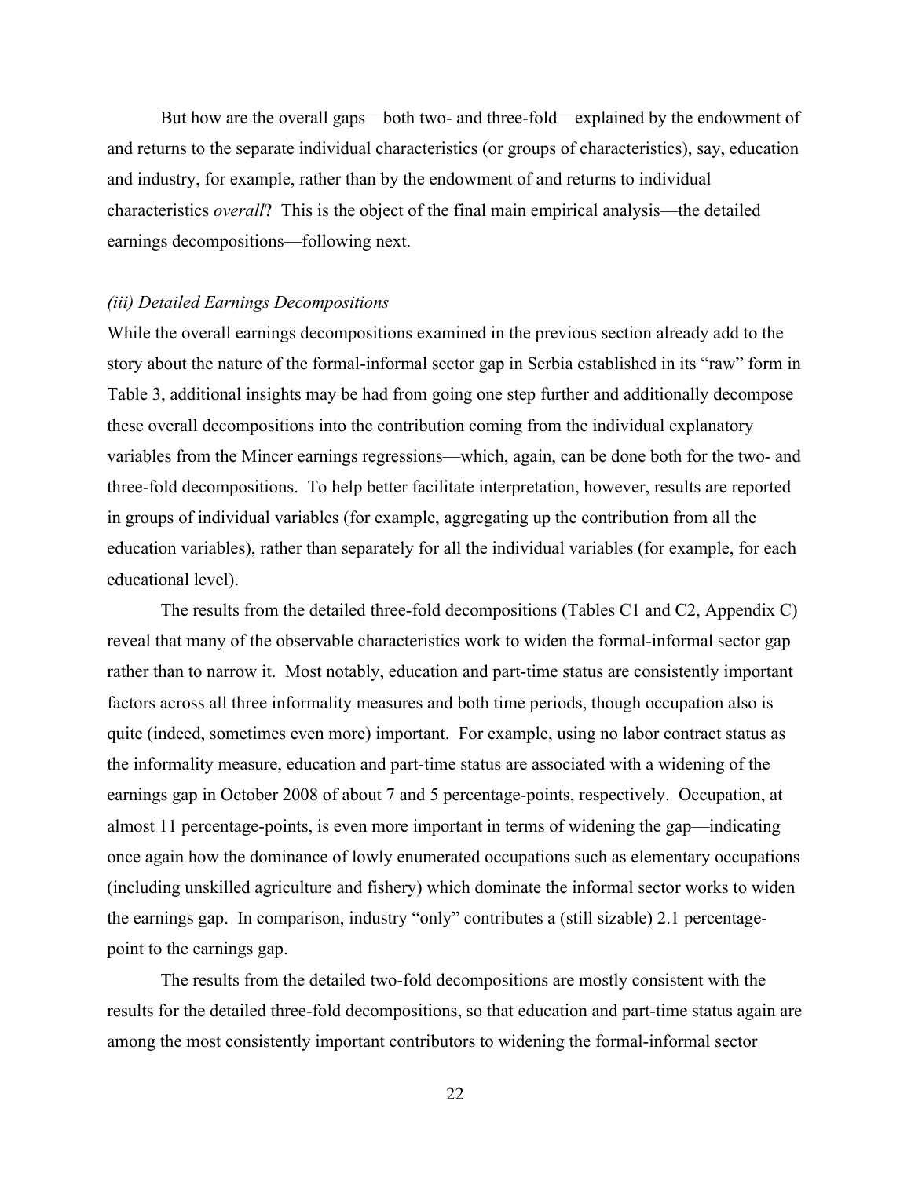But how are the overall gaps—both two- and three-fold—explained by the endowment of and returns to the separate individual characteristics (or groups of characteristics), say, education and industry, for example, rather than by the endowment of and returns to individual characteristics *overall*? This is the object of the final main empirical analysis—the detailed earnings decompositions—following next.

### *(iii) Detailed Earnings Decompositions*

While the overall earnings decompositions examined in the previous section already add to the story about the nature of the formal-informal sector gap in Serbia established in its "raw" form in Table 3, additional insights may be had from going one step further and additionally decompose these overall decompositions into the contribution coming from the individual explanatory variables from the Mincer earnings regressions—which, again, can be done both for the two- and three-fold decompositions. To help better facilitate interpretation, however, results are reported in groups of individual variables (for example, aggregating up the contribution from all the education variables), rather than separately for all the individual variables (for example, for each educational level).

The results from the detailed three-fold decompositions (Tables C1 and C2, Appendix C) reveal that many of the observable characteristics work to widen the formal-informal sector gap rather than to narrow it. Most notably, education and part-time status are consistently important factors across all three informality measures and both time periods, though occupation also is quite (indeed, sometimes even more) important. For example, using no labor contract status as the informality measure, education and part-time status are associated with a widening of the earnings gap in October 2008 of about 7 and 5 percentage-points, respectively. Occupation, at almost 11 percentage-points, is even more important in terms of widening the gap—indicating once again how the dominance of lowly enumerated occupations such as elementary occupations (including unskilled agriculture and fishery) which dominate the informal sector works to widen the earnings gap. In comparison, industry "only" contributes a (still sizable) 2.1 percentage-point to the earnings gap.

The results from the detailed two-fold decompositions are mostly consistent with the results for the detailed three-fold decompositions, so that education and part-time status again are among the most consistently important contributors to widening the formal-informal sector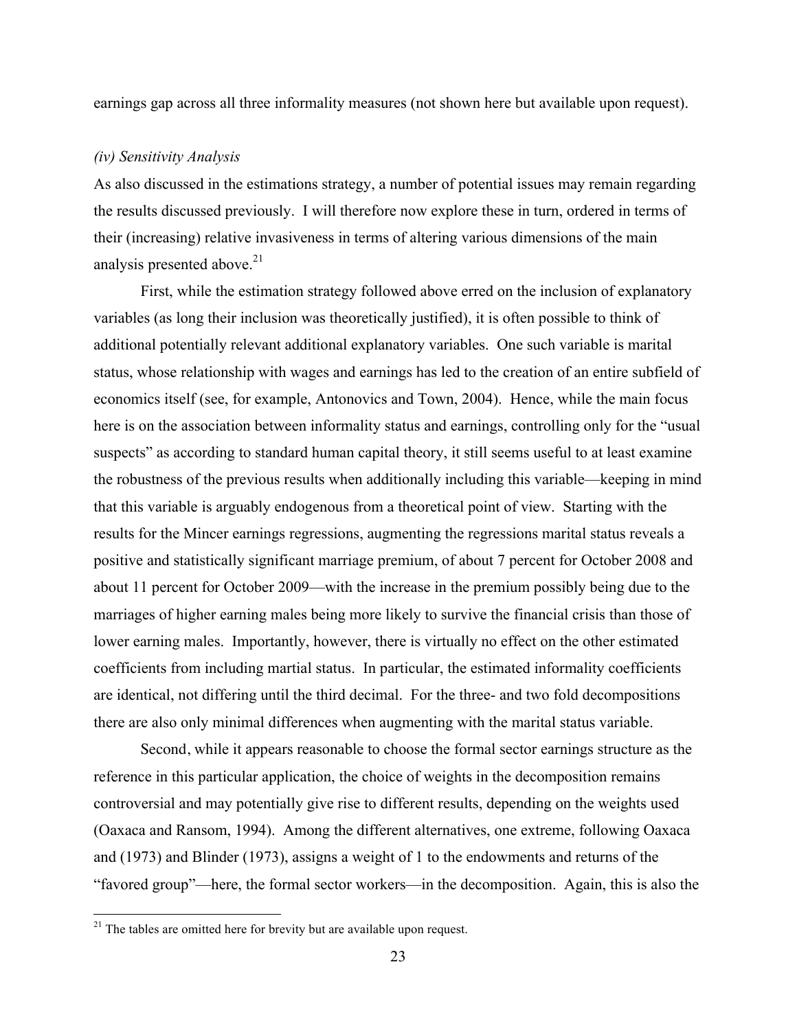earnings gap across all three informality measures (not shown here but available upon request).

*(iv) Sensitivity Analysis*

As also discussed in the estimations strategy, a number of potential issues may remain regarding the results discussed previously. I will therefore now explore these in turn, ordered in terms of their (increasing) relative invasiveness in terms of altering various dimensions of the main analysis presented above.[21]

First, while the estimation strategy followed above erred on the inclusion of explanatory variables (as long their inclusion was theoretically justified), it is often possible to think of additional potentially relevant additional explanatory variables. One such variable is marital status, whose relationship with wages and earnings has led to the creation of an entire subfield of economics itself (see, for example, Antonovics and Town, 2004). Hence, while the main focus here is on the association between informality status and earnings, controlling only for the "usual suspects" as according to standard human capital theory, it still seems useful to at least examine the robustness of the previous results when additionally including this variable—keeping in mind that this variable is arguably endogenous from a theoretical point of view. Starting with the results for the Mincer earnings regressions, augmenting the regressions marital status reveals a positive and statistically significant marriage premium, of about 7 percent for October 2008 and about 11 percent for October 2009—with the increase in the premium possibly being due to the marriages of higher earning males being more likely to survive the financial crisis than those of lower earning males. Importantly, however, there is virtually no effect on the other estimated coefficients from including martial status. In particular, the estimated informality coefficients are identical, not differing until the third decimal. For the three- and two fold decompositions there are also only minimal differences when augmenting with the marital status variable.

Second, while it appears reasonable to choose the formal sector earnings structure as the reference in this particular application, the choice of weights in the decomposition remains controversial and may potentially give rise to different results, depending on the weights used (Oaxaca and Ransom, 1994). Among the different alternatives, one extreme, following Oaxaca and (1973) and Blinder (1973), assigns a weight of 1 to the endowments and returns of the "favored group"—here, the formal sector workers—in the decomposition. Again, this is also the

[21] The tables are omitted here for brevity but are available upon request.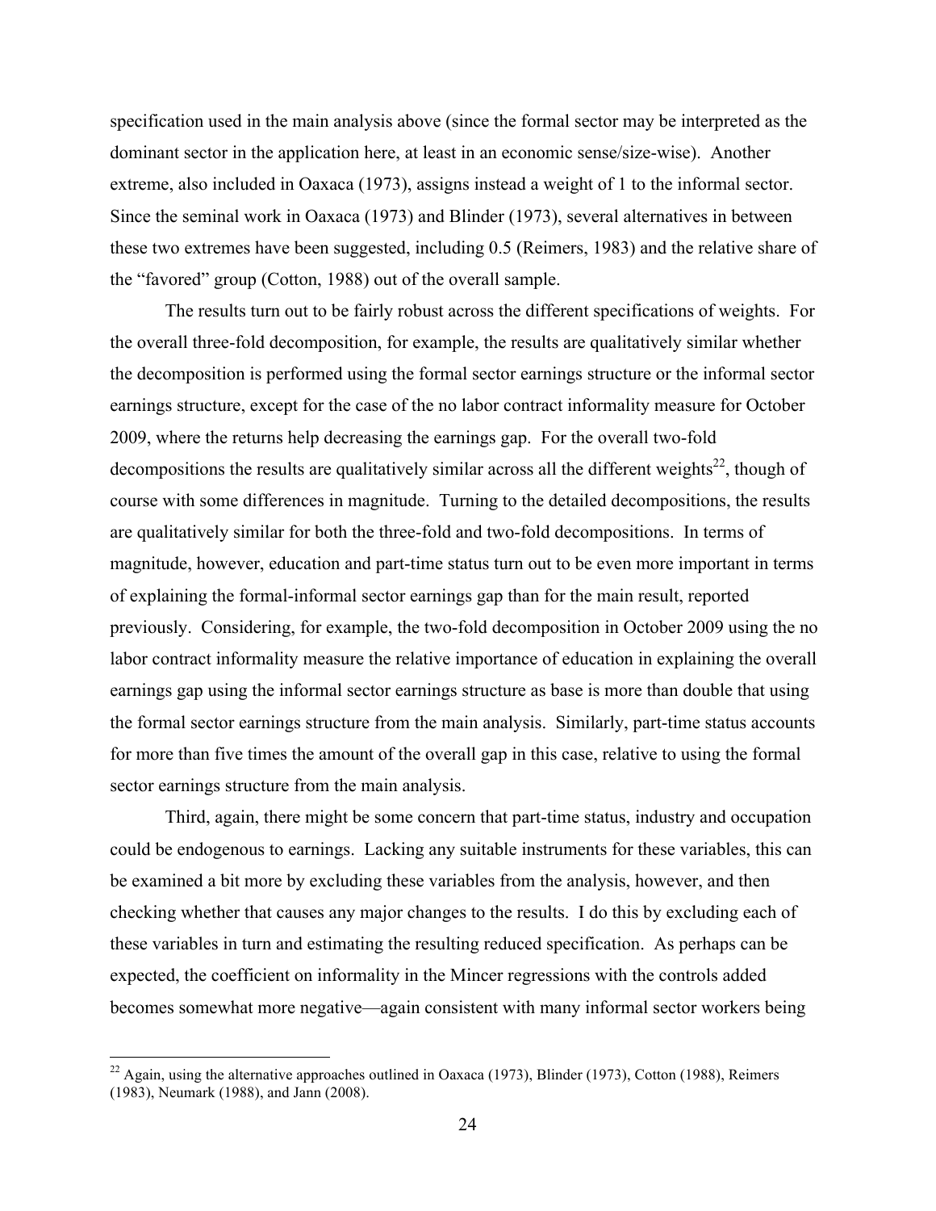specification used in the main analysis above (since the formal sector may be interpreted as the dominant sector in the application here, at least in an economic sense/size-wise). Another extreme, also included in Oaxaca (1973), assigns instead a weight of 1 to the informal sector. Since the seminal work in Oaxaca (1973) and Blinder (1973), several alternatives in between these two extremes have been suggested, including 0.5 (Reimers, 1983) and the relative share of the "favored" group (Cotton, 1988) out of the overall sample.

The results turn out to be fairly robust across the different specifications of weights. For the overall three-fold decomposition, for example, the results are qualitatively similar whether the decomposition is performed using the formal sector earnings structure or the informal sector earnings structure, except for the case of the no labor contract informality measure for October 2009, where the returns help decreasing the earnings gap. For the overall two-fold decompositions the results are qualitatively similar across all the different weights[22], though of course with some differences in magnitude. Turning to the detailed decompositions, the results are qualitatively similar for both the three-fold and two-fold decompositions. In terms of magnitude, however, education and part-time status turn out to be even more important in terms of explaining the formal-informal sector earnings gap than for the main result, reported previously. Considering, for example, the two-fold decomposition in October 2009 using the no labor contract informality measure the relative importance of education in explaining the overall earnings gap using the informal sector earnings structure as base is more than double that using the formal sector earnings structure from the main analysis. Similarly, part-time status accounts for more than five times the amount of the overall gap in this case, relative to using the formal sector earnings structure from the main analysis.

Third, again, there might be some concern that part-time status, industry and occupation could be endogenous to earnings. Lacking any suitable instruments for these variables, this can be examined a bit more by excluding these variables from the analysis, however, and then checking whether that causes any major changes to the results. I do this by excluding each of these variables in turn and estimating the resulting reduced specification. As perhaps can be expected, the coefficient on informality in the Mincer regressions with the controls added becomes somewhat more negative—again consistent with many informal sector workers being

[22] Again, using the alternative approaches outlined in Oaxaca (1973), Blinder (1973), Cotton (1988), Reimers (1983), Neumark (1988), and Jann (2008).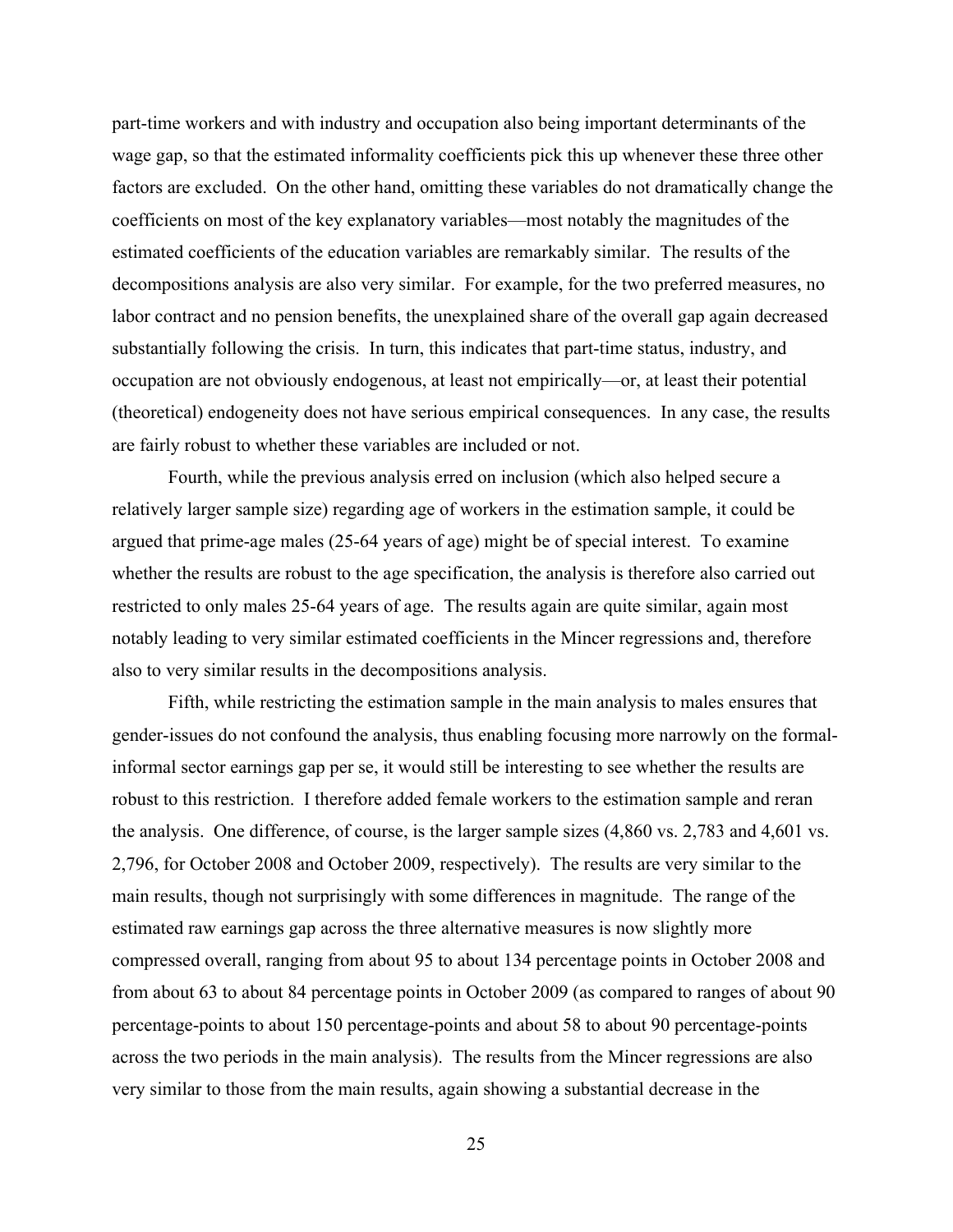part-time workers and with industry and occupation also being important determinants of the wage gap, so that the estimated informality coefficients pick this up whenever these three other factors are excluded. On the other hand, omitting these variables do not dramatically change the coefficients on most of the key explanatory variables—most notably the magnitudes of the estimated coefficients of the education variables are remarkably similar. The results of the decompositions analysis are also very similar. For example, for the two preferred measures, no labor contract and no pension benefits, the unexplained share of the overall gap again decreased substantially following the crisis. In turn, this indicates that part-time status, industry, and occupation are not obviously endogenous, at least not empirically—or, at least their potential (theoretical) endogeneity does not have serious empirical consequences. In any case, the results are fairly robust to whether these variables are included or not.

Fourth, while the previous analysis erred on inclusion (which also helped secure a relatively larger sample size) regarding age of workers in the estimation sample, it could be argued that prime-age males (25-64 years of age) might be of special interest. To examine whether the results are robust to the age specification, the analysis is therefore also carried out restricted to only males 25-64 years of age. The results again are quite similar, again most notably leading to very similar estimated coefficients in the Mincer regressions and, therefore also to very similar results in the decompositions analysis.

Fifth, while restricting the estimation sample in the main analysis to males ensures that gender-issues do not confound the analysis, thus enabling focusing more narrowly on the formal-informal sector earnings gap per se, it would still be interesting to see whether the results are robust to this restriction. I therefore added female workers to the estimation sample and reran the analysis. One difference, of course, is the larger sample sizes (4,860 vs. 2,783 and 4,601 vs. 2,796, for October 2008 and October 2009, respectively). The results are very similar to the main results, though not surprisingly with some differences in magnitude. The range of the estimated raw earnings gap across the three alternative measures is now slightly more compressed overall, ranging from about 95 to about 134 percentage points in October 2008 and from about 63 to about 84 percentage points in October 2009 (as compared to ranges of about 90 percentage-points to about 150 percentage-points and about 58 to about 90 percentage-points across the two periods in the main analysis). The results from the Mincer regressions are also very similar to those from the main results, again showing a substantial decrease in the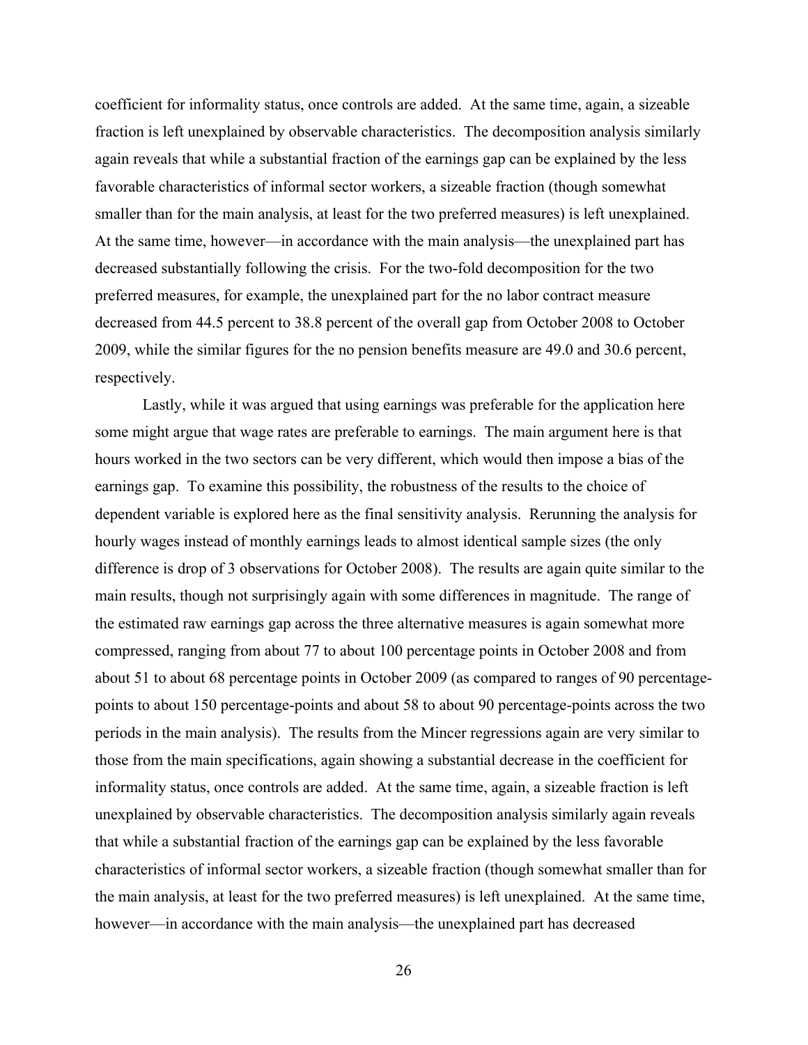coefficient for informality status, once controls are added. At the same time, again, a sizeable fraction is left unexplained by observable characteristics. The decomposition analysis similarly again reveals that while a substantial fraction of the earnings gap can be explained by the less favorable characteristics of informal sector workers, a sizeable fraction (though somewhat smaller than for the main analysis, at least for the two preferred measures) is left unexplained. At the same time, however—in accordance with the main analysis—the unexplained part has decreased substantially following the crisis. For the two-fold decomposition for the two preferred measures, for example, the unexplained part for the no labor contract measure decreased from 44.5 percent to 38.8 percent of the overall gap from October 2008 to October 2009, while the similar figures for the no pension benefits measure are 49.0 and 30.6 percent, respectively.

Lastly, while it was argued that using earnings was preferable for the application here some might argue that wage rates are preferable to earnings. The main argument here is that hours worked in the two sectors can be very different, which would then impose a bias of the earnings gap. To examine this possibility, the robustness of the results to the choice of dependent variable is explored here as the final sensitivity analysis. Rerunning the analysis for hourly wages instead of monthly earnings leads to almost identical sample sizes (the only difference is drop of 3 observations for October 2008). The results are again quite similar to the main results, though not surprisingly again with some differences in magnitude. The range of the estimated raw earnings gap across the three alternative measures is again somewhat more compressed, ranging from about 77 to about 100 percentage points in October 2008 and from about 51 to about 68 percentage points in October 2009 (as compared to ranges of 90 percentage-points to about 150 percentage-points and about 58 to about 90 percentage-points across the two periods in the main analysis). The results from the Mincer regressions again are very similar to those from the main specifications, again showing a substantial decrease in the coefficient for informality status, once controls are added. At the same time, again, a sizeable fraction is left unexplained by observable characteristics. The decomposition analysis similarly again reveals that while a substantial fraction of the earnings gap can be explained by the less favorable characteristics of informal sector workers, a sizeable fraction (though somewhat smaller than for the main analysis, at least for the two preferred measures) is left unexplained. At the same time, however—in accordance with the main analysis—the unexplained part has decreased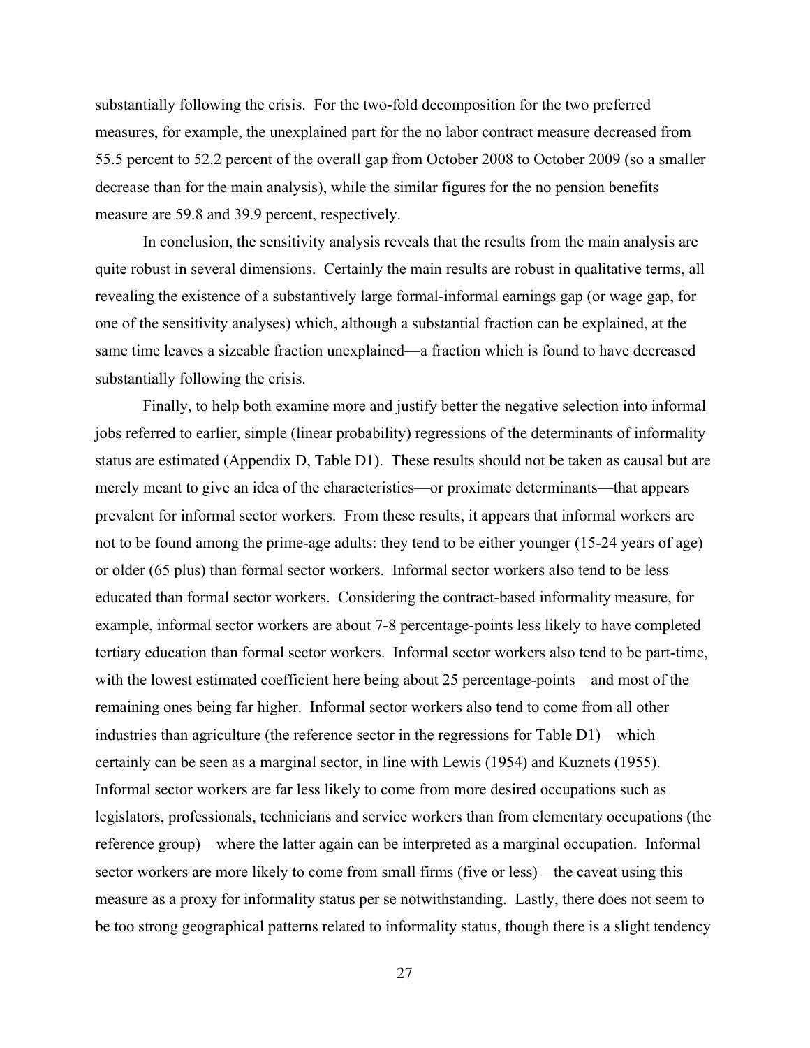substantially following the crisis. For the two-fold decomposition for the two preferred measures, for example, the unexplained part for the no labor contract measure decreased from 55.5 percent to 52.2 percent of the overall gap from October 2008 to October 2009 (so a smaller decrease than for the main analysis), while the similar figures for the no pension benefits measure are 59.8 and 39.9 percent, respectively.

In conclusion, the sensitivity analysis reveals that the results from the main analysis are quite robust in several dimensions. Certainly the main results are robust in qualitative terms, all revealing the existence of a substantively large formal-informal earnings gap (or wage gap, for one of the sensitivity analyses) which, although a substantial fraction can be explained, at the same time leaves a sizeable fraction unexplained—a fraction which is found to have decreased substantially following the crisis.

Finally, to help both examine more and justify better the negative selection into informal jobs referred to earlier, simple (linear probability) regressions of the determinants of informality status are estimated (Appendix D, Table D1). These results should not be taken as causal but are merely meant to give an idea of the characteristics—or proximate determinants—that appears prevalent for informal sector workers. From these results, it appears that informal workers are not to be found among the prime-age adults: they tend to be either younger (15-24 years of age) or older (65 plus) than formal sector workers. Informal sector workers also tend to be less educated than formal sector workers. Considering the contract-based informality measure, for example, informal sector workers are about 7-8 percentage-points less likely to have completed tertiary education than formal sector workers. Informal sector workers also tend to be part-time, with the lowest estimated coefficient here being about 25 percentage-points—and most of the remaining ones being far higher. Informal sector workers also tend to come from all other industries than agriculture (the reference sector in the regressions for Table D1)—which certainly can be seen as a marginal sector, in line with Lewis (1954) and Kuznets (1955). Informal sector workers are far less likely to come from more desired occupations such as legislators, professionals, technicians and service workers than from elementary occupations (the reference group)—where the latter again can be interpreted as a marginal occupation. Informal sector workers are more likely to come from small firms (five or less)—the caveat using this measure as a proxy for informality status per se notwithstanding. Lastly, there does not seem to be too strong geographical patterns related to informality status, though there is a slight tendency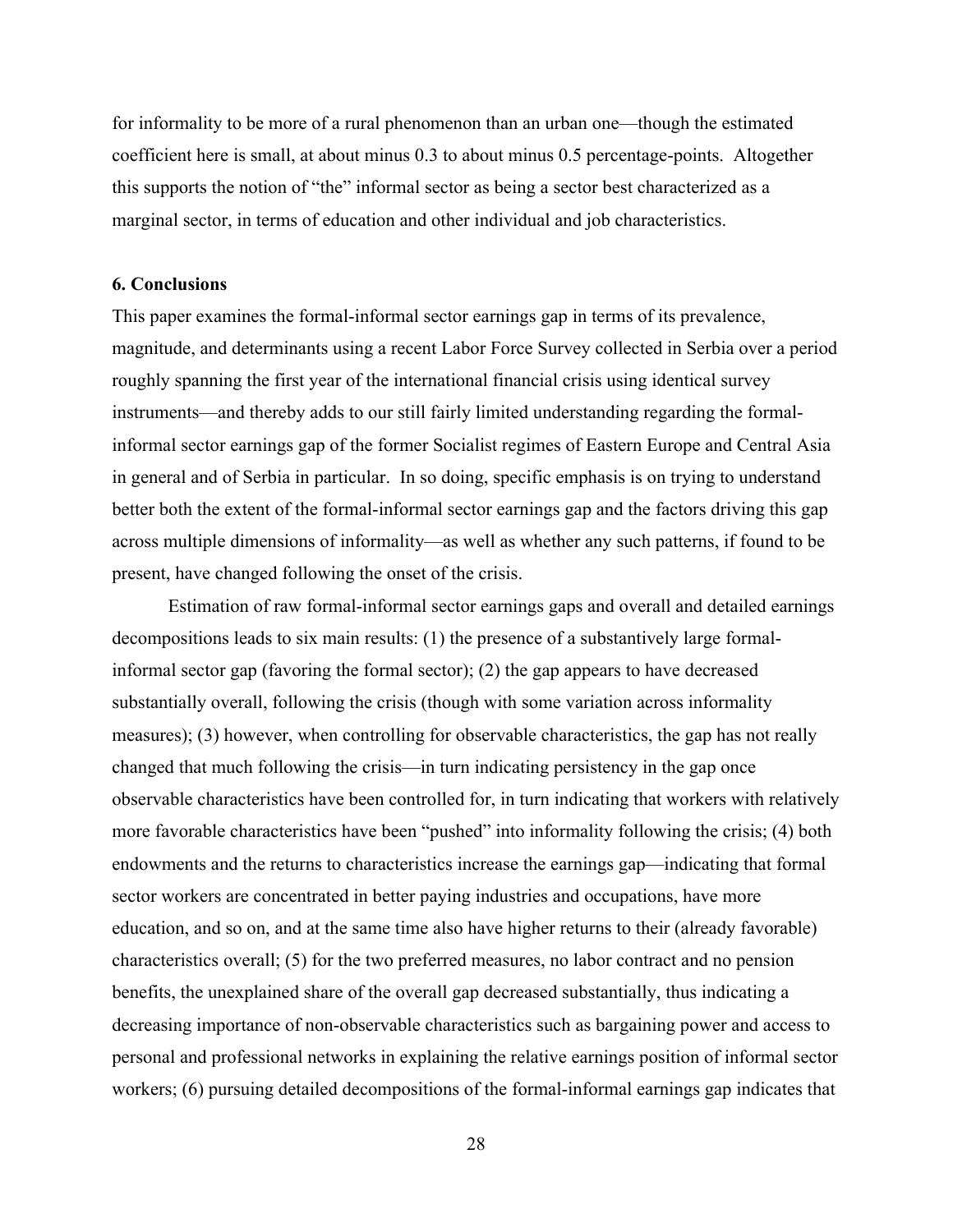for informality to be more of a rural phenomenon than an urban one—though the estimated coefficient here is small, at about minus 0.3 to about minus 0.5 percentage-points. Altogether this supports the notion of "the" informal sector as being a sector best characterized as a marginal sector, in terms of education and other individual and job characteristics.

## 6. Conclusions

This paper examines the formal-informal sector earnings gap in terms of its prevalence, magnitude, and determinants using a recent Labor Force Survey collected in Serbia over a period roughly spanning the first year of the international financial crisis using identical survey instruments—and thereby adds to our still fairly limited understanding regarding the formal-informal sector earnings gap of the former Socialist regimes of Eastern Europe and Central Asia in general and of Serbia in particular. In so doing, specific emphasis is on trying to understand better both the extent of the formal-informal sector earnings gap and the factors driving this gap across multiple dimensions of informality—as well as whether any such patterns, if found to be present, have changed following the onset of the crisis.

Estimation of raw formal-informal sector earnings gaps and overall and detailed earnings decompositions leads to six main results: (1) the presence of a substantively large formal-informal sector gap (favoring the formal sector); (2) the gap appears to have decreased substantially overall, following the crisis (though with some variation across informality measures); (3) however, when controlling for observable characteristics, the gap has not really changed that much following the crisis—in turn indicating persistency in the gap once observable characteristics have been controlled for, in turn indicating that workers with relatively more favorable characteristics have been "pushed" into informality following the crisis; (4) both endowments and the returns to characteristics increase the earnings gap—indicating that formal sector workers are concentrated in better paying industries and occupations, have more education, and so on, and at the same time also have higher returns to their (already favorable) characteristics overall; (5) for the two preferred measures, no labor contract and no pension benefits, the unexplained share of the overall gap decreased substantially, thus indicating a decreasing importance of non-observable characteristics such as bargaining power and access to personal and professional networks in explaining the relative earnings position of informal sector workers; (6) pursuing detailed decompositions of the formal-informal earnings gap indicates that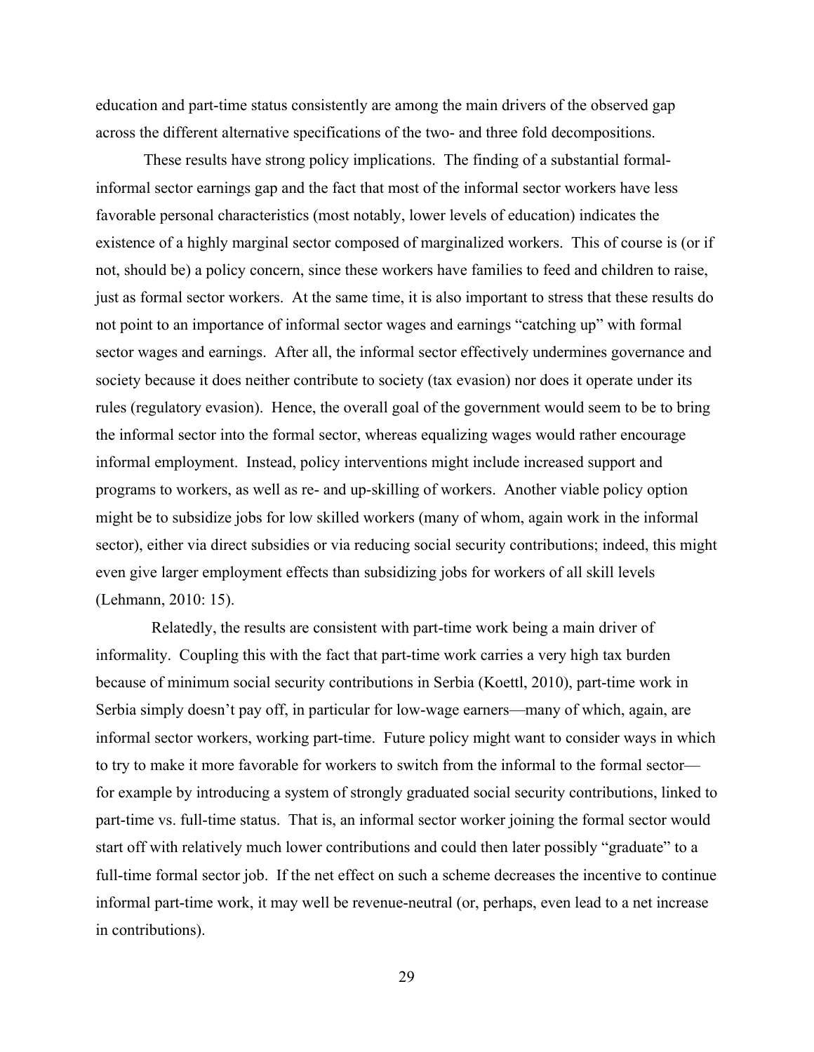education and part-time status consistently are among the main drivers of the observed gap across the different alternative specifications of the two- and three fold decompositions.

These results have strong policy implications. The finding of a substantial formal-informal sector earnings gap and the fact that most of the informal sector workers have less favorable personal characteristics (most notably, lower levels of education) indicates the existence of a highly marginal sector composed of marginalized workers. This of course is (or if not, should be) a policy concern, since these workers have families to feed and children to raise, just as formal sector workers. At the same time, it is also important to stress that these results do not point to an importance of informal sector wages and earnings "catching up" with formal sector wages and earnings. After all, the informal sector effectively undermines governance and society because it does neither contribute to society (tax evasion) nor does it operate under its rules (regulatory evasion). Hence, the overall goal of the government would seem to be to bring the informal sector into the formal sector, whereas equalizing wages would rather encourage informal employment. Instead, policy interventions might include increased support and programs to workers, as well as re- and up-skilling of workers. Another viable policy option might be to subsidize jobs for low skilled workers (many of whom, again work in the informal sector), either via direct subsidies or via reducing social security contributions; indeed, this might even give larger employment effects than subsidizing jobs for workers of all skill levels (Lehmann, 2010: 15).

Relatedly, the results are consistent with part-time work being a main driver of informality. Coupling this with the fact that part-time work carries a very high tax burden because of minimum social security contributions in Serbia (Koettl, 2010), part-time work in Serbia simply doesn't pay off, in particular for low-wage earners—many of which, again, are informal sector workers, working part-time. Future policy might want to consider ways in which to try to make it more favorable for workers to switch from the informal to the formal sector—for example by introducing a system of strongly graduated social security contributions, linked to part-time vs. full-time status. That is, an informal sector worker joining the formal sector would start off with relatively much lower contributions and could then later possibly "graduate" to a full-time formal sector job. If the net effect on such a scheme decreases the incentive to continue informal part-time work, it may well be revenue-neutral (or, perhaps, even lead to a net increase in contributions).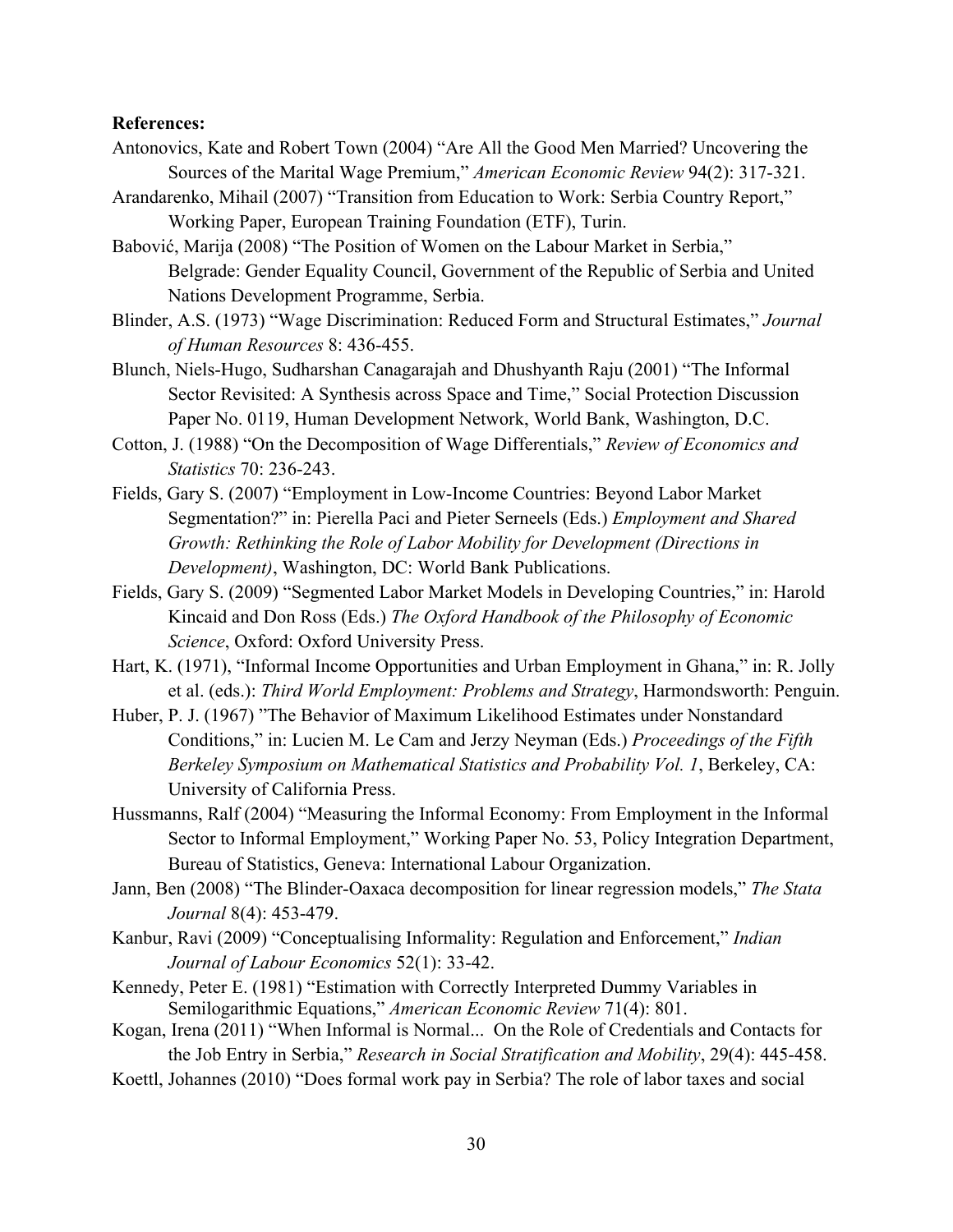**References:**

Antonovics, Kate and Robert Town (2004) "Are All the Good Men Married? Uncovering the Sources of the Marital Wage Premium," *American Economic Review* 94(2): 317-321.

Arandarenko, Mihail (2007) "Transition from Education to Work: Serbia Country Report," Working Paper, European Training Foundation (ETF), Turin.

Babović, Marija (2008) "The Position of Women on the Labour Market in Serbia," Belgrade: Gender Equality Council, Government of the Republic of Serbia and United Nations Development Programme, Serbia.

Blinder, A.S. (1973) "Wage Discrimination: Reduced Form and Structural Estimates," *Journal of Human Resources* 8: 436-455.

Blunch, Niels-Hugo, Sudharshan Canagarajah and Dhushyanth Raju (2001) "The Informal Sector Revisited: A Synthesis across Space and Time," Social Protection Discussion Paper No. 0119, Human Development Network, World Bank, Washington, D.C.

Cotton, J. (1988) "On the Decomposition of Wage Differentials," *Review of Economics and Statistics* 70: 236-243.

Fields, Gary S. (2007) "Employment in Low-Income Countries: Beyond Labor Market Segmentation?" in: Pierella Paci and Pieter Serneels (Eds.) *Employment and Shared Growth: Rethinking the Role of Labor Mobility for Development (Directions in Development)*, Washington, DC: World Bank Publications.

Fields, Gary S. (2009) "Segmented Labor Market Models in Developing Countries," in: Harold Kincaid and Don Ross (Eds.) *The Oxford Handbook of the Philosophy of Economic Science*, Oxford: Oxford University Press.

Hart, K. (1971), "Informal Income Opportunities and Urban Employment in Ghana," in: R. Jolly et al. (eds.): *Third World Employment: Problems and Strategy*, Harmondsworth: Penguin.

Huber, P. J. (1967) "The Behavior of Maximum Likelihood Estimates under Nonstandard Conditions," in: Lucien M. Le Cam and Jerzy Neyman (Eds.) *Proceedings of the Fifth Berkeley Symposium on Mathematical Statistics and Probability Vol. 1*, Berkeley, CA: University of California Press.

Hussmanns, Ralf (2004) "Measuring the Informal Economy: From Employment in the Informal Sector to Informal Employment," Working Paper No. 53, Policy Integration Department, Bureau of Statistics, Geneva: International Labour Organization.

Jann, Ben (2008) "The Blinder-Oaxaca decomposition for linear regression models," *The Stata Journal* 8(4): 453-479.

Kanbur, Ravi (2009) "Conceptualising Informality: Regulation and Enforcement," *Indian Journal of Labour Economics* 52(1): 33-42.

Kennedy, Peter E. (1981) "Estimation with Correctly Interpreted Dummy Variables in Semilogarithmic Equations," *American Economic Review* 71(4): 801.

Kogan, Irena (2011) "When Informal is Normal... On the Role of Credentials and Contacts for the Job Entry in Serbia," *Research in Social Stratification and Mobility*, 29(4): 445-458.

Koettl, Johannes (2010) "Does formal work pay in Serbia? The role of labor taxes and social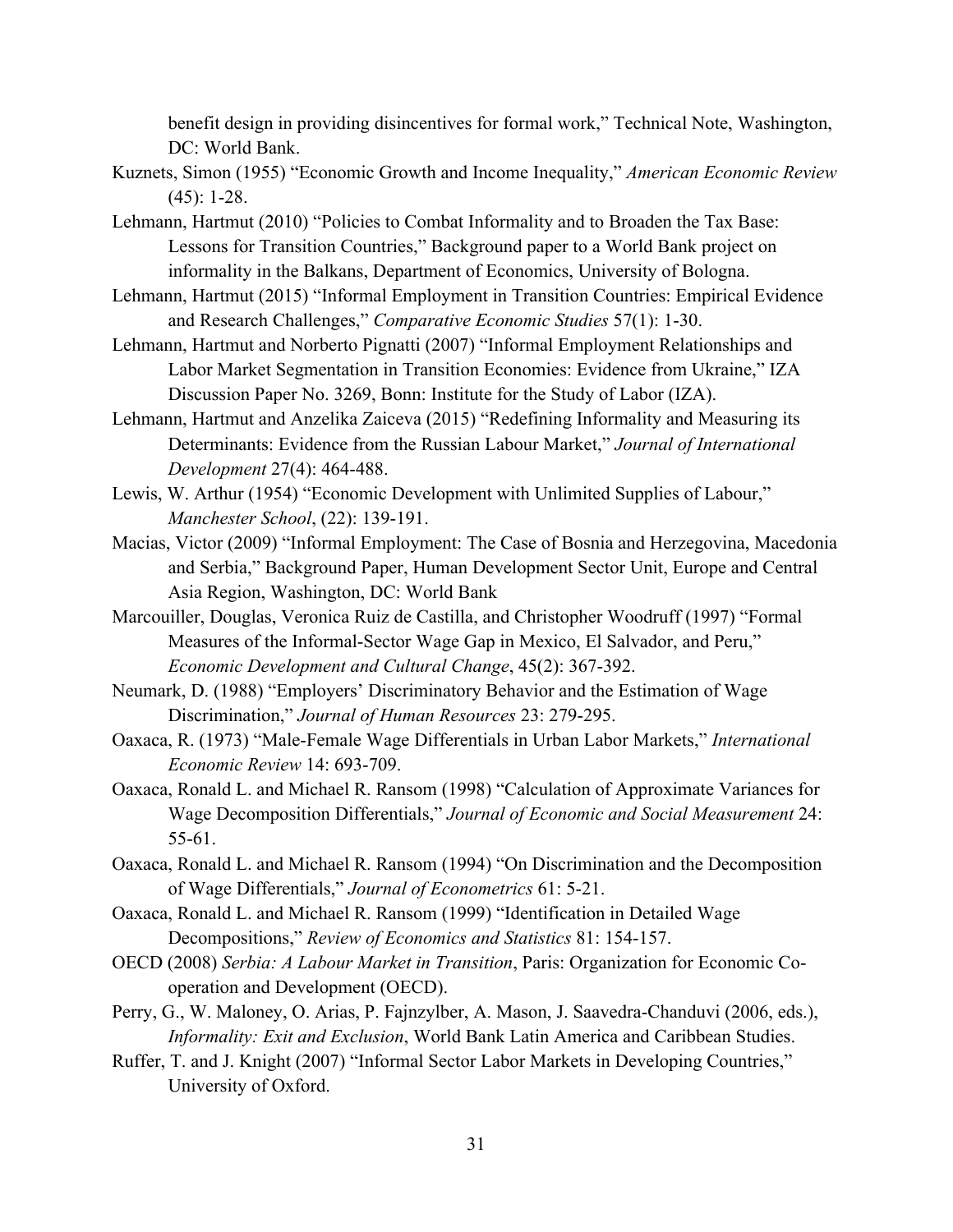benefit design in providing disincentives for formal work," Technical Note, Washington, DC: World Bank.

Kuznets, Simon (1955) "Economic Growth and Income Inequality," *American Economic Review* (45): 1-28.

Lehmann, Hartmut (2010) "Policies to Combat Informality and to Broaden the Tax Base: Lessons for Transition Countries," Background paper to a World Bank project on informality in the Balkans, Department of Economics, University of Bologna.

Lehmann, Hartmut (2015) "Informal Employment in Transition Countries: Empirical Evidence and Research Challenges," *Comparative Economic Studies* 57(1): 1-30.

Lehmann, Hartmut and Norberto Pignatti (2007) "Informal Employment Relationships and Labor Market Segmentation in Transition Economies: Evidence from Ukraine," IZA Discussion Paper No. 3269, Bonn: Institute for the Study of Labor (IZA).

Lehmann, Hartmut and Anzelika Zaiceva (2015) "Redefining Informality and Measuring its Determinants: Evidence from the Russian Labour Market," *Journal of International Development* 27(4): 464-488.

Lewis, W. Arthur (1954) "Economic Development with Unlimited Supplies of Labour," *Manchester School*, (22): 139-191.

Macias, Victor (2009) "Informal Employment: The Case of Bosnia and Herzegovina, Macedonia and Serbia," Background Paper, Human Development Sector Unit, Europe and Central Asia Region, Washington, DC: World Bank

Marcouiller, Douglas, Veronica Ruiz de Castilla, and Christopher Woodruff (1997) "Formal Measures of the Informal-Sector Wage Gap in Mexico, El Salvador, and Peru," *Economic Development and Cultural Change*, 45(2): 367-392.

Neumark, D. (1988) "Employers' Discriminatory Behavior and the Estimation of Wage Discrimination," *Journal of Human Resources* 23: 279-295.

Oaxaca, R. (1973) "Male-Female Wage Differentials in Urban Labor Markets," *International Economic Review* 14: 693-709.

Oaxaca, Ronald L. and Michael R. Ransom (1998) "Calculation of Approximate Variances for Wage Decomposition Differentials," *Journal of Economic and Social Measurement* 24: 55-61.

Oaxaca, Ronald L. and Michael R. Ransom (1994) "On Discrimination and the Decomposition of Wage Differentials," *Journal of Econometrics* 61: 5-21.

Oaxaca, Ronald L. and Michael R. Ransom (1999) "Identification in Detailed Wage Decompositions," *Review of Economics and Statistics* 81: 154-157.

OECD (2008) *Serbia: A Labour Market in Transition*, Paris: Organization for Economic Co-operation and Development (OECD).

Perry, G., W. Maloney, O. Arias, P. Fajnzylber, A. Mason, J. Saavedra-Chanduvi (2006, eds.), *Informality: Exit and Exclusion*, World Bank Latin America and Caribbean Studies.

Ruffer, T. and J. Knight (2007) "Informal Sector Labor Markets in Developing Countries," University of Oxford.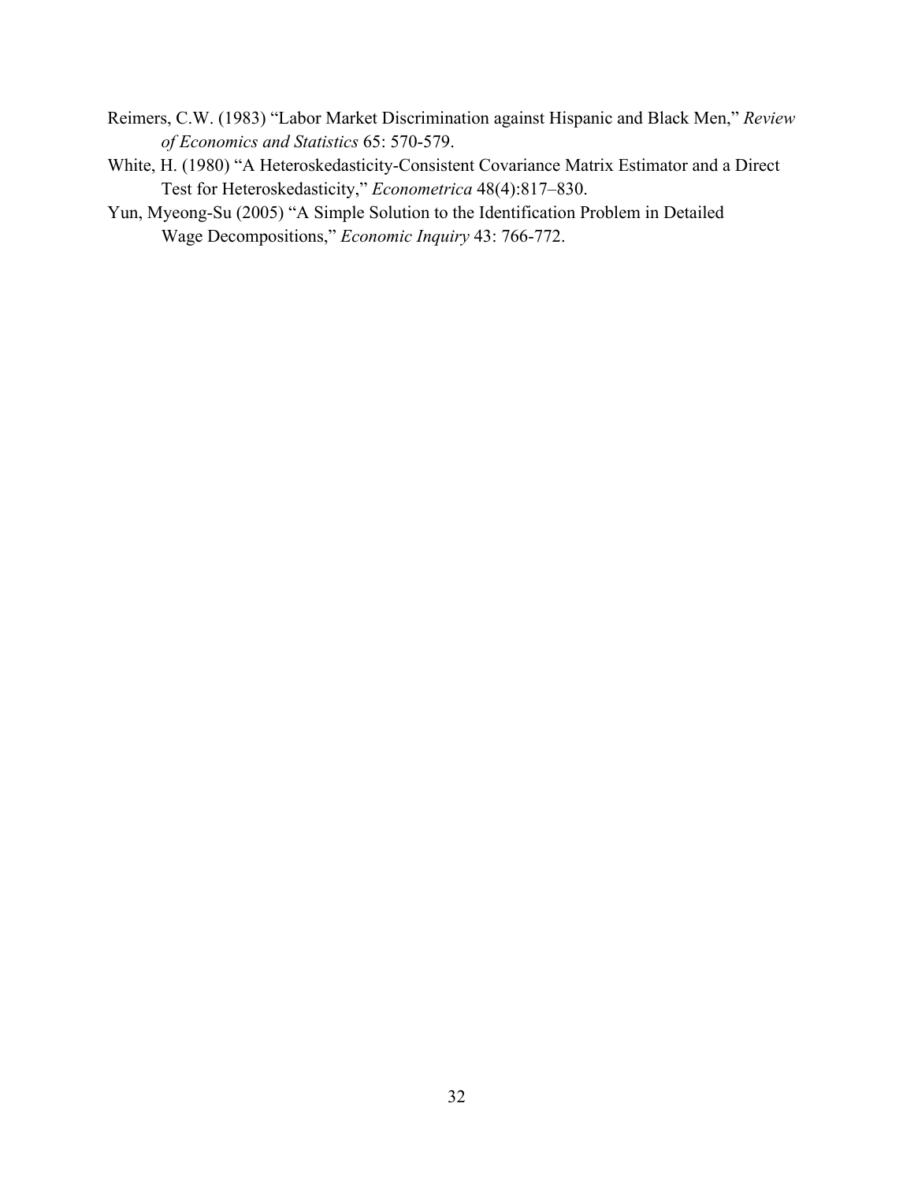Reimers, C.W. (1983) “Labor Market Discrimination against Hispanic and Black Men,” *Review of Economics and Statistics* 65: 570-579.

White, H. (1980) “A Heteroskedasticity-Consistent Covariance Matrix Estimator and a Direct Test for Heteroskedasticity,” *Econometrica* 48(4):817–830.

Yun, Myeong-Su (2005) “A Simple Solution to the Identification Problem in Detailed Wage Decompositions,” *Economic Inquiry* 43: 766-772.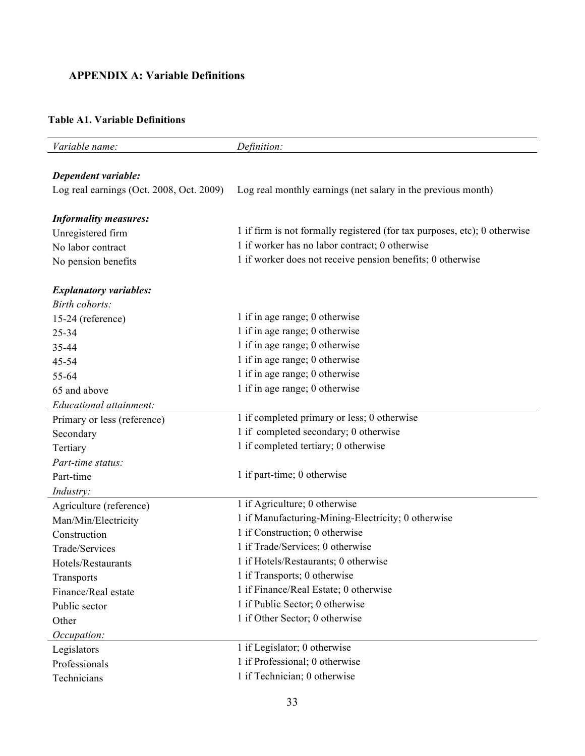### APPENDIX A: Variable Definitions

**Table A1. Variable Definitions**

| *Variable name:* | *Definition:* |
|---|---|
| ***Dependent variable:*** | |
| Log real earnings (Oct. 2008, Oct. 2009) | Log real monthly earnings (net salary in the previous month) |
| ***Informality measures:*** | |
| Unregistered firm | 1 if firm is not formally registered (for tax purposes, etc); 0 otherwise |
| No labor contract | 1 if worker has no labor contract; 0 otherwise |
| No pension benefits | 1 if worker does not receive pension benefits; 0 otherwise |
| ***Explanatory variables:*** | |
| *Birth cohorts:* | |
| 15-24 (reference) | 1 if in age range; 0 otherwise |
| 25-34 | 1 if in age range; 0 otherwise |
| 35-44 | 1 if in age range; 0 otherwise |
| 45-54 | 1 if in age range; 0 otherwise |
| 55-64 | 1 if in age range; 0 otherwise |
| 65 and above | 1 if in age range; 0 otherwise |
| *Educational attainment:* | |
| Primary or less (reference) | 1 if completed primary or less; 0 otherwise |
| Secondary | 1 if completed secondary; 0 otherwise |
| Tertiary | 1 if completed tertiary; 0 otherwise |
| *Part-time status:* | |
| Part-time | 1 if part-time; 0 otherwise |
| *Industry:* | |
| Agriculture (reference) | 1 if Agriculture; 0 otherwise |
| Man/Min/Electricity | 1 if Manufacturing-Mining-Electricity; 0 otherwise |
| Construction | 1 if Construction; 0 otherwise |
| Trade/Services | 1 if Trade/Services; 0 otherwise |
| Hotels/Restaurants | 1 if Hotels/Restaurants; 0 otherwise |
| Transports | 1 if Transports; 0 otherwise |
| Finance/Real estate | 1 if Finance/Real Estate; 0 otherwise |
| Public sector | 1 if Public Sector; 0 otherwise |
| Other | 1 if Other Sector; 0 otherwise |
| *Occupation:* | |
| Legislators | 1 if Legislator; 0 otherwise |
| Professionals | 1 if Professional; 0 otherwise |
| Technicians | 1 if Technician; 0 otherwise |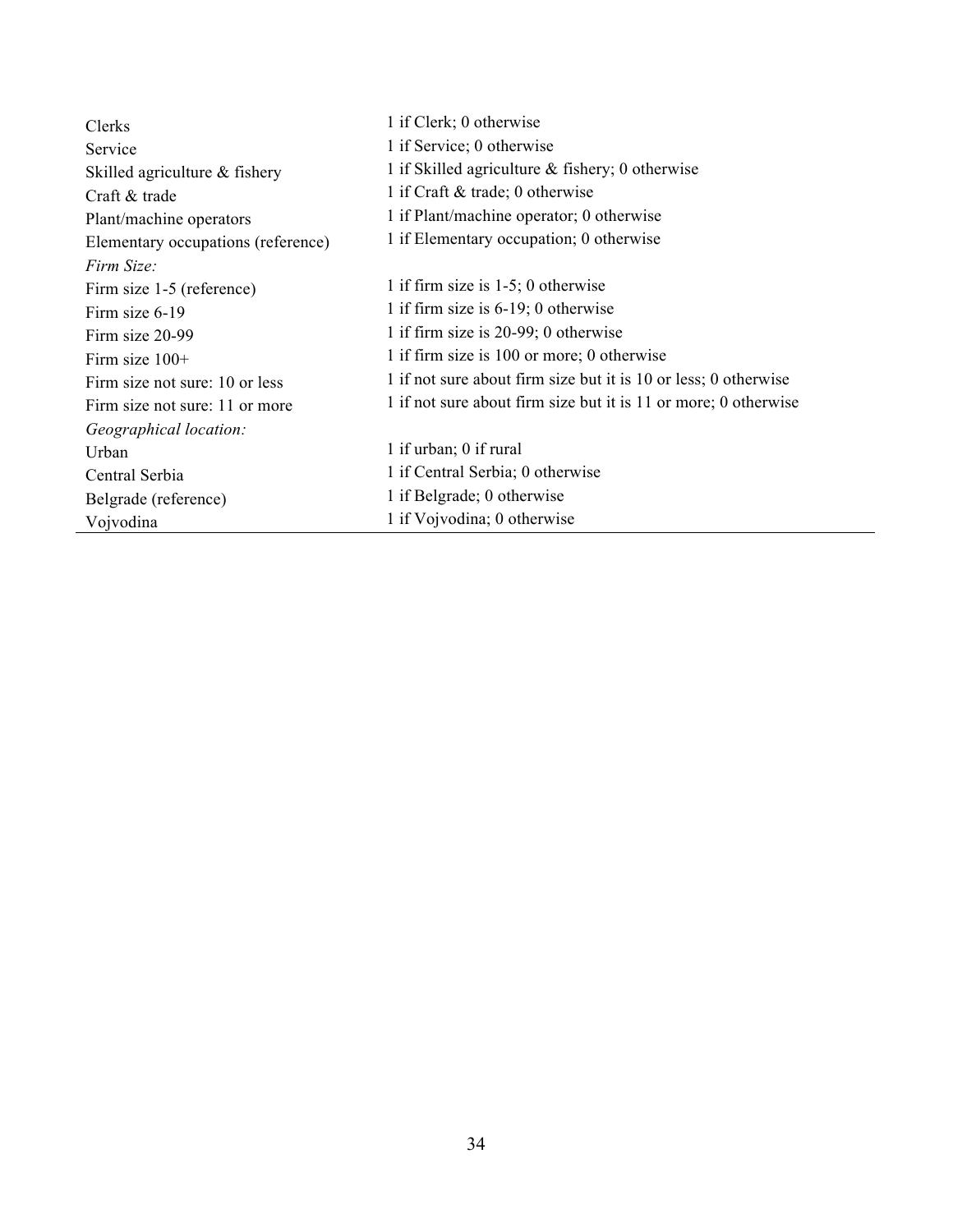| | |
|---|---|
| Clerks | 1 if Clerk; 0 otherwise |
| Service | 1 if Service; 0 otherwise |
| Skilled agriculture & fishery | 1 if Skilled agriculture & fishery; 0 otherwise |
| Craft & trade | 1 if Craft & trade; 0 otherwise |
| Plant/machine operators | 1 if Plant/machine operator; 0 otherwise |
| Elementary occupations (reference) | 1 if Elementary occupation; 0 otherwise |
| *Firm Size:* | |
| Firm size 1-5 (reference) | 1 if firm size is 1-5; 0 otherwise |
| Firm size 6-19 | 1 if firm size is 6-19; 0 otherwise |
| Firm size 20-99 | 1 if firm size is 20-99; 0 otherwise |
| Firm size 100+ | 1 if firm size is 100 or more; 0 otherwise |
| Firm size not sure: 10 or less | 1 if not sure about firm size but it is 10 or less; 0 otherwise |
| Firm size not sure: 11 or more | 1 if not sure about firm size but it is 11 or more; 0 otherwise |
| *Geographical location:* | |
| Urban | 1 if urban; 0 if rural |
| Central Serbia | 1 if Central Serbia; 0 otherwise |
| Belgrade (reference) | 1 if Belgrade; 0 otherwise |
| Vojvodina | 1 if Vojvodina; 0 otherwise |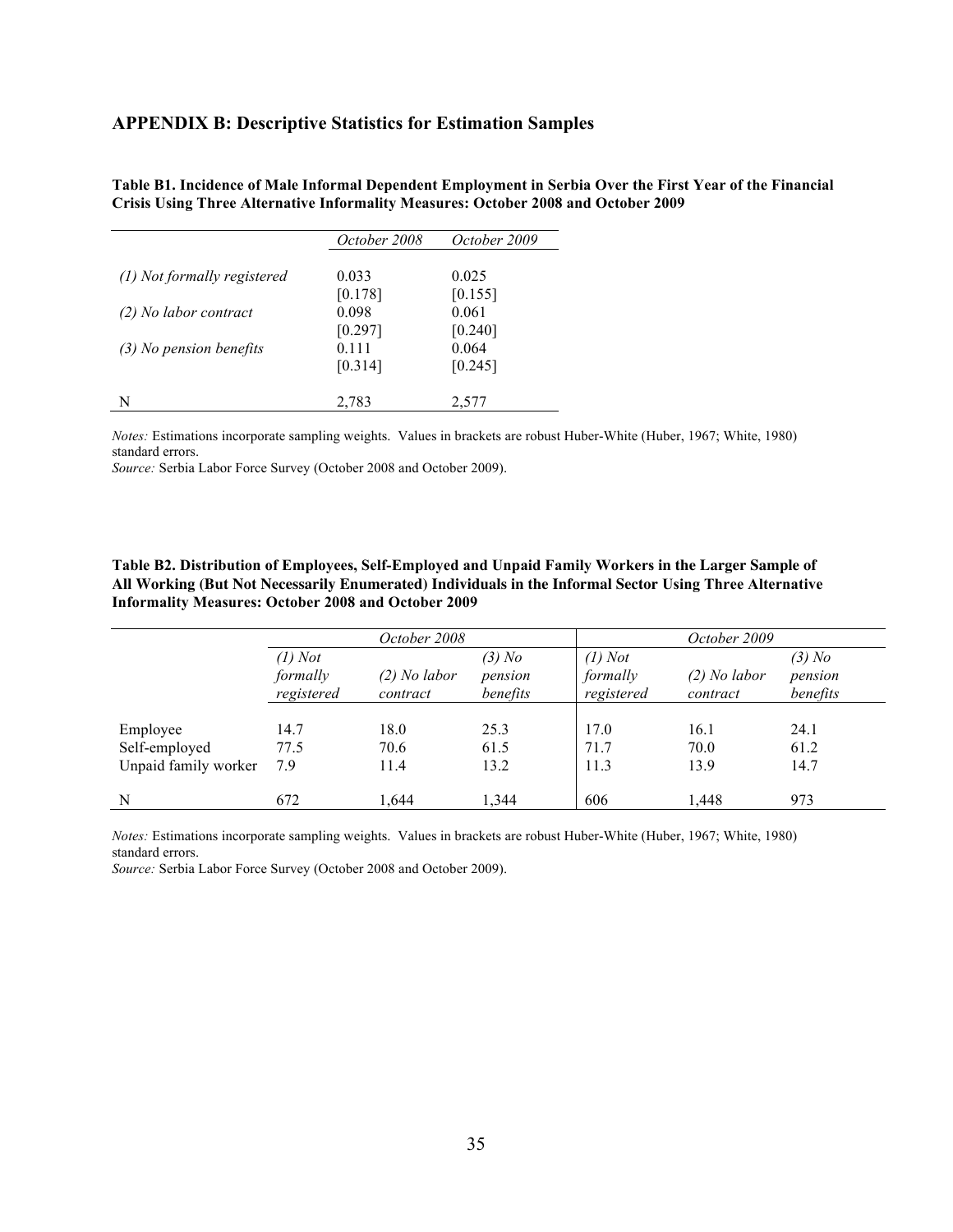## APPENDIX B: Descriptive Statistics for Estimation Samples

**Table B1. Incidence of Male Informal Dependent Employment in Serbia Over the First Year of the Financial Crisis Using Three Alternative Informality Measures: October 2008 and October 2009**

| | *October 2008* | *October 2009* |
|---|---|---|
| *(1) Not formally registered* | 0.033 | 0.025 |
| | [0.178] | [0.155] |
| *(2) No labor contract* | 0.098 | 0.061 |
| | [0.297] | [0.240] |
| *(3) No pension benefits* | 0.111 | 0.064 |
| | [0.314] | [0.245] |
| N | 2,783 | 2,577 |

*Notes:* Estimations incorporate sampling weights. Values in brackets are robust Huber-White (Huber, 1967; White, 1980) standard errors.
*Source:* Serbia Labor Force Survey (October 2008 and October 2009).

**Table B2. Distribution of Employees, Self-Employed and Unpaid Family Workers in the Larger Sample of All Working (But Not Necessarily Enumerated) Individuals in the Informal Sector Using Three Alternative Informality Measures: October 2008 and October 2009**

| | *October 2008* | | | *October 2009* | | |
|---|---|---|---|---|---|---|
| | *(1) Not formally registered* | *(2) No labor contract* | *(3) No pension benefits* | *(1) Not formally registered* | *(2) No labor contract* | *(3) No pension benefits* |
| Employee | 14.7 | 18.0 | 25.3 | 17.0 | 16.1 | 24.1 |
| Self-employed | 77.5 | 70.6 | 61.5 | 71.7 | 70.0 | 61.2 |
| Unpaid family worker | 7.9 | 11.4 | 13.2 | 11.3 | 13.9 | 14.7 |
| N | 672 | 1,644 | 1,344 | 606 | 1,448 | 973 |

*Notes:* Estimations incorporate sampling weights. Values in brackets are robust Huber-White (Huber, 1967; White, 1980) standard errors.
*Source:* Serbia Labor Force Survey (October 2008 and October 2009).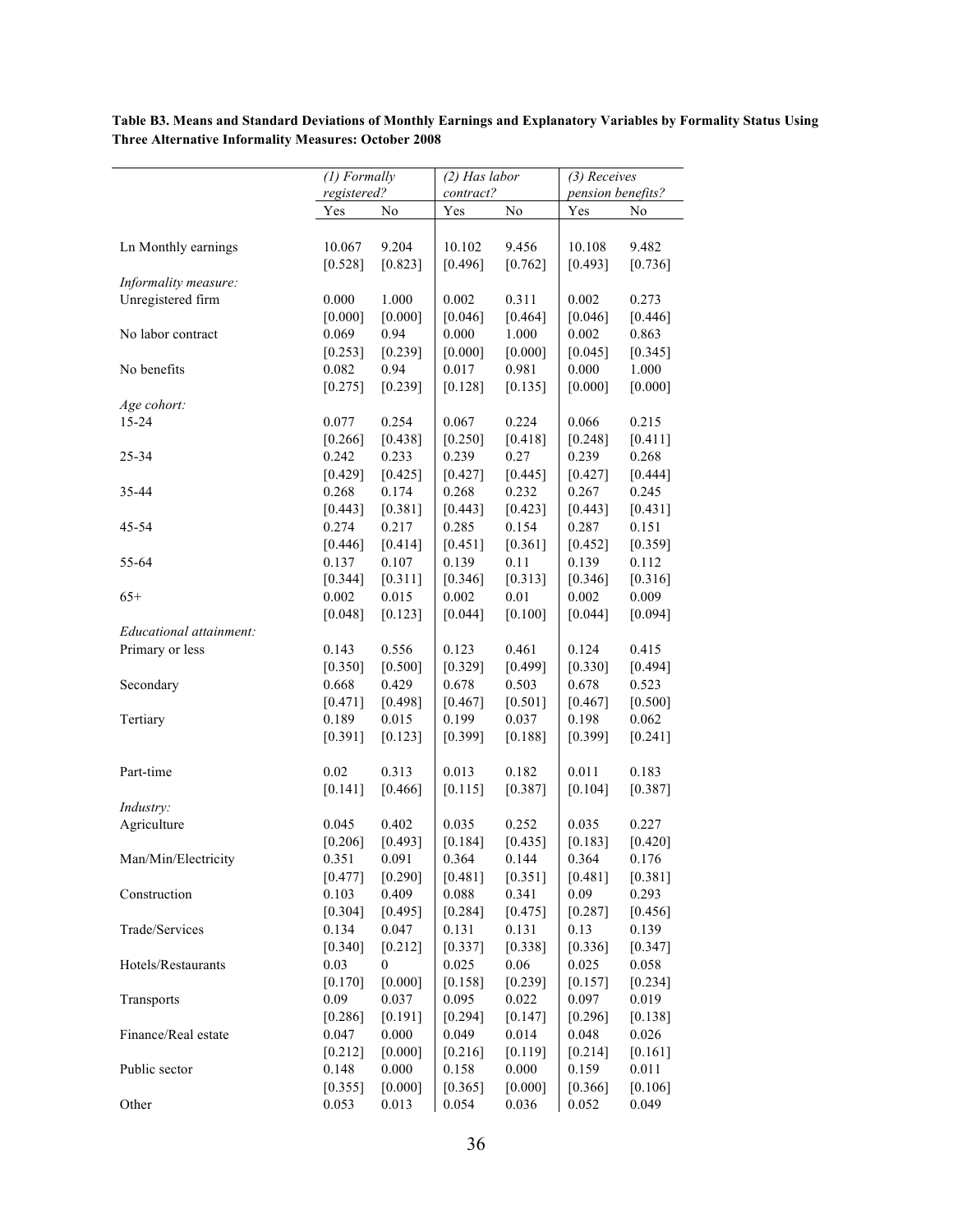**Table B3. Means and Standard Deviations of Monthly Earnings and Explanatory Variables by Formality Status Using Three Alternative Informality Measures: October 2008**

| | (1) Formally registered? | | (2) Has labor contract? | | (3) Receives pension benefits? | |
|---|---|---|---|---|---|---|
| | Yes | No | Yes | No | Yes | No |
| Ln Monthly earnings | 10.067 | 9.204 | 10.102 | 9.456 | 10.108 | 9.482 |
| | [0.528] | [0.823] | [0.496] | [0.762] | [0.493] | [0.736] |
| *Informality measure:* | | | | | | |
| Unregistered firm | 0.000 | 1.000 | 0.002 | 0.311 | 0.002 | 0.273 |
| | [0.000] | [0.000] | [0.046] | [0.464] | [0.046] | [0.446] |
| No labor contract | 0.069 | 0.94 | 0.000 | 1.000 | 0.002 | 0.863 |
| | [0.253] | [0.239] | [0.000] | [0.000] | [0.045] | [0.345] |
| No benefits | 0.082 | 0.94 | 0.017 | 0.981 | 0.000 | 1.000 |
| | [0.275] | [0.239] | [0.128] | [0.135] | [0.000] | [0.000] |
| *Age cohort:* | | | | | | |
| 15-24 | 0.077 | 0.254 | 0.067 | 0.224 | 0.066 | 0.215 |
| | [0.266] | [0.438] | [0.250] | [0.418] | [0.248] | [0.411] |
| 25-34 | 0.242 | 0.233 | 0.239 | 0.27 | 0.239 | 0.268 |
| | [0.429] | [0.425] | [0.427] | [0.445] | [0.427] | [0.444] |
| 35-44 | 0.268 | 0.174 | 0.268 | 0.232 | 0.267 | 0.245 |
| | [0.443] | [0.381] | [0.443] | [0.423] | [0.443] | [0.431] |
| 45-54 | 0.274 | 0.217 | 0.285 | 0.154 | 0.287 | 0.151 |
| | [0.446] | [0.414] | [0.451] | [0.361] | [0.452] | [0.359] |
| 55-64 | 0.137 | 0.107 | 0.139 | 0.11 | 0.139 | 0.112 |
| | [0.344] | [0.311] | [0.346] | [0.313] | [0.346] | [0.316] |
| 65+ | 0.002 | 0.015 | 0.002 | 0.01 | 0.002 | 0.009 |
| | [0.048] | [0.123] | [0.044] | [0.100] | [0.044] | [0.094] |
| *Educational attainment:* | | | | | | |
| Primary or less | 0.143 | 0.556 | 0.123 | 0.461 | 0.124 | 0.415 |
| | [0.350] | [0.500] | [0.329] | [0.499] | [0.330] | [0.494] |
| Secondary | 0.668 | 0.429 | 0.678 | 0.503 | 0.678 | 0.523 |
| | [0.471] | [0.498] | [0.467] | [0.501] | [0.467] | [0.500] |
| Tertiary | 0.189 | 0.015 | 0.199 | 0.037 | 0.198 | 0.062 |
| | [0.391] | [0.123] | [0.399] | [0.188] | [0.399] | [0.241] |
| Part-time | 0.02 | 0.313 | 0.013 | 0.182 | 0.011 | 0.183 |
| | [0.141] | [0.466] | [0.115] | [0.387] | [0.104] | [0.387] |
| *Industry:* | | | | | | |
| Agriculture | 0.045 | 0.402 | 0.035 | 0.252 | 0.035 | 0.227 |
| | [0.206] | [0.493] | [0.184] | [0.435] | [0.183] | [0.420] |
| Man/Min/Electricity | 0.351 | 0.091 | 0.364 | 0.144 | 0.364 | 0.176 |
| | [0.477] | [0.290] | [0.481] | [0.351] | [0.481] | [0.381] |
| Construction | 0.103 | 0.409 | 0.088 | 0.341 | 0.09 | 0.293 |
| | [0.304] | [0.495] | [0.284] | [0.475] | [0.287] | [0.456] |
| Trade/Services | 0.134 | 0.047 | 0.131 | 0.131 | 0.13 | 0.139 |
| | [0.340] | [0.212] | [0.337] | [0.338] | [0.336] | [0.347] |
| Hotels/Restaurants | 0.03 | 0 | 0.025 | 0.06 | 0.025 | 0.058 |
| | [0.170] | [0.000] | [0.158] | [0.239] | [0.157] | [0.234] |
| Transports | 0.09 | 0.037 | 0.095 | 0.022 | 0.097 | 0.019 |
| | [0.286] | [0.191] | [0.294] | [0.147] | [0.296] | [0.138] |
| Finance/Real estate | 0.047 | 0.000 | 0.049 | 0.014 | 0.048 | 0.026 |
| | [0.212] | [0.000] | [0.216] | [0.119] | [0.214] | [0.161] |
| Public sector | 0.148 | 0.000 | 0.158 | 0.000 | 0.159 | 0.011 |
| | [0.355] | [0.000] | [0.365] | [0.000] | [0.366] | [0.106] |
| Other | 0.053 | 0.013 | 0.054 | 0.036 | 0.052 | 0.049 |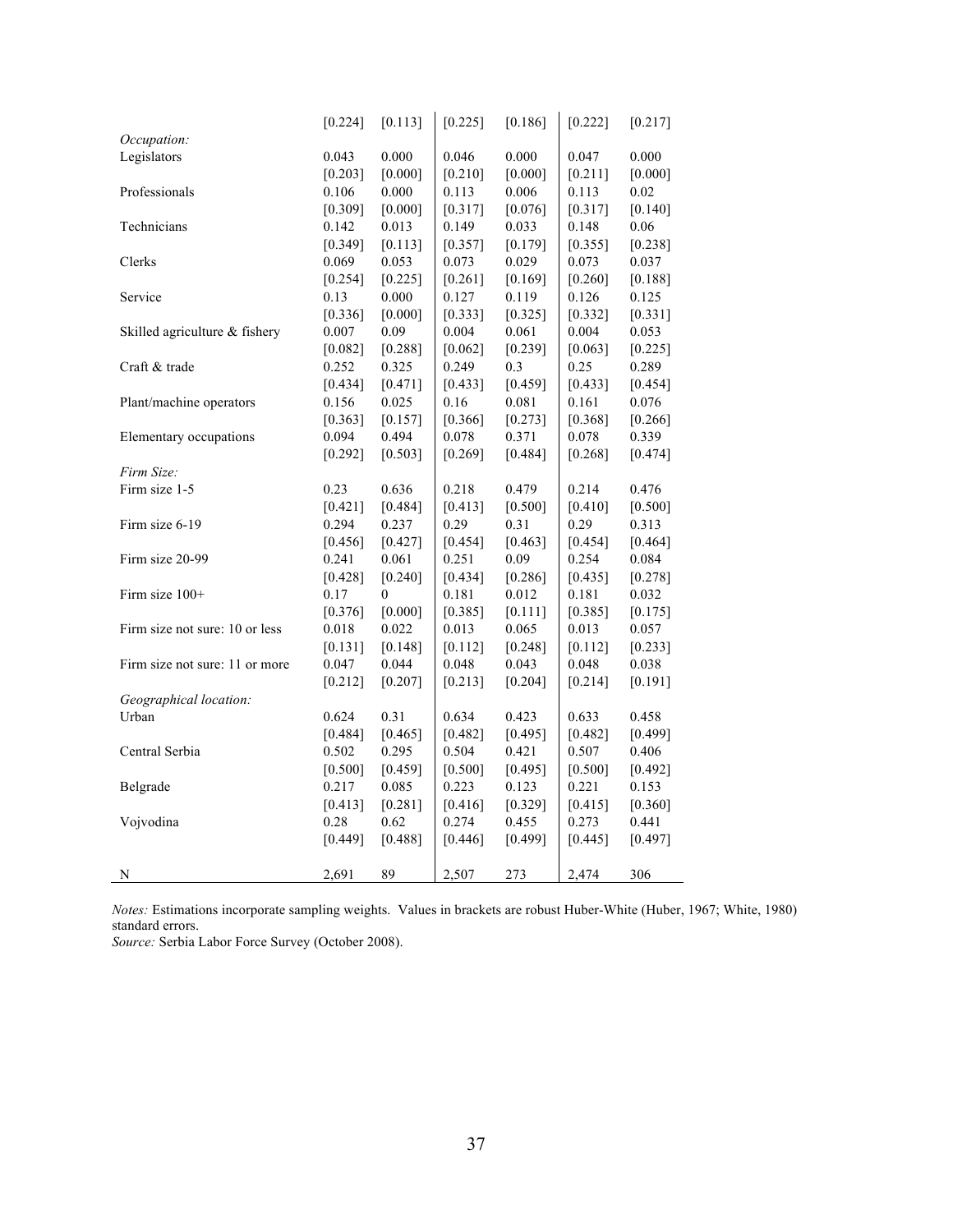| | | | | | | |
|---|---|---|---|---|---|---|
| | [0.224] | [0.113] | [0.225] | [0.186] | [0.222] | [0.217] |
| *Occupation:* | | | | | | |
| Legislators | 0.043 | 0.000 | 0.046 | 0.000 | 0.047 | 0.000 |
| | [0.203] | [0.000] | [0.210] | [0.000] | [0.211] | [0.000] |
| Professionals | 0.106 | 0.000 | 0.113 | 0.006 | 0.113 | 0.02 |
| | [0.309] | [0.000] | [0.317] | [0.076] | [0.317] | [0.140] |
| Technicians | 0.142 | 0.013 | 0.149 | 0.033 | 0.148 | 0.06 |
| | [0.349] | [0.113] | [0.357] | [0.179] | [0.355] | [0.238] |
| Clerks | 0.069 | 0.053 | 0.073 | 0.029 | 0.073 | 0.037 |
| | [0.254] | [0.225] | [0.261] | [0.169] | [0.260] | [0.188] |
| Service | 0.13 | 0.000 | 0.127 | 0.119 | 0.126 | 0.125 |
| | [0.336] | [0.000] | [0.333] | [0.325] | [0.332] | [0.331] |
| Skilled agriculture & fishery | 0.007 | 0.09 | 0.004 | 0.061 | 0.004 | 0.053 |
| | [0.082] | [0.288] | [0.062] | [0.239] | [0.063] | [0.225] |
| Craft & trade | 0.252 | 0.325 | 0.249 | 0.3 | 0.25 | 0.289 |
| | [0.434] | [0.471] | [0.433] | [0.459] | [0.433] | [0.454] |
| Plant/machine operators | 0.156 | 0.025 | 0.16 | 0.081 | 0.161 | 0.076 |
| | [0.363] | [0.157] | [0.366] | [0.273] | [0.368] | [0.266] |
| Elementary occupations | 0.094 | 0.494 | 0.078 | 0.371 | 0.078 | 0.339 |
| | [0.292] | [0.503] | [0.269] | [0.484] | [0.268] | [0.474] |
| *Firm Size:* | | | | | | |
| Firm size 1-5 | 0.23 | 0.636 | 0.218 | 0.479 | 0.214 | 0.476 |
| | [0.421] | [0.484] | [0.413] | [0.500] | [0.410] | [0.500] |
| Firm size 6-19 | 0.294 | 0.237 | 0.29 | 0.31 | 0.29 | 0.313 |
| | [0.456] | [0.427] | [0.454] | [0.463] | [0.454] | [0.464] |
| Firm size 20-99 | 0.241 | 0.061 | 0.251 | 0.09 | 0.254 | 0.084 |
| | [0.428] | [0.240] | [0.434] | [0.286] | [0.435] | [0.278] |
| Firm size 100+ | 0.17 | 0 | 0.181 | 0.012 | 0.181 | 0.032 |
| | [0.376] | [0.000] | [0.385] | [0.111] | [0.385] | [0.175] |
| Firm size not sure: 10 or less | 0.018 | 0.022 | 0.013 | 0.065 | 0.013 | 0.057 |
| | [0.131] | [0.148] | [0.112] | [0.248] | [0.112] | [0.233] |
| Firm size not sure: 11 or more | 0.047 | 0.044 | 0.048 | 0.043 | 0.048 | 0.038 |
| | [0.212] | [0.207] | [0.213] | [0.204] | [0.214] | [0.191] |
| *Geographical location:* | | | | | | |
| Urban | 0.624 | 0.31 | 0.634 | 0.423 | 0.633 | 0.458 |
| | [0.484] | [0.465] | [0.482] | [0.495] | [0.482] | [0.499] |
| Central Serbia | 0.502 | 0.295 | 0.504 | 0.421 | 0.507 | 0.406 |
| | [0.500] | [0.459] | [0.500] | [0.495] | [0.500] | [0.492] |
| Belgrade | 0.217 | 0.085 | 0.223 | 0.123 | 0.221 | 0.153 |
| | [0.413] | [0.281] | [0.416] | [0.329] | [0.415] | [0.360] |
| Vojvodina | 0.28 | 0.62 | 0.274 | 0.455 | 0.273 | 0.441 |
| | [0.449] | [0.488] | [0.446] | [0.499] | [0.445] | [0.497] |
| N | 2,691 | 89 | 2,507 | 273 | 2,474 | 306 |

*Notes:* Estimations incorporate sampling weights. Values in brackets are robust Huber-White (Huber, 1967; White, 1980) standard errors.
*Source:* Serbia Labor Force Survey (October 2008).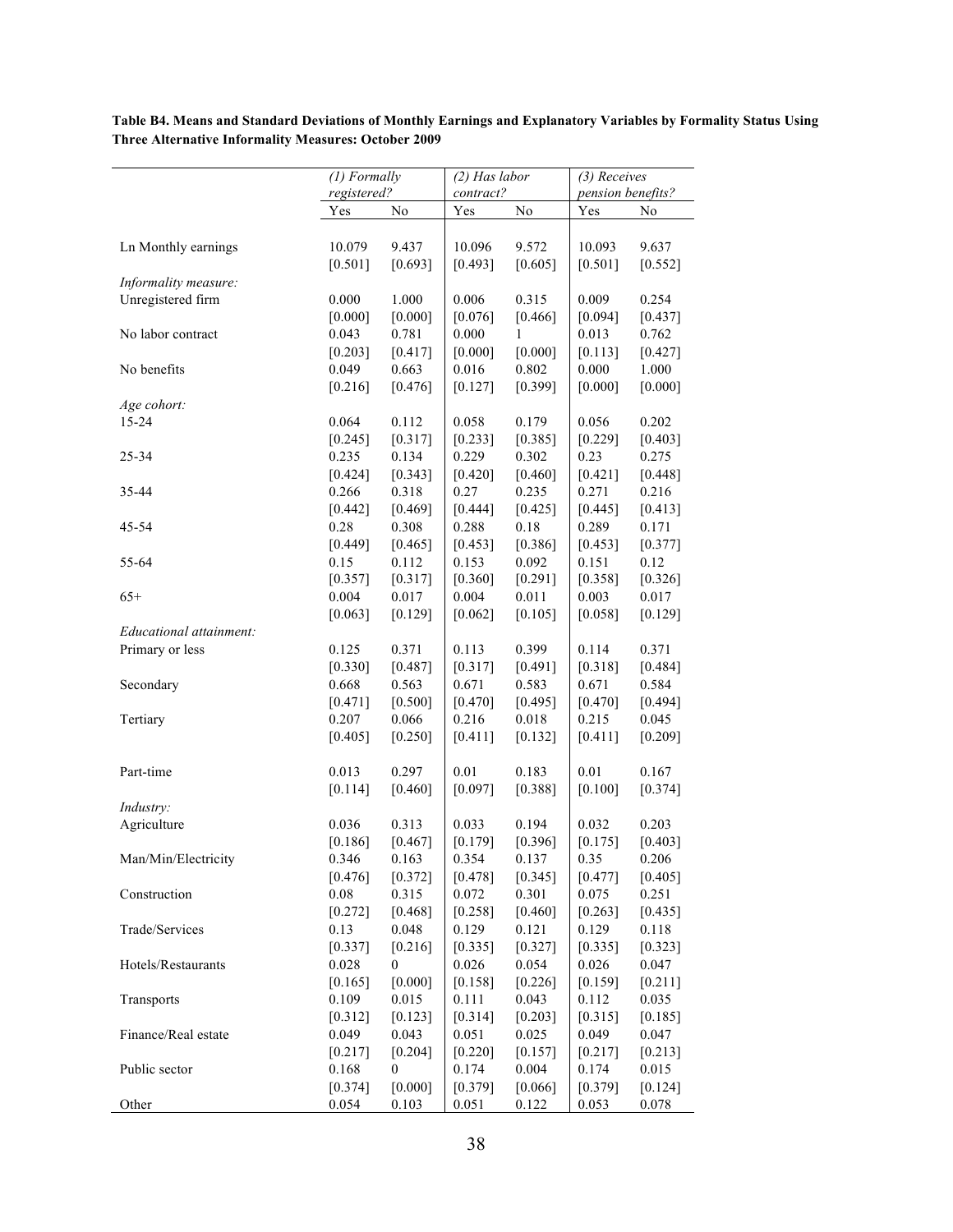**Table B4. Means and Standard Deviations of Monthly Earnings and Explanatory Variables by Formality Status Using Three Alternative Informality Measures: October 2009**

| | (1) Formally registered? | | (2) Has labor contract? | | (3) Receives pension benefits? | |
|---|---|---|---|---|---|---|
| | Yes | No | Yes | No | Yes | No |
| Ln Monthly earnings | 10.079 | 9.437 | 10.096 | 9.572 | 10.093 | 9.637 |
| | [0.501] | [0.693] | [0.493] | [0.605] | [0.501] | [0.552] |
| *Informality measure:* | | | | | | |
| Unregistered firm | 0.000 | 1.000 | 0.006 | 0.315 | 0.009 | 0.254 |
| | [0.000] | [0.000] | [0.076] | [0.466] | [0.094] | [0.437] |
| No labor contract | 0.043 | 0.781 | 0.000 | 1 | 0.013 | 0.762 |
| | [0.203] | [0.417] | [0.000] | [0.000] | [0.113] | [0.427] |
| No benefits | 0.049 | 0.663 | 0.016 | 0.802 | 0.000 | 1.000 |
| | [0.216] | [0.476] | [0.127] | [0.399] | [0.000] | [0.000] |
| *Age cohort:* | | | | | | |
| 15-24 | 0.064 | 0.112 | 0.058 | 0.179 | 0.056 | 0.202 |
| | [0.245] | [0.317] | [0.233] | [0.385] | [0.229] | [0.403] |
| 25-34 | 0.235 | 0.134 | 0.229 | 0.302 | 0.23 | 0.275 |
| | [0.424] | [0.343] | [0.420] | [0.460] | [0.421] | [0.448] |
| 35-44 | 0.266 | 0.318 | 0.27 | 0.235 | 0.271 | 0.216 |
| | [0.442] | [0.469] | [0.444] | [0.425] | [0.445] | [0.413] |
| 45-54 | 0.28 | 0.308 | 0.288 | 0.18 | 0.289 | 0.171 |
| | [0.449] | [0.465] | [0.453] | [0.386] | [0.453] | [0.377] |
| 55-64 | 0.15 | 0.112 | 0.153 | 0.092 | 0.151 | 0.12 |
| | [0.357] | [0.317] | [0.360] | [0.291] | [0.358] | [0.326] |
| 65+ | 0.004 | 0.017 | 0.004 | 0.011 | 0.003 | 0.017 |
| | [0.063] | [0.129] | [0.062] | [0.105] | [0.058] | [0.129] |
| *Educational attainment:* | | | | | | |
| Primary or less | 0.125 | 0.371 | 0.113 | 0.399 | 0.114 | 0.371 |
| | [0.330] | [0.487] | [0.317] | [0.491] | [0.318] | [0.484] |
| Secondary | 0.668 | 0.563 | 0.671 | 0.583 | 0.671 | 0.584 |
| | [0.471] | [0.500] | [0.470] | [0.495] | [0.470] | [0.494] |
| Tertiary | 0.207 | 0.066 | 0.216 | 0.018 | 0.215 | 0.045 |
| | [0.405] | [0.250] | [0.411] | [0.132] | [0.411] | [0.209] |
| Part-time | 0.013 | 0.297 | 0.01 | 0.183 | 0.01 | 0.167 |
| | [0.114] | [0.460] | [0.097] | [0.388] | [0.100] | [0.374] |
| *Industry:* | | | | | | |
| Agriculture | 0.036 | 0.313 | 0.033 | 0.194 | 0.032 | 0.203 |
| | [0.186] | [0.467] | [0.179] | [0.396] | [0.175] | [0.403] |
| Man/Min/Electricity | 0.346 | 0.163 | 0.354 | 0.137 | 0.35 | 0.206 |
| | [0.476] | [0.372] | [0.478] | [0.345] | [0.477] | [0.405] |
| Construction | 0.08 | 0.315 | 0.072 | 0.301 | 0.075 | 0.251 |
| | [0.272] | [0.468] | [0.258] | [0.460] | [0.263] | [0.435] |
| Trade/Services | 0.13 | 0.048 | 0.129 | 0.121 | 0.129 | 0.118 |
| | [0.337] | [0.216] | [0.335] | [0.327] | [0.335] | [0.323] |
| Hotels/Restaurants | 0.028 | 0 | 0.026 | 0.054 | 0.026 | 0.047 |
| | [0.165] | [0.000] | [0.158] | [0.226] | [0.159] | [0.211] |
| Transports | 0.109 | 0.015 | 0.111 | 0.043 | 0.112 | 0.035 |
| | [0.312] | [0.123] | [0.314] | [0.203] | [0.315] | [0.185] |
| Finance/Real estate | 0.049 | 0.043 | 0.051 | 0.025 | 0.049 | 0.047 |
| | [0.217] | [0.204] | [0.220] | [0.157] | [0.217] | [0.213] |
| Public sector | 0.168 | 0 | 0.174 | 0.004 | 0.174 | 0.015 |
| | [0.374] | [0.000] | [0.379] | [0.066] | [0.379] | [0.124] |
| Other | 0.054 | 0.103 | 0.051 | 0.122 | 0.053 | 0.078 |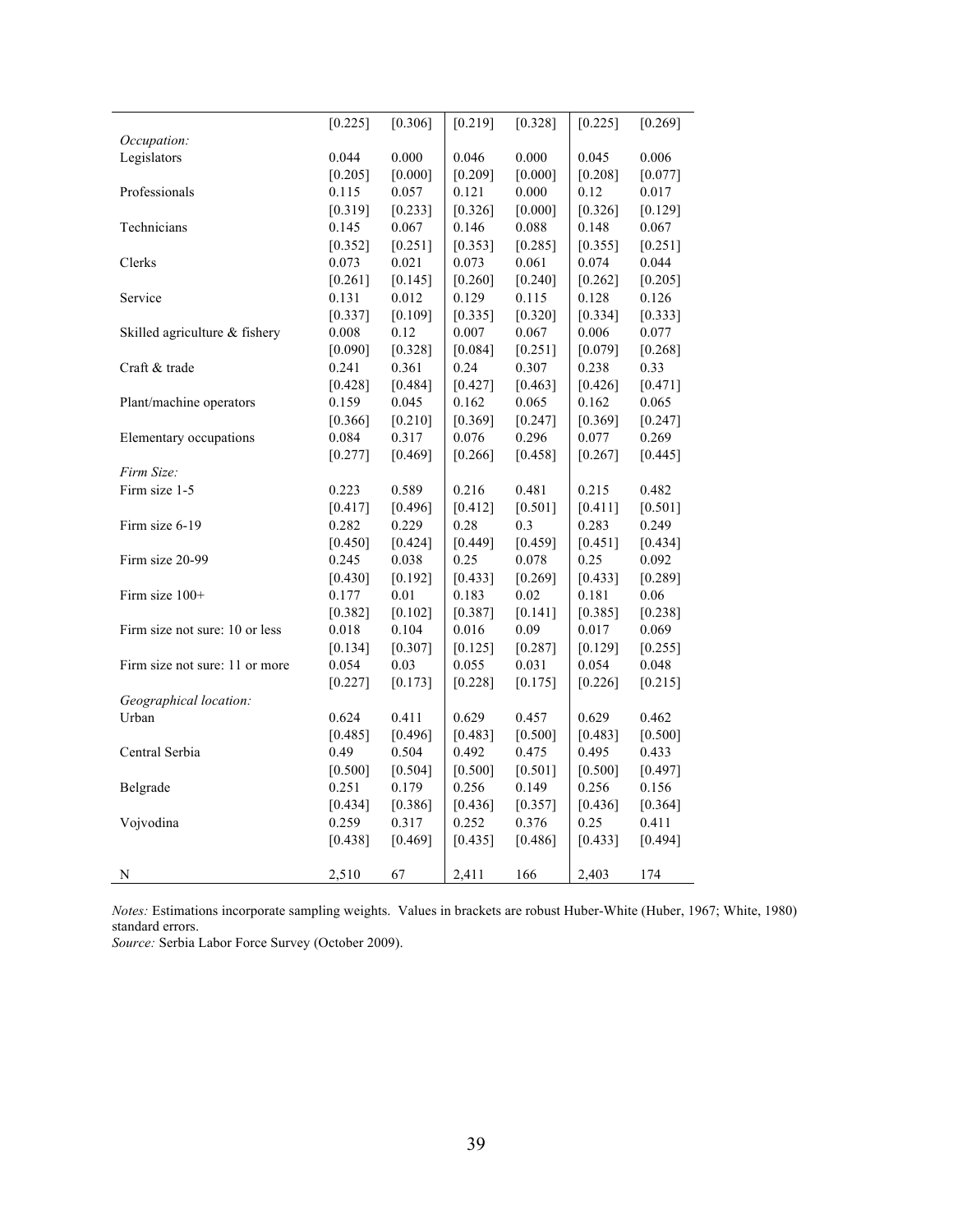| | | | | | | |
|---|---|---|---|---|---|---|
| | [0.225] | [0.306] | [0.219] | [0.328] | [0.225] | [0.269] |
| *Occupation:* | | | | | | |
| Legislators | 0.044 | 0.000 | 0.046 | 0.000 | 0.045 | 0.006 |
| | [0.205] | [0.000] | [0.209] | [0.000] | [0.208] | [0.077] |
| Professionals | 0.115 | 0.057 | 0.121 | 0.000 | 0.12 | 0.017 |
| | [0.319] | [0.233] | [0.326] | [0.000] | [0.326] | [0.129] |
| Technicians | 0.145 | 0.067 | 0.146 | 0.088 | 0.148 | 0.067 |
| | [0.352] | [0.251] | [0.353] | [0.285] | [0.355] | [0.251] |
| Clerks | 0.073 | 0.021 | 0.073 | 0.061 | 0.074 | 0.044 |
| | [0.261] | [0.145] | [0.260] | [0.240] | [0.262] | [0.205] |
| Service | 0.131 | 0.012 | 0.129 | 0.115 | 0.128 | 0.126 |
| | [0.337] | [0.109] | [0.335] | [0.320] | [0.334] | [0.333] |
| Skilled agriculture & fishery | 0.008 | 0.12 | 0.007 | 0.067 | 0.006 | 0.077 |
| | [0.090] | [0.328] | [0.084] | [0.251] | [0.079] | [0.268] |
| Craft & trade | 0.241 | 0.361 | 0.24 | 0.307 | 0.238 | 0.33 |
| | [0.428] | [0.484] | [0.427] | [0.463] | [0.426] | [0.471] |
| Plant/machine operators | 0.159 | 0.045 | 0.162 | 0.065 | 0.162 | 0.065 |
| | [0.366] | [0.210] | [0.369] | [0.247] | [0.369] | [0.247] |
| Elementary occupations | 0.084 | 0.317 | 0.076 | 0.296 | 0.077 | 0.269 |
| | [0.277] | [0.469] | [0.266] | [0.458] | [0.267] | [0.445] |
| *Firm Size:* | | | | | | |
| Firm size 1-5 | 0.223 | 0.589 | 0.216 | 0.481 | 0.215 | 0.482 |
| | [0.417] | [0.496] | [0.412] | [0.501] | [0.411] | [0.501] |
| Firm size 6-19 | 0.282 | 0.229 | 0.28 | 0.3 | 0.283 | 0.249 |
| | [0.450] | [0.424] | [0.449] | [0.459] | [0.451] | [0.434] |
| Firm size 20-99 | 0.245 | 0.038 | 0.25 | 0.078 | 0.25 | 0.092 |
| | [0.430] | [0.192] | [0.433] | [0.269] | [0.433] | [0.289] |
| Firm size 100+ | 0.177 | 0.01 | 0.183 | 0.02 | 0.181 | 0.06 |
| | [0.382] | [0.102] | [0.387] | [0.141] | [0.385] | [0.238] |
| Firm size not sure: 10 or less | 0.018 | 0.104 | 0.016 | 0.09 | 0.017 | 0.069 |
| | [0.134] | [0.307] | [0.125] | [0.287] | [0.129] | [0.255] |
| Firm size not sure: 11 or more | 0.054 | 0.03 | 0.055 | 0.031 | 0.054 | 0.048 |
| | [0.227] | [0.173] | [0.228] | [0.175] | [0.226] | [0.215] |
| *Geographical location:* | | | | | | |
| Urban | 0.624 | 0.411 | 0.629 | 0.457 | 0.629 | 0.462 |
| | [0.485] | [0.496] | [0.483] | [0.500] | [0.483] | [0.500] |
| Central Serbia | 0.49 | 0.504 | 0.492 | 0.475 | 0.495 | 0.433 |
| | [0.500] | [0.504] | [0.500] | [0.501] | [0.500] | [0.497] |
| Belgrade | 0.251 | 0.179 | 0.256 | 0.149 | 0.256 | 0.156 |
| | [0.434] | [0.386] | [0.436] | [0.357] | [0.436] | [0.364] |
| Vojvodina | 0.259 | 0.317 | 0.252 | 0.376 | 0.25 | 0.411 |
| | [0.438] | [0.469] | [0.435] | [0.486] | [0.433] | [0.494] |
| N | 2,510 | 67 | 2,411 | 166 | 2,403 | 174 |

*Notes:* Estimations incorporate sampling weights. Values in brackets are robust Huber-White (Huber, 1967; White, 1980) standard errors.
*Source:* Serbia Labor Force Survey (October 2009).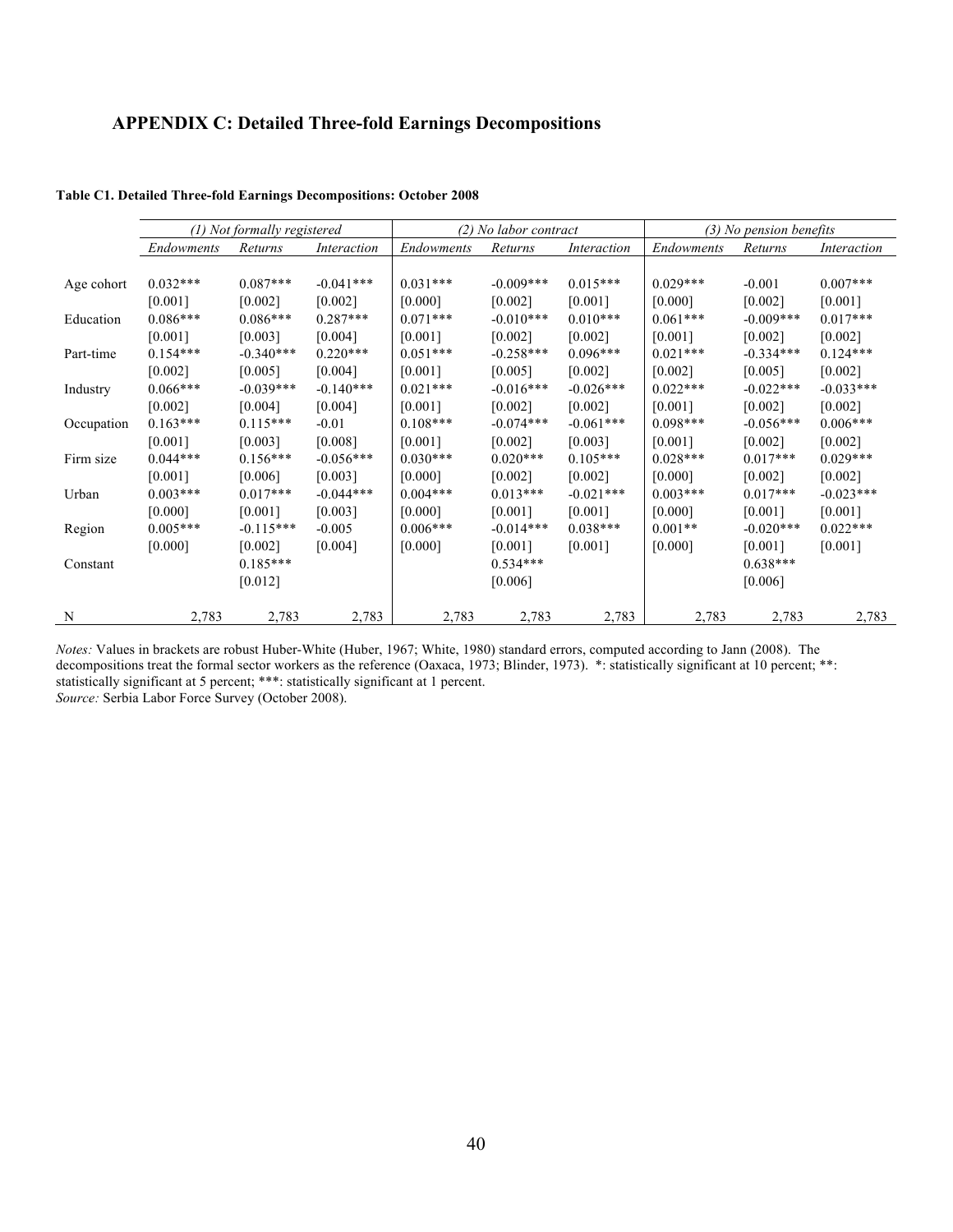## APPENDIX C: Detailed Three-fold Earnings Decompositions

**Table C1. Detailed Three-fold Earnings Decompositions: October 2008**

| | *(1) Not formally registered* | | | *(2) No labor contract* | | | *(3) No pension benefits* | | |
|---|---|---|---|---|---|---|---|---|---|
| | *Endowments* | *Returns* | *Interaction* | *Endowments* | *Returns* | *Interaction* | *Endowments* | *Returns* | *Interaction* |
| Age cohort | 0.032*** | 0.087*** | -0.041*** | 0.031*** | -0.009*** | 0.015*** | 0.029*** | -0.001 | 0.007*** |
| | [0.001] | [0.002] | [0.002] | [0.000] | [0.002] | [0.001] | [0.000] | [0.002] | [0.001] |
| Education | 0.086*** | 0.086*** | 0.287*** | 0.071*** | -0.010*** | 0.010*** | 0.061*** | -0.009*** | 0.017*** |
| | [0.001] | [0.003] | [0.004] | [0.001] | [0.002] | [0.002] | [0.001] | [0.002] | [0.002] |
| Part-time | 0.154*** | -0.340*** | 0.220*** | 0.051*** | -0.258*** | 0.096*** | 0.021*** | -0.334*** | 0.124*** |
| | [0.002] | [0.005] | [0.004] | [0.001] | [0.005] | [0.002] | [0.002] | [0.005] | [0.002] |
| Industry | 0.066*** | -0.039*** | -0.140*** | 0.021*** | -0.016*** | -0.026*** | 0.022*** | -0.022*** | -0.033*** |
| | [0.002] | [0.004] | [0.004] | [0.001] | [0.002] | [0.002] | [0.001] | [0.002] | [0.002] |
| Occupation | 0.163*** | 0.115*** | -0.01 | 0.108*** | -0.074*** | -0.061*** | 0.098*** | -0.056*** | 0.006*** |
| | [0.001] | [0.003] | [0.008] | [0.001] | [0.002] | [0.003] | [0.001] | [0.002] | [0.002] |
| Firm size | 0.044*** | 0.156*** | -0.056*** | 0.030*** | 0.020*** | 0.105*** | 0.028*** | 0.017*** | 0.029*** |
| | [0.001] | [0.006] | [0.003] | [0.000] | [0.002] | [0.002] | [0.000] | [0.002] | [0.002] |
| Urban | 0.003*** | 0.017*** | -0.044*** | 0.004*** | 0.013*** | -0.021*** | 0.003*** | 0.017*** | -0.023*** |
| | [0.000] | [0.001] | [0.003] | [0.000] | [0.001] | [0.001] | [0.000] | [0.001] | [0.001] |
| Region | 0.005*** | -0.115*** | -0.005 | 0.006*** | -0.014*** | 0.038*** | 0.001** | -0.020*** | 0.022*** |
| | [0.000] | [0.002] | [0.004] | [0.000] | [0.001] | [0.001] | [0.000] | [0.001] | [0.001] |
| Constant | | 0.185*** | | | 0.534*** | | | 0.638*** | |
| | | [0.012] | | | [0.006] | | | [0.006] | |
| N | 2,783 | 2,783 | 2,783 | 2,783 | 2,783 | 2,783 | 2,783 | 2,783 | 2,783 |

*Notes:* Values in brackets are robust Huber-White (Huber, 1967; White, 1980) standard errors, computed according to Jann (2008). The decompositions treat the formal sector workers as the reference (Oaxaca, 1973; Blinder, 1973). *: statistically significant at 10 percent; **: statistically significant at 5 percent; ***: statistically significant at 1 percent.
*Source:* Serbia Labor Force Survey (October 2008).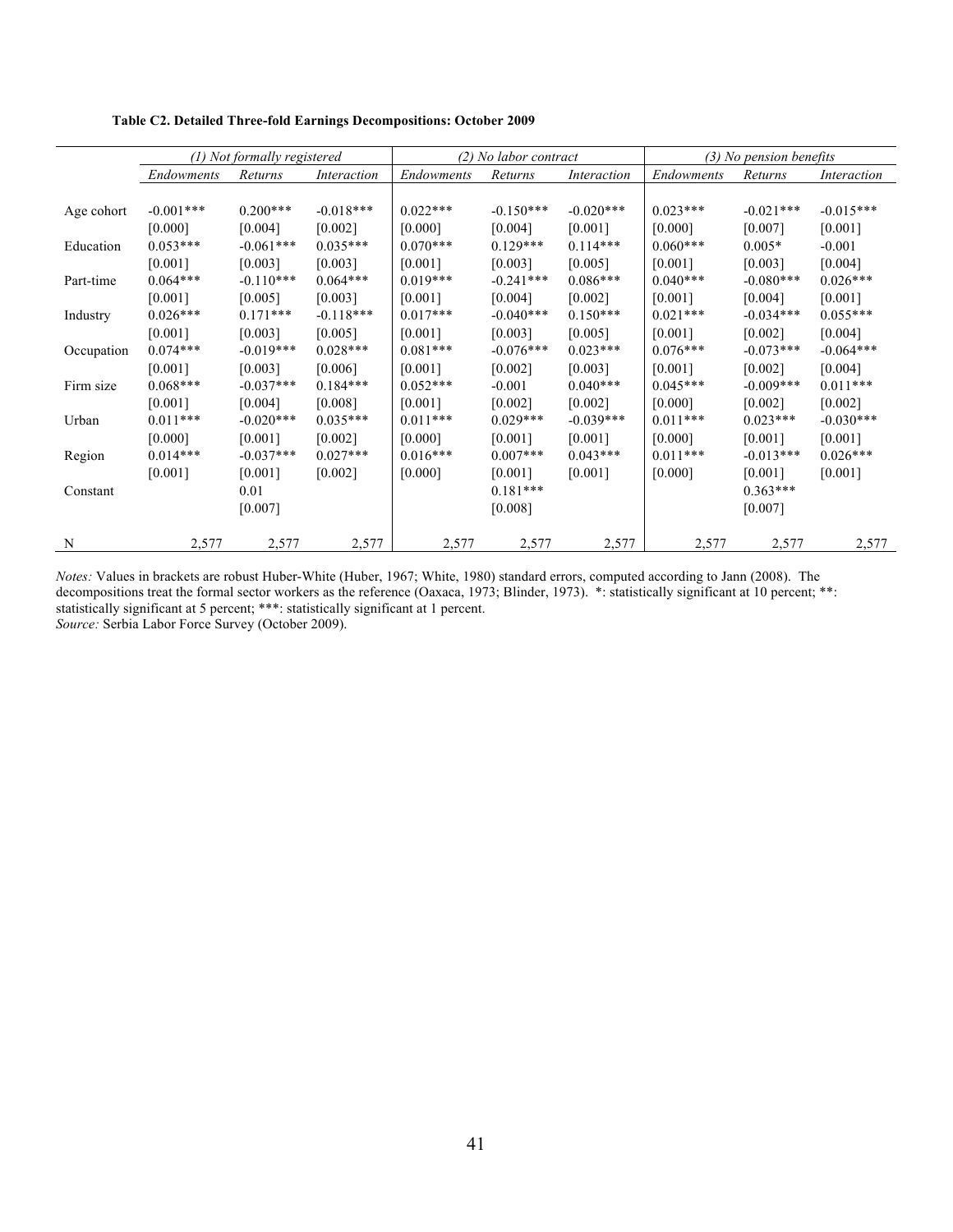**Table C2. Detailed Three-fold Earnings Decompositions: October 2009**

| | *(1) Not formally registered* | | | *(2) No labor contract* | | | *(3) No pension benefits* | | |
|---|---|---|---|---|---|---|---|---|---|
| | *Endowments* | *Returns* | *Interaction* | *Endowments* | *Returns* | *Interaction* | *Endowments* | *Returns* | *Interaction* |
| Age cohort | -0.001*** | 0.200*** | -0.018*** | 0.022*** | -0.150*** | -0.020*** | 0.023*** | -0.021*** | -0.015*** |
| | [0.000] | [0.004] | [0.002] | [0.000] | [0.004] | [0.001] | [0.000] | [0.007] | [0.001] |
| Education | 0.053*** | -0.061*** | 0.035*** | 0.070*** | 0.129*** | 0.114*** | 0.060*** | 0.005* | -0.001 |
| | [0.001] | [0.003] | [0.003] | [0.001] | [0.003] | [0.005] | [0.001] | [0.003] | [0.004] |
| Part-time | 0.064*** | -0.110*** | 0.064*** | 0.019*** | -0.241*** | 0.086*** | 0.040*** | -0.080*** | 0.026*** |
| | [0.001] | [0.005] | [0.003] | [0.001] | [0.004] | [0.002] | [0.001] | [0.004] | [0.001] |
| Industry | 0.026*** | 0.171*** | -0.118*** | 0.017*** | -0.040*** | 0.150*** | 0.021*** | -0.034*** | 0.055*** |
| | [0.001] | [0.003] | [0.005] | [0.001] | [0.003] | [0.005] | [0.001] | [0.002] | [0.004] |
| Occupation | 0.074*** | -0.019*** | 0.028*** | 0.081*** | -0.076*** | 0.023*** | 0.076*** | -0.073*** | -0.064*** |
| | [0.001] | [0.003] | [0.006] | [0.001] | [0.002] | [0.003] | [0.001] | [0.002] | [0.004] |
| Firm size | 0.068*** | -0.037*** | 0.184*** | 0.052*** | -0.001 | 0.040*** | 0.045*** | -0.009*** | 0.011*** |
| | [0.001] | [0.004] | [0.008] | [0.001] | [0.002] | [0.002] | [0.000] | [0.002] | [0.002] |
| Urban | 0.011*** | -0.020*** | 0.035*** | 0.011*** | 0.029*** | -0.039*** | 0.011*** | 0.023*** | -0.030*** |
| | [0.000] | [0.001] | [0.002] | [0.000] | [0.001] | [0.001] | [0.000] | [0.001] | [0.001] |
| Region | 0.014*** | -0.037*** | 0.027*** | 0.016*** | 0.007*** | 0.043*** | 0.011*** | -0.013*** | 0.026*** |
| | [0.001] | [0.001] | [0.002] | [0.000] | [0.001] | [0.001] | [0.000] | [0.001] | [0.001] |
| Constant | | 0.01 | | | 0.181*** | | | 0.363*** | |
| | | [0.007] | | | [0.008] | | | [0.007] | |
| N | 2,577 | 2,577 | 2,577 | 2,577 | 2,577 | 2,577 | 2,577 | 2,577 | 2,577 |

*Notes:* Values in brackets are robust Huber-White (Huber, 1967; White, 1980) standard errors, computed according to Jann (2008). The decompositions treat the formal sector workers as the reference (Oaxaca, 1973; Blinder, 1973). *: statistically significant at 10 percent; **: statistically significant at 5 percent; ***: statistically significant at 1 percent.
*Source:* Serbia Labor Force Survey (October 2009).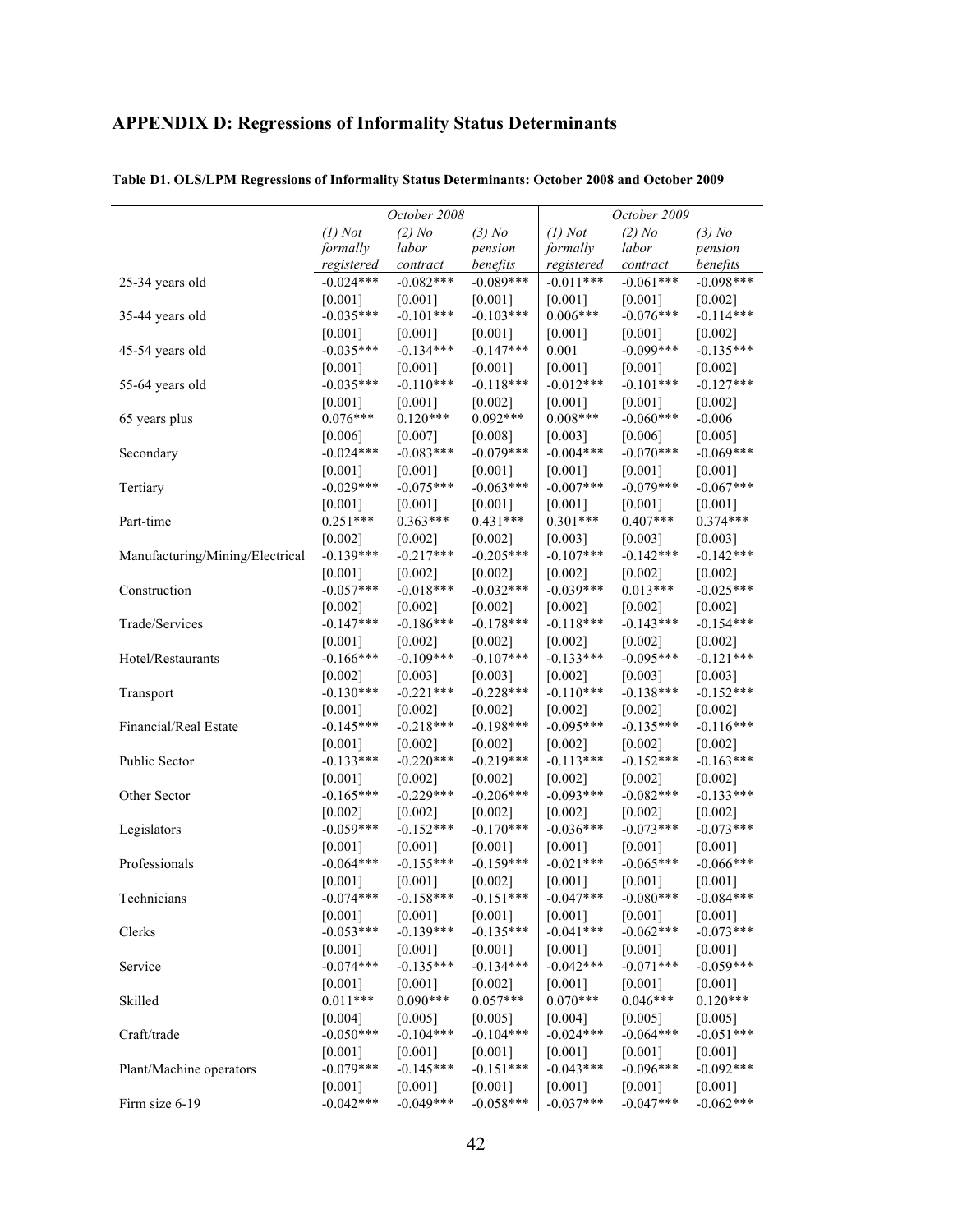# APPENDIX D: Regressions of Informality Status Determinants

**Table D1. OLS/LPM Regressions of Informality Status Determinants: October 2008 and October 2009**

| | *October 2008* | | | *October 2009* | | |
|---|---|---|---|---|---|---|
| | *(1) Not formally registered* | *(2) No labor contract* | *(3) No pension benefits* | *(1) Not formally registered* | *(2) No labor contract* | *(3) No pension benefits* |
| 25-34 years old | -0.024*** | -0.082*** | -0.089*** | -0.011*** | -0.061*** | -0.098*** |
| | [0.001] | [0.001] | [0.001] | [0.001] | [0.001] | [0.002] |
| 35-44 years old | -0.035*** | -0.101*** | -0.103*** | 0.006*** | -0.076*** | -0.114*** |
| | [0.001] | [0.001] | [0.001] | [0.001] | [0.001] | [0.002] |
| 45-54 years old | -0.035*** | -0.134*** | -0.147*** | 0.001 | -0.099*** | -0.135*** |
| | [0.001] | [0.001] | [0.001] | [0.001] | [0.001] | [0.002] |
| 55-64 years old | -0.035*** | -0.110*** | -0.118*** | -0.012*** | -0.101*** | -0.127*** |
| | [0.001] | [0.001] | [0.002] | [0.001] | [0.001] | [0.002] |
| 65 years plus | 0.076*** | 0.120*** | 0.092*** | 0.008*** | -0.060*** | -0.006 |
| | [0.006] | [0.007] | [0.008] | [0.003] | [0.006] | [0.005] |
| Secondary | -0.024*** | -0.083*** | -0.079*** | -0.004*** | -0.070*** | -0.069*** |
| | [0.001] | [0.001] | [0.001] | [0.001] | [0.001] | [0.001] |
| Tertiary | -0.029*** | -0.075*** | -0.063*** | -0.007*** | -0.079*** | -0.067*** |
| | [0.001] | [0.001] | [0.001] | [0.001] | [0.001] | [0.001] |
| Part-time | 0.251*** | 0.363*** | 0.431*** | 0.301*** | 0.407*** | 0.374*** |
| | [0.002] | [0.002] | [0.002] | [0.003] | [0.003] | [0.003] |
| Manufacturing/Mining/Electrical | -0.139*** | -0.217*** | -0.205*** | -0.107*** | -0.142*** | -0.142*** |
| | [0.001] | [0.002] | [0.002] | [0.002] | [0.002] | [0.002] |
| Construction | -0.057*** | -0.018*** | -0.032*** | -0.039*** | 0.013*** | -0.025*** |
| | [0.002] | [0.002] | [0.002] | [0.002] | [0.002] | [0.002] |
| Trade/Services | -0.147*** | -0.186*** | -0.178*** | -0.118*** | -0.143*** | -0.154*** |
| | [0.001] | [0.002] | [0.002] | [0.002] | [0.002] | [0.002] |
| Hotel/Restaurants | -0.166*** | -0.109*** | -0.107*** | -0.133*** | -0.095*** | -0.121*** |
| | [0.002] | [0.003] | [0.003] | [0.002] | [0.003] | [0.003] |
| Transport | -0.130*** | -0.221*** | -0.228*** | -0.110*** | -0.138*** | -0.152*** |
| | [0.001] | [0.002] | [0.002] | [0.002] | [0.002] | [0.002] |
| Financial/Real Estate | -0.145*** | -0.218*** | -0.198*** | -0.095*** | -0.135*** | -0.116*** |
| | [0.001] | [0.002] | [0.002] | [0.002] | [0.002] | [0.002] |
| Public Sector | -0.133*** | -0.220*** | -0.219*** | -0.113*** | -0.152*** | -0.163*** |
| | [0.001] | [0.002] | [0.002] | [0.002] | [0.002] | [0.002] |
| Other Sector | -0.165*** | -0.229*** | -0.206*** | -0.093*** | -0.082*** | -0.133*** |
| | [0.002] | [0.002] | [0.002] | [0.002] | [0.002] | [0.002] |
| Legislators | -0.059*** | -0.152*** | -0.170*** | -0.036*** | -0.073*** | -0.073*** |
| | [0.001] | [0.001] | [0.001] | [0.001] | [0.001] | [0.001] |
| Professionals | -0.064*** | -0.155*** | -0.159*** | -0.021*** | -0.065*** | -0.066*** |
| | [0.001] | [0.001] | [0.002] | [0.001] | [0.001] | [0.001] |
| Technicians | -0.074*** | -0.158*** | -0.151*** | -0.047*** | -0.080*** | -0.084*** |
| | [0.001] | [0.001] | [0.001] | [0.001] | [0.001] | [0.001] |
| Clerks | -0.053*** | -0.139*** | -0.135*** | -0.041*** | -0.062*** | -0.073*** |
| | [0.001] | [0.001] | [0.001] | [0.001] | [0.001] | [0.001] |
| Service | -0.074*** | -0.135*** | -0.134*** | -0.042*** | -0.071*** | -0.059*** |
| | [0.001] | [0.001] | [0.002] | [0.001] | [0.001] | [0.001] |
| Skilled | 0.011*** | 0.090*** | 0.057*** | 0.070*** | 0.046*** | 0.120*** |
| | [0.004] | [0.005] | [0.005] | [0.004] | [0.005] | [0.005] |
| Craft/trade | -0.050*** | -0.104*** | -0.104*** | -0.024*** | -0.064*** | -0.051*** |
| | [0.001] | [0.001] | [0.001] | [0.001] | [0.001] | [0.001] |
| Plant/Machine operators | -0.079*** | -0.145*** | -0.151*** | -0.043*** | -0.096*** | -0.092*** |
| | [0.001] | [0.001] | [0.001] | [0.001] | [0.001] | [0.001] |
| Firm size 6-19 | -0.042*** | -0.049*** | -0.058*** | -0.037*** | -0.047*** | -0.062*** |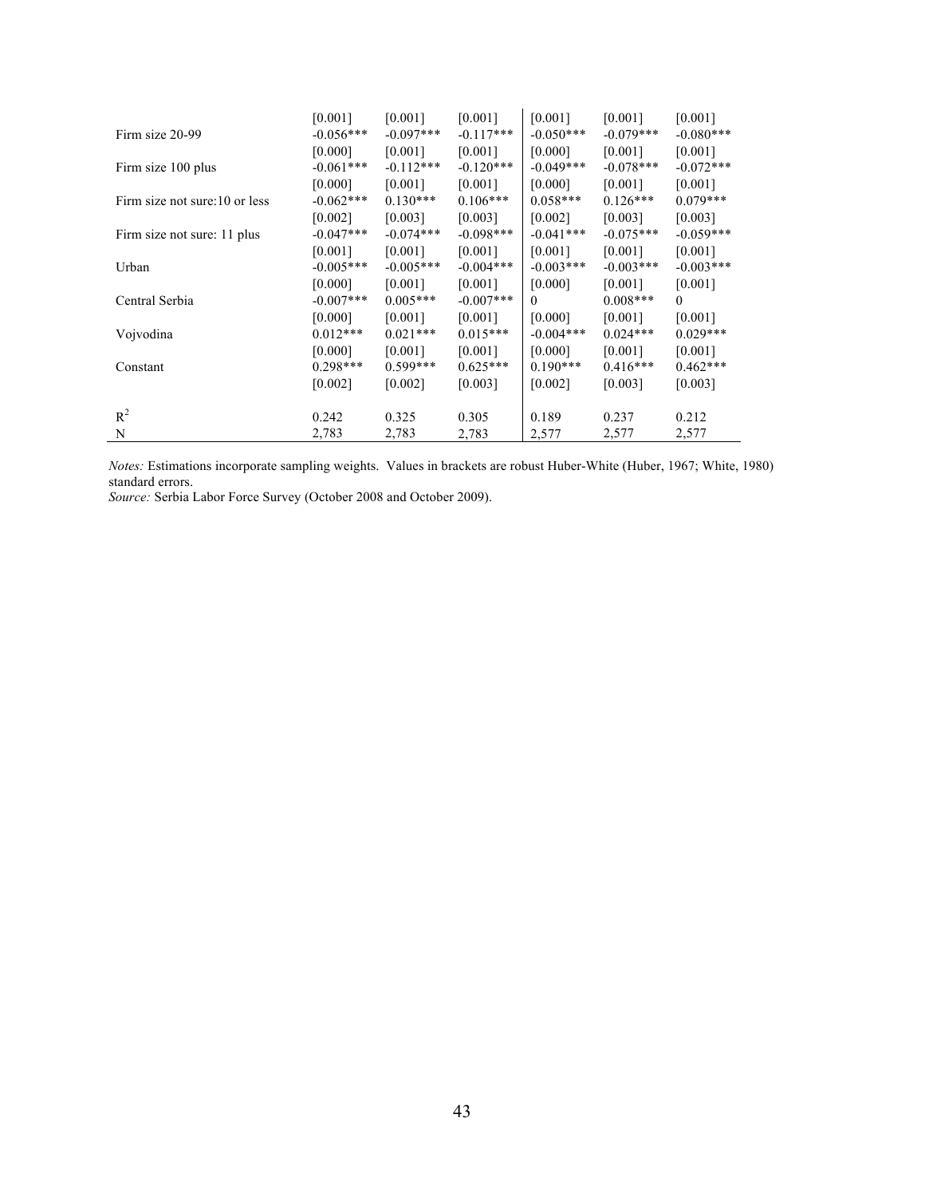| | | | | | | |
|---|---|---|---|---|---|---|
| | [0.001] | [0.001] | [0.001] | [0.001] | [0.001] | [0.001] |
| Firm size 20-99 | -0.056*** | -0.097*** | -0.117*** | -0.050*** | -0.079*** | -0.080*** |
| | [0.000] | [0.001] | [0.001] | [0.000] | [0.001] | [0.001] |
| Firm size 100 plus | -0.061*** | -0.112*** | -0.120*** | -0.049*** | -0.078*** | -0.072*** |
| | [0.000] | [0.001] | [0.001] | [0.000] | [0.001] | [0.001] |
| Firm size not sure:10 or less | -0.062*** | 0.130*** | 0.106*** | 0.058*** | 0.126*** | 0.079*** |
| | [0.002] | [0.003] | [0.003] | [0.002] | [0.003] | [0.003] |
| Firm size not sure: 11 plus | -0.047*** | -0.074*** | -0.098*** | -0.041*** | -0.075*** | -0.059*** |
| | [0.001] | [0.001] | [0.001] | [0.001] | [0.001] | [0.001] |
| Urban | -0.005*** | -0.005*** | -0.004*** | -0.003*** | -0.003*** | -0.003*** |
| | [0.000] | [0.001] | [0.001] | [0.000] | [0.001] | [0.001] |
| Central Serbia | -0.007*** | 0.005*** | -0.007*** | 0 | 0.008*** | 0 |
| | [0.000] | [0.001] | [0.001] | [0.000] | [0.001] | [0.001] |
| Vojvodina | 0.012*** | 0.021*** | 0.015*** | -0.004*** | 0.024*** | 0.029*** |
| | [0.000] | [0.001] | [0.001] | [0.000] | [0.001] | [0.001] |
| Constant | 0.298*** | 0.599*** | 0.625*** | 0.190*** | 0.416*** | 0.462*** |
| | [0.002] | [0.002] | [0.003] | [0.002] | [0.003] | [0.003] |
| $R^2$ | 0.242 | 0.325 | 0.305 | 0.189 | 0.237 | 0.212 |
| N | 2,783 | 2,783 | 2,783 | 2,577 | 2,577 | 2,577 |

*Notes:* Estimations incorporate sampling weights. Values in brackets are robust Huber-White (Huber, 1967; White, 1980) standard errors.
*Source:* Serbia Labor Force Survey (October 2008 and October 2009).